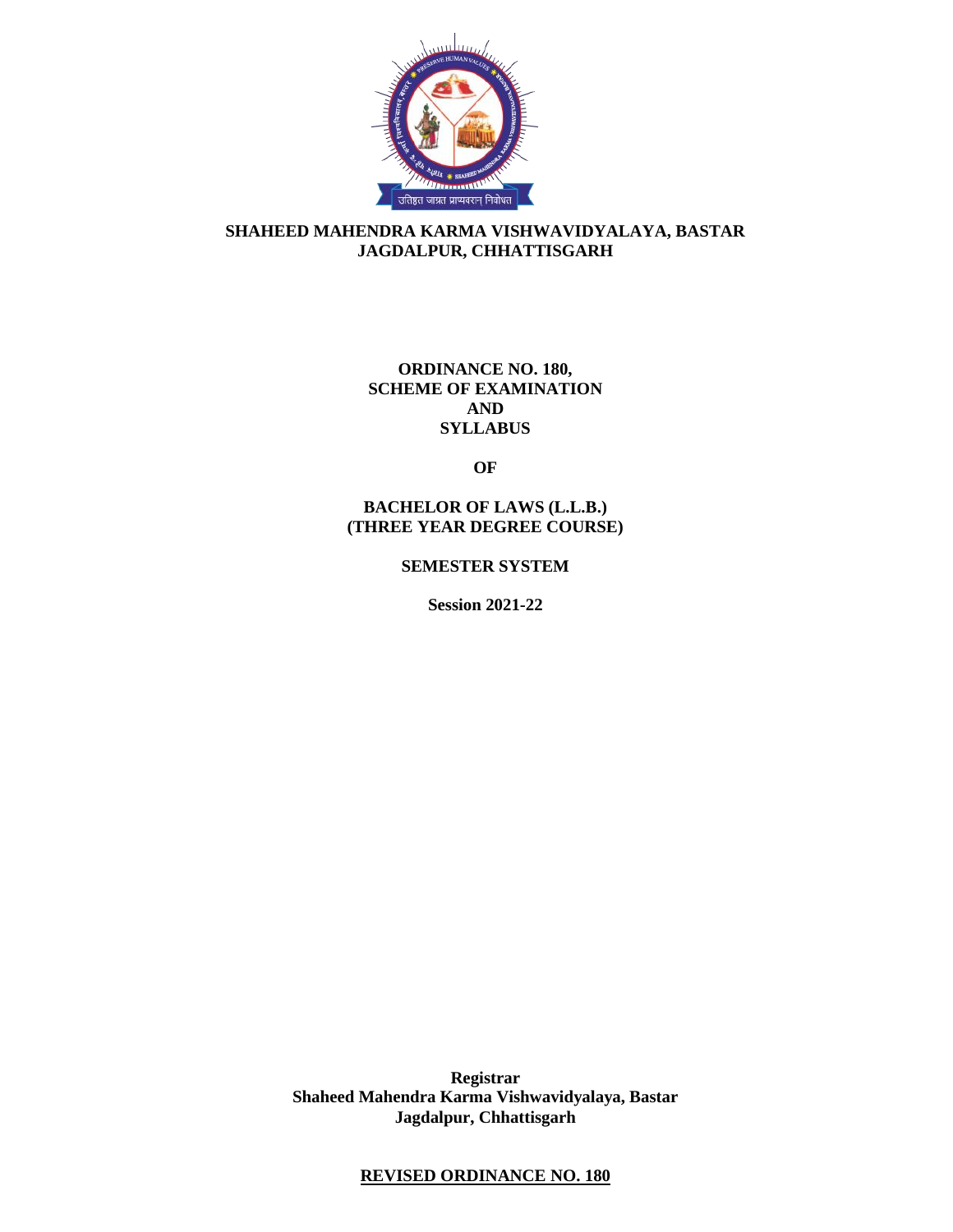**SHAHEED MAHENDRA KARMA VISHWAVIDYALAYA, BASTAR**
**JAGDALPUR, CHHATTISGARH**

**ORDINANCE NO. 180,**
**SCHEME OF EXAMINATION**
**AND**
**SYLLABUS**

**OF**

**BACHELOR OF LAWS (L.L.B.)**
**(THREE YEAR DEGREE COURSE)**

**SEMESTER SYSTEM**

**Session 2021-22**

**Registrar**
**Shaheed Mahendra Karma Vishwavidyalaya, Bastar**
**Jagdalpur, Chhattisgarh**

**REVISED ORDINANCE NO. 180**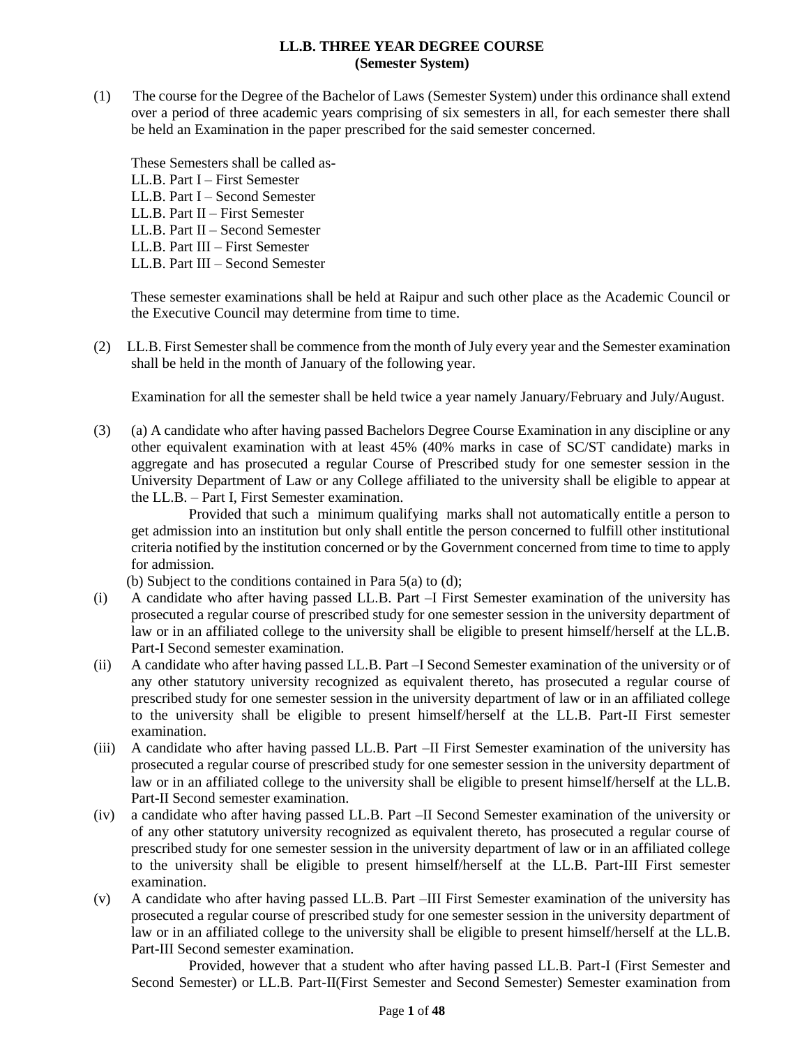# LL.B. THREE YEAR DEGREE COURSE
## (Semester System)

(1) The course for the Degree of the Bachelor of Laws (Semester System) under this ordinance shall extend over a period of three academic years comprising of six semesters in all, for each semester there shall be held an Examination in the paper prescribed for the said semester concerned.

These Semesters shall be called as-
LL.B. Part I – First Semester
LL.B. Part I – Second Semester
LL.B. Part II – First Semester
LL.B. Part II – Second Semester
LL.B. Part III – First Semester
LL.B. Part III – Second Semester

These semester examinations shall be held at Raipur and such other place as the Academic Council or the Executive Council may determine from time to time.

(2) LL.B. First Semester shall be commence from the month of July every year and the Semester examination shall be held in the month of January of the following year.

Examination for all the semester shall be held twice a year namely January/February and July/August.

(3) (a) A candidate who after having passed Bachelors Degree Course Examination in any discipline or any other equivalent examination with at least 45% (40% marks in case of SC/ST candidate) marks in aggregate and has prosecuted a regular Course of Prescribed study for one semester session in the University Department of Law or any College affiliated to the university shall be eligible to appear at the LL.B. – Part I, First Semester examination.

Provided that such a minimum qualifying marks shall not automatically entitle a person to get admission into an institution but only shall entitle the person concerned to fulfill other institutional criteria notified by the institution concerned or by the Government concerned from time to time to apply for admission.

(b) Subject to the conditions contained in Para 5(a) to (d);

(i) A candidate who after having passed LL.B. Part –I First Semester examination of the university has prosecuted a regular course of prescribed study for one semester session in the university department of law or in an affiliated college to the university shall be eligible to present himself/herself at the LL.B. Part-I Second semester examination.

(ii) A candidate who after having passed LL.B. Part –I Second Semester examination of the university or of any other statutory university recognized as equivalent thereto, has prosecuted a regular course of prescribed study for one semester session in the university department of law or in an affiliated college to the university shall be eligible to present himself/herself at the LL.B. Part-II First semester examination.

(iii) A candidate who after having passed LL.B. Part –II First Semester examination of the university has prosecuted a regular course of prescribed study for one semester session in the university department of law or in an affiliated college to the university shall be eligible to present himself/herself at the LL.B. Part-II Second semester examination.

(iv) a candidate who after having passed LL.B. Part –II Second Semester examination of the university or of any other statutory university recognized as equivalent thereto, has prosecuted a regular course of prescribed study for one semester session in the university department of law or in an affiliated college to the university shall be eligible to present himself/herself at the LL.B. Part-III First semester examination.

(v) A candidate who after having passed LL.B. Part –III First Semester examination of the university has prosecuted a regular course of prescribed study for one semester session in the university department of law or in an affiliated college to the university shall be eligible to present himself/herself at the LL.B. Part-III Second semester examination.

Provided, however that a student who after having passed LL.B. Part-I (First Semester and Second Semester) or LL.B. Part-II(First Semester and Second Semester) Semester examination from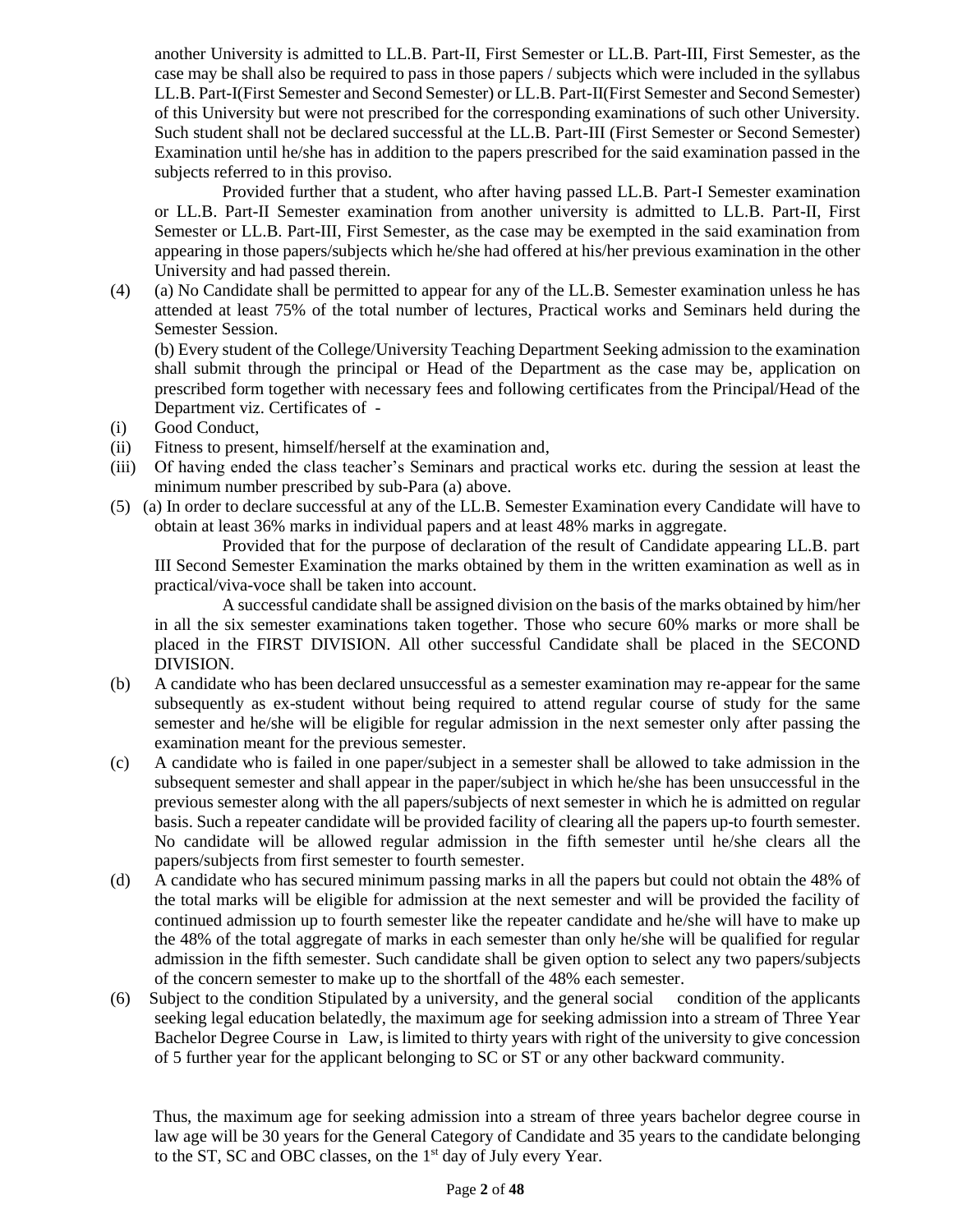another University is admitted to LL.B. Part-II, First Semester or LL.B. Part-III, First Semester, as the case may be shall also be required to pass in those papers / subjects which were included in the syllabus LL.B. Part-I(First Semester and Second Semester) or LL.B. Part-II(First Semester and Second Semester) of this University but were not prescribed for the corresponding examinations of such other University. Such student shall not be declared successful at the LL.B. Part-III (First Semester or Second Semester) Examination until he/she has in addition to the papers prescribed for the said examination passed in the subjects referred to in this proviso.

Provided further that a student, who after having passed LL.B. Part-I Semester examination or LL.B. Part-II Semester examination from another university is admitted to LL.B. Part-II, First Semester or LL.B. Part-III, First Semester, as the case may be exempted in the said examination from appearing in those papers/subjects which he/she had offered at his/her previous examination in the other University and had passed therein.

(4) (a) No Candidate shall be permitted to appear for any of the LL.B. Semester examination unless he has attended at least 75% of the total number of lectures, Practical works and Seminars held during the Semester Session.

(b) Every student of the College/University Teaching Department Seeking admission to the examination shall submit through the principal or Head of the Department as the case may be, application on prescribed form together with necessary fees and following certificates from the Principal/Head of the Department viz. Certificates of -

(i) Good Conduct,
(ii) Fitness to present, himself/herself at the examination and,
(iii) Of having ended the class teacher's Seminars and practical works etc. during the session at least the minimum number prescribed by sub-Para (a) above.

(5) (a) In order to declare successful at any of the LL.B. Semester Examination every Candidate will have to obtain at least 36% marks in individual papers and at least 48% marks in aggregate.

Provided that for the purpose of declaration of the result of Candidate appearing LL.B. part III Second Semester Examination the marks obtained by them in the written examination as well as in practical/viva-voce shall be taken into account.

A successful candidate shall be assigned division on the basis of the marks obtained by him/her in all the six semester examinations taken together. Those who secure 60% marks or more shall be placed in the FIRST DIVISION. All other successful Candidate shall be placed in the SECOND DIVISION.

(b) A candidate who has been declared unsuccessful as a semester examination may re-appear for the same subsequently as ex-student without being required to attend regular course of study for the same semester and he/she will be eligible for regular admission in the next semester only after passing the examination meant for the previous semester.

(c) A candidate who is failed in one paper/subject in a semester shall be allowed to take admission in the subsequent semester and shall appear in the paper/subject in which he/she has been unsuccessful in the previous semester along with the all papers/subjects of next semester in which he is admitted on regular basis. Such a repeater candidate will be provided facility of clearing all the papers up-to fourth semester. No candidate will be allowed regular admission in the fifth semester until he/she clears all the papers/subjects from first semester to fourth semester.

(d) A candidate who has secured minimum passing marks in all the papers but could not obtain the 48% of the total marks will be eligible for admission at the next semester and will be provided the facility of continued admission up to fourth semester like the repeater candidate and he/she will have to make up the 48% of the total aggregate of marks in each semester than only he/she will be qualified for regular admission in the fifth semester. Such candidate shall be given option to select any two papers/subjects of the concern semester to make up to the shortfall of the 48% each semester.

(6) Subject to the condition Stipulated by a university, and the general social condition of the applicants seeking legal education belatedly, the maximum age for seeking admission into a stream of Three Year Bachelor Degree Course in Law, is limited to thirty years with right of the university to give concession of 5 further year for the applicant belonging to SC or ST or any other backward community.

Thus, the maximum age for seeking admission into a stream of three years bachelor degree course in law age will be 30 years for the General Category of Candidate and 35 years to the candidate belonging to the ST, SC and OBC classes, on the 1st day of July every Year.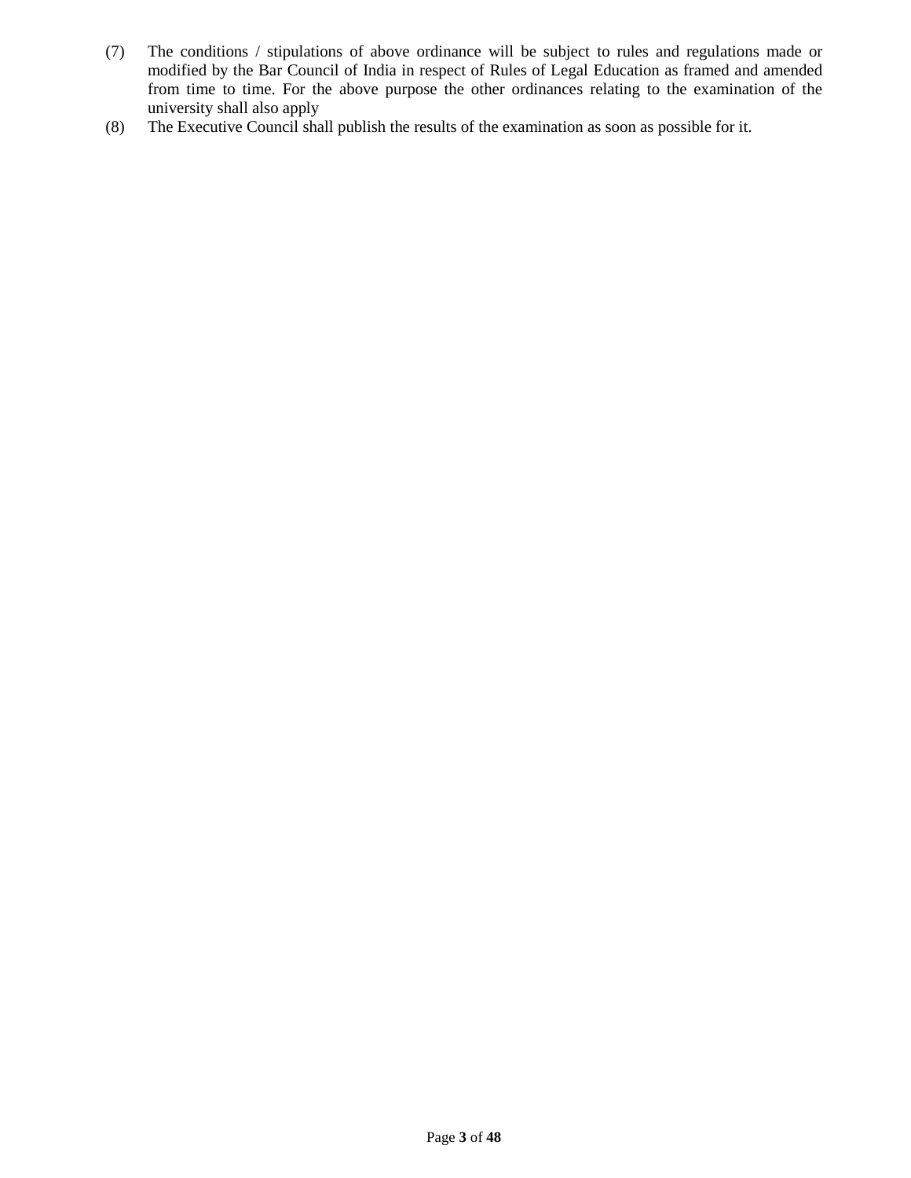(7) The conditions / stipulations of above ordinance will be subject to rules and regulations made or modified by the Bar Council of India in respect of Rules of Legal Education as framed and amended from time to time. For the above purpose the other ordinances relating to the examination of the university shall also apply

(8) The Executive Council shall publish the results of the examination as soon as possible for it.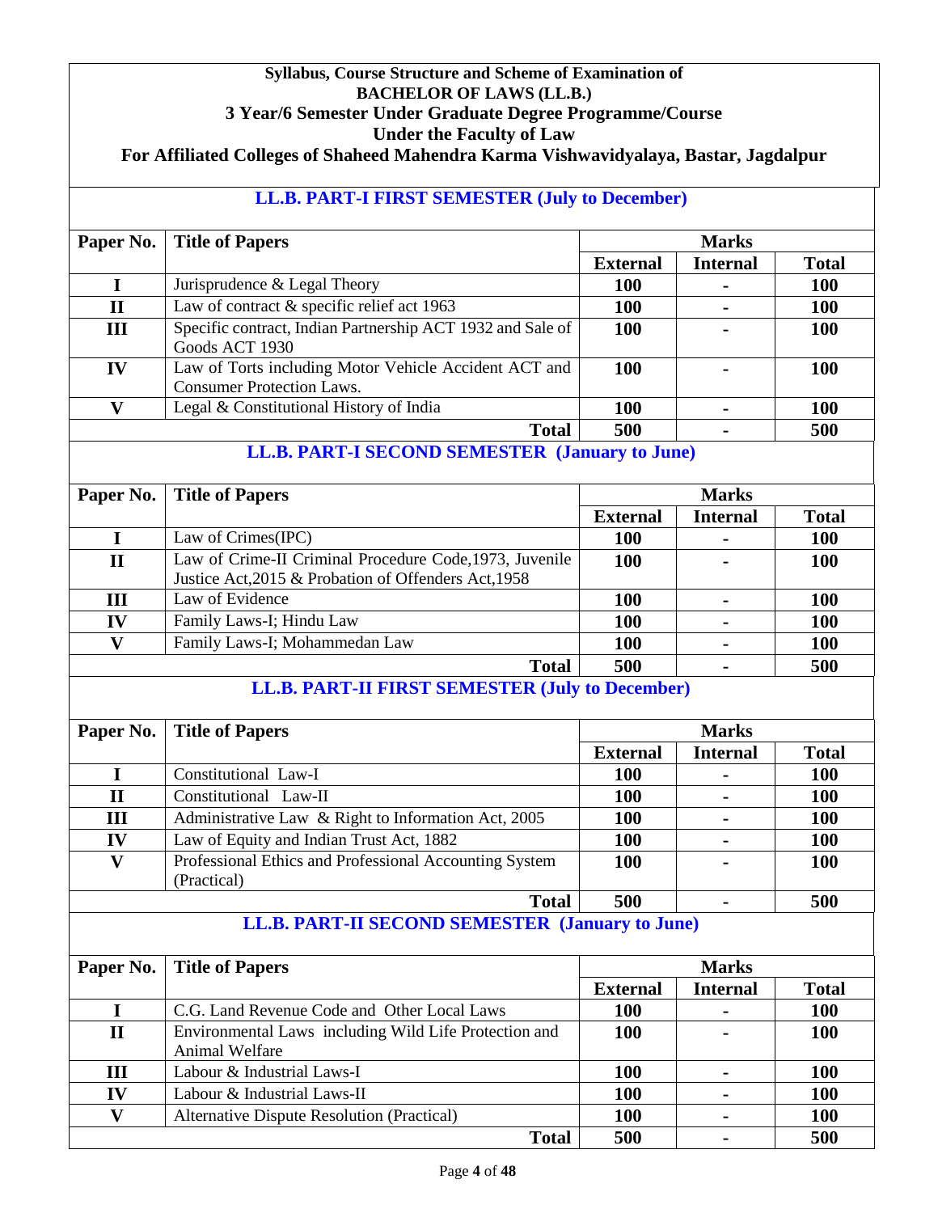**Syllabus, Course Structure and Scheme of Examination of**
**BACHELOR OF LAWS (LL.B.)**
**3 Year/6 Semester Under Graduate Degree Programme/Course**
**Under the Faculty of Law**
**For Affiliated Colleges of Shaheed Mahendra Karma Vishwavidyalaya, Bastar, Jagdalpur**

## LL.B. PART-I FIRST SEMESTER (July to December)

| Paper No. | Title of Papers | Marks | | |
|---|---|---|---|---|
| | | External | Internal | Total |
| I | Jurisprudence & Legal Theory | 100 | - | 100 |
| II | Law of contract & specific relief act 1963 | 100 | - | 100 |
| III | Specific contract, Indian Partnership ACT 1932 and Sale of Goods ACT 1930 | 100 | - | 100 |
| IV | Law of Torts including Motor Vehicle Accident ACT and Consumer Protection Laws. | 100 | - | 100 |
| V | Legal & Constitutional History of India | 100 | - | 100 |
| | **Total** | **500** | - | **500** |

## LL.B. PART-I SECOND SEMESTER (January to June)

| Paper No. | Title of Papers | Marks | | |
|---|---|---|---|---|
| | | External | Internal | Total |
| I | Law of Crimes(IPC) | 100 | - | 100 |
| II | Law of Crime-II Criminal Procedure Code,1973, Juvenile Justice Act,2015 & Probation of Offenders Act,1958 | 100 | - | 100 |
| III | Law of Evidence | 100 | - | 100 |
| IV | Family Laws-I; Hindu Law | 100 | - | 100 |
| V | Family Laws-I; Mohammedan Law | 100 | - | 100 |
| | **Total** | **500** | - | **500** |

## LL.B. PART-II FIRST SEMESTER (July to December)

| Paper No. | Title of Papers | Marks | | |
|---|---|---|---|---|
| | | External | Internal | Total |
| I | Constitutional Law-I | 100 | - | 100 |
| II | Constitutional Law-II | 100 | - | 100 |
| III | Administrative Law & Right to Information Act, 2005 | 100 | - | 100 |
| IV | Law of Equity and Indian Trust Act, 1882 | 100 | - | 100 |
| V | Professional Ethics and Professional Accounting System (Practical) | 100 | - | 100 |
| | **Total** | **500** | - | **500** |

## LL.B. PART-II SECOND SEMESTER (January to June)

| Paper No. | Title of Papers | Marks | | |
|---|---|---|---|---|
| | | External | Internal | Total |
| I | C.G. Land Revenue Code and Other Local Laws | 100 | - | 100 |
| II | Environmental Laws including Wild Life Protection and Animal Welfare | 100 | - | 100 |
| III | Labour & Industrial Laws-I | 100 | - | 100 |
| IV | Labour & Industrial Laws-II | 100 | - | 100 |
| V | Alternative Dispute Resolution (Practical) | 100 | - | 100 |
| | **Total** | **500** | - | **500** |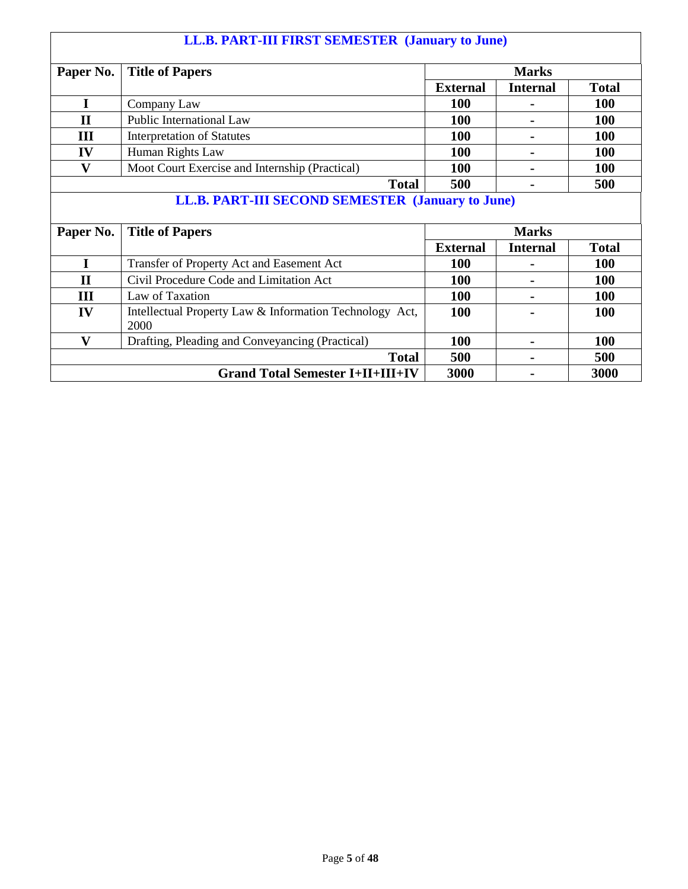## LL.B. PART-III FIRST SEMESTER (January to June)

| Paper No. | Title of Papers | Marks | | |
|---|---|---|---|---|
| | | **External** | **Internal** | **Total** |
| **I** | Company Law | **100** | **-** | **100** |
| **II** | Public International Law | **100** | **-** | **100** |
| **III** | Interpretation of Statutes | **100** | **-** | **100** |
| **IV** | Human Rights Law | **100** | **-** | **100** |
| **V** | Moot Court Exercise and Internship (Practical) | **100** | **-** | **100** |
| | **Total** | **500** | **-** | **500** |

## LL.B. PART-III SECOND SEMESTER (January to June)

| Paper No. | Title of Papers | Marks | | |
|---|---|---|---|---|
| | | **External** | **Internal** | **Total** |
| **I** | Transfer of Property Act and Easement Act | **100** | **-** | **100** |
| **II** | Civil Procedure Code and Limitation Act | **100** | **-** | **100** |
| **III** | Law of Taxation | **100** | **-** | **100** |
| **IV** | Intellectual Property Law & Information Technology Act, 2000 | **100** | **-** | **100** |
| **V** | Drafting, Pleading and Conveyancing (Practical) | **100** | **-** | **100** |
| | **Total** | **500** | **-** | **500** |
| | **Grand Total Semester I+II+III+IV** | **3000** | **-** | **3000** |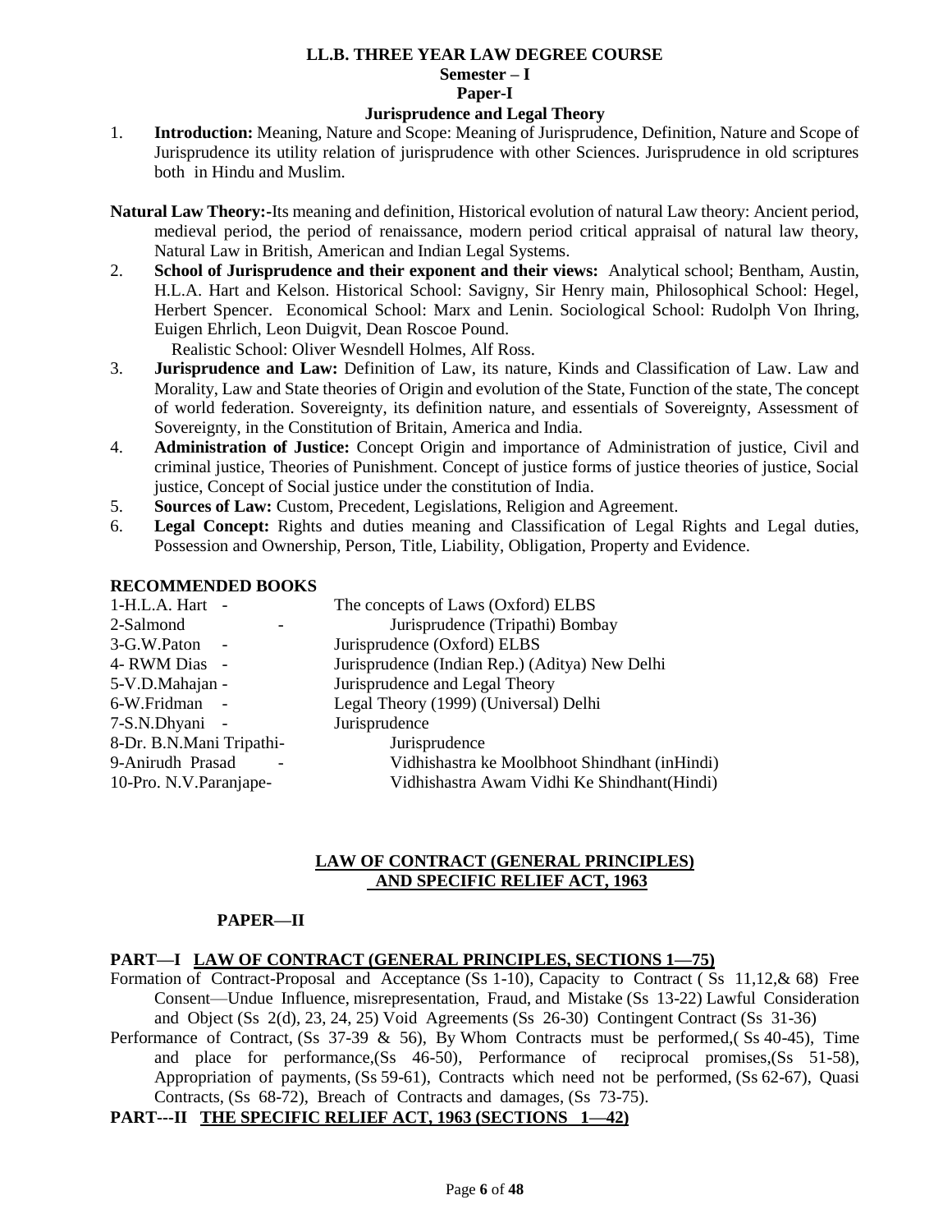**LL.B. THREE YEAR LAW DEGREE COURSE**

**Semester – I**

**Paper-I**

**Jurisprudence and Legal Theory**

1. **Introduction:** Meaning, Nature and Scope: Meaning of Jurisprudence, Definition, Nature and Scope of Jurisprudence its utility relation of jurisprudence with other Sciences. Jurisprudence in old scriptures both in Hindu and Muslim.

**Natural Law Theory:-**Its meaning and definition, Historical evolution of natural Law theory: Ancient period, medieval period, the period of renaissance, modern period critical appraisal of natural law theory, Natural Law in British, American and Indian Legal Systems.

2. **School of Jurisprudence and their exponent and their views:** Analytical school; Bentham, Austin, H.L.A. Hart and Kelson. Historical School: Savigny, Sir Henry main, Philosophical School: Hegel, Herbert Spencer. Economical School: Marx and Lenin. Sociological School: Rudolph Von Ihring, Euigen Ehrlich, Leon Duigvit, Dean Roscoe Pound.
   Realistic School: Oliver Wesndell Holmes, Alf Ross.
3. **Jurisprudence and Law:** Definition of Law, its nature, Kinds and Classification of Law. Law and Morality, Law and State theories of Origin and evolution of the State, Function of the state, The concept of world federation. Sovereignty, its definition nature, and essentials of Sovereignty, Assessment of Sovereignty, in the Constitution of Britain, America and India.
4. **Administration of Justice:** Concept Origin and importance of Administration of justice, Civil and criminal justice, Theories of Punishment. Concept of justice forms of justice theories of justice, Social justice, Concept of Social justice under the constitution of India.
5. **Sources of Law:** Custom, Precedent, Legislations, Religion and Agreement.
6. **Legal Concept:** Rights and duties meaning and Classification of Legal Rights and Legal duties, Possession and Ownership, Person, Title, Liability, Obligation, Property and Evidence.

**RECOMMENDED BOOKS**

| | |
|---|---|
| 1-H.L.A. Hart - | The concepts of Laws (Oxford) ELBS |
| 2-Salmond - | Jurisprudence (Tripathi) Bombay |
| 3-G.W.Paton - | Jurisprudence (Oxford) ELBS |
| 4- RWM Dias - | Jurisprudence (Indian Rep.) (Aditya) New Delhi |
| 5-V.D.Mahajan - | Jurisprudence and Legal Theory |
| 6-W.Fridman - | Legal Theory (1999) (Universal) Delhi |
| 7-S.N.Dhyani - | Jurisprudence |
| 8-Dr. B.N.Mani Tripathi- | Jurisprudence |
| 9-Anirudh Prasad - | Vidhishastra ke Moolbhoot Shindhant (inHindi) |
| 10-Pro. N.V.Paranjape- | Vidhishastra Awam Vidhi Ke Shindhant(Hindi) |

## LAW OF CONTRACT (GENERAL PRINCIPLES) AND SPECIFIC RELIEF ACT, 1963

**PAPER—II**

**PART—I LAW OF CONTRACT (GENERAL PRINCIPLES, SECTIONS 1—75)**

Formation of Contract-Proposal and Acceptance (Ss 1-10), Capacity to Contract ( Ss 11,12,& 68) Free Consent—Undue Influence, misrepresentation, Fraud, and Mistake (Ss 13-22) Lawful Consideration and Object (Ss 2(d), 23, 24, 25) Void Agreements (Ss 26-30) Contingent Contract (Ss 31-36)

Performance of Contract, (Ss 37-39 & 56), By Whom Contracts must be performed,( Ss 40-45), Time and place for performance,(Ss 46-50), Performance of reciprocal promises,(Ss 51-58), Appropriation of payments, (Ss 59-61), Contracts which need not be performed, (Ss 62-67), Quasi Contracts, (Ss 68-72), Breach of Contracts and damages, (Ss 73-75).

**PART---II THE SPECIFIC RELIEF ACT, 1963 (SECTIONS 1—42)**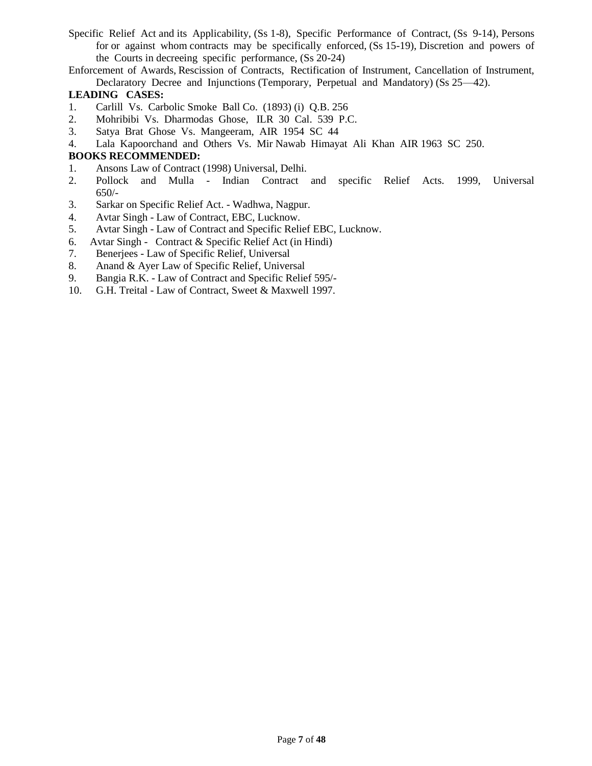Specific Relief Act and its Applicability, (Ss 1-8), Specific Performance of Contract, (Ss 9-14), Persons for or against whom contracts may be specifically enforced, (Ss 15-19), Discretion and powers of the Courts in decreeing specific performance, (Ss 20-24)

Enforcement of Awards, Rescission of Contracts, Rectification of Instrument, Cancellation of Instrument, Declaratory Decree and Injunctions (Temporary, Perpetual and Mandatory) (Ss 25—42).

**LEADING CASES:**

1. Carlill Vs. Carbolic Smoke Ball Co. (1893) (i) Q.B. 256
2. Mohribibi Vs. Dharmodas Ghose, ILR 30 Cal. 539 P.C.
3. Satya Brat Ghose Vs. Mangeeram, AIR 1954 SC 44
4. Lala Kapoorchand and Others Vs. Mir Nawab Himayat Ali Khan AIR 1963 SC 250.

**BOOKS RECOMMENDED:**

1. Ansons Law of Contract (1998) Universal, Delhi.
2. Pollock and Mulla - Indian Contract and specific Relief Acts. 1999, Universal 650/-
3. Sarkar on Specific Relief Act. - Wadhwa, Nagpur.
4. Avtar Singh - Law of Contract, EBC, Lucknow.
5. Avtar Singh - Law of Contract and Specific Relief EBC, Lucknow.
6. Avtar Singh - Contract & Specific Relief Act (in Hindi)
7. Benerjees - Law of Specific Relief, Universal
8. Anand & Ayer Law of Specific Relief, Universal
9. Bangia R.K. - Law of Contract and Specific Relief 595/-
10. G.H. Treital - Law of Contract, Sweet & Maxwell 1997.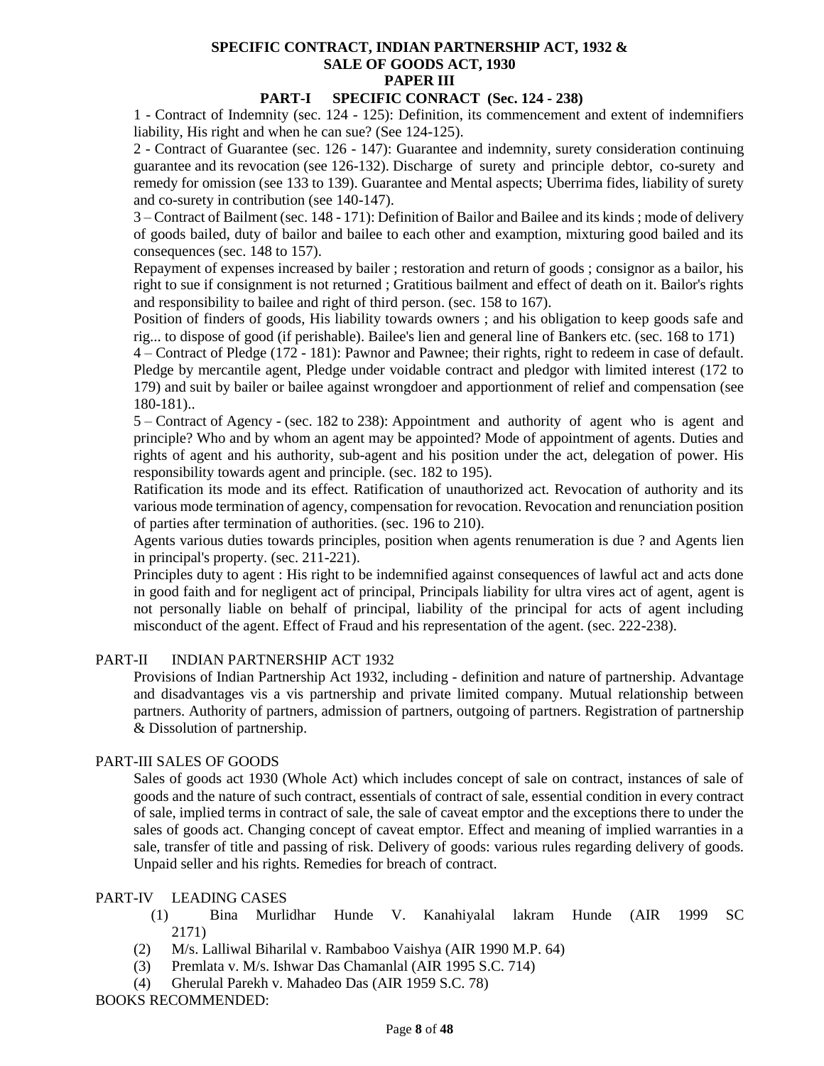# SPECIFIC CONTRACT, INDIAN PARTNERSHIP ACT, 1932 & SALE OF GOODS ACT, 1930

## PAPER III

### PART-I SPECIFIC CONRACT (Sec. 124 - 238)

1 - Contract of Indemnity (sec. 124 - 125): Definition, its commencement and extent of indemnifiers liability, His right and when he can sue? (See 124-125).

2 - Contract of Guarantee (sec. 126 - 147): Guarantee and indemnity, surety consideration continuing guarantee and its revocation (see 126-132). Discharge of surety and principle debtor, co-surety and remedy for omission (see 133 to 139). Guarantee and Mental aspects; Uberrima fides, liability of surety and co-surety in contribution (see 140-147).

3 – Contract of Bailment (sec. 148 - 171): Definition of Bailor and Bailee and its kinds ; mode of delivery of goods bailed, duty of bailor and bailee to each other and examption, mixturing good bailed and its consequences (sec. 148 to 157).

Repayment of expenses increased by bailer ; restoration and return of goods ; consignor as a bailor, his right to sue if consignment is not returned ; Gratitious bailment and effect of death on it. Bailor's rights and responsibility to bailee and right of third person. (sec. 158 to 167).

Position of finders of goods, His liability towards owners ; and his obligation to keep goods safe and rig... to dispose of good (if perishable). Bailee's lien and general line of Bankers etc. (sec. 168 to 171)

4 – Contract of Pledge (172 - 181): Pawnor and Pawnee; their rights, right to redeem in case of default. Pledge by mercantile agent, Pledge under voidable contract and pledgor with limited interest (172 to 179) and suit by bailer or bailee against wrongdoer and apportionment of relief and compensation (see 180-181)..

5 – Contract of Agency - (sec. 182 to 238): Appointment and authority of agent who is agent and principle? Who and by whom an agent may be appointed? Mode of appointment of agents. Duties and rights of agent and his authority, sub-agent and his position under the act, delegation of power. His responsibility towards agent and principle. (sec. 182 to 195).

Ratification its mode and its effect. Ratification of unauthorized act. Revocation of authority and its various mode termination of agency, compensation for revocation. Revocation and renunciation position of parties after termination of authorities. (sec. 196 to 210).

Agents various duties towards principles, position when agents renumeration is due ? and Agents lien in principal's property. (sec. 211-221).

Principles duty to agent : His right to be indemnified against consequences of lawful act and acts done in good faith and for negligent act of principal, Principals liability for ultra vires act of agent, agent is not personally liable on behalf of principal, liability of the principal for acts of agent including misconduct of the agent. Effect of Fraud and his representation of the agent. (sec. 222-238).

### PART-II INDIAN PARTNERSHIP ACT 1932

Provisions of Indian Partnership Act 1932, including - definition and nature of partnership. Advantage and disadvantages vis a vis partnership and private limited company. Mutual relationship between partners. Authority of partners, admission of partners, outgoing of partners. Registration of partnership & Dissolution of partnership.

### PART-III SALES OF GOODS

Sales of goods act 1930 (Whole Act) which includes concept of sale on contract, instances of sale of goods and the nature of such contract, essentials of contract of sale, essential condition in every contract of sale, implied terms in contract of sale, the sale of caveat emptor and the exceptions there to under the sales of goods act. Changing concept of caveat emptor. Effect and meaning of implied warranties in a sale, transfer of title and passing of risk. Delivery of goods: various rules regarding delivery of goods. Unpaid seller and his rights. Remedies for breach of contract.

### PART-IV LEADING CASES

(1) Bina Murlidhar Hunde V. Kanahiyalal lakram Hunde (AIR 1999 SC 2171)
(2) M/s. Lalliwal Biharilal v. Rambaboo Vaishya (AIR 1990 M.P. 64)
(3) Premlata v. M/s. Ishwar Das Chamanlal (AIR 1995 S.C. 714)
(4) Gherulal Parekh v. Mahadeo Das (AIR 1959 S.C. 78)

BOOKS RECOMMENDED: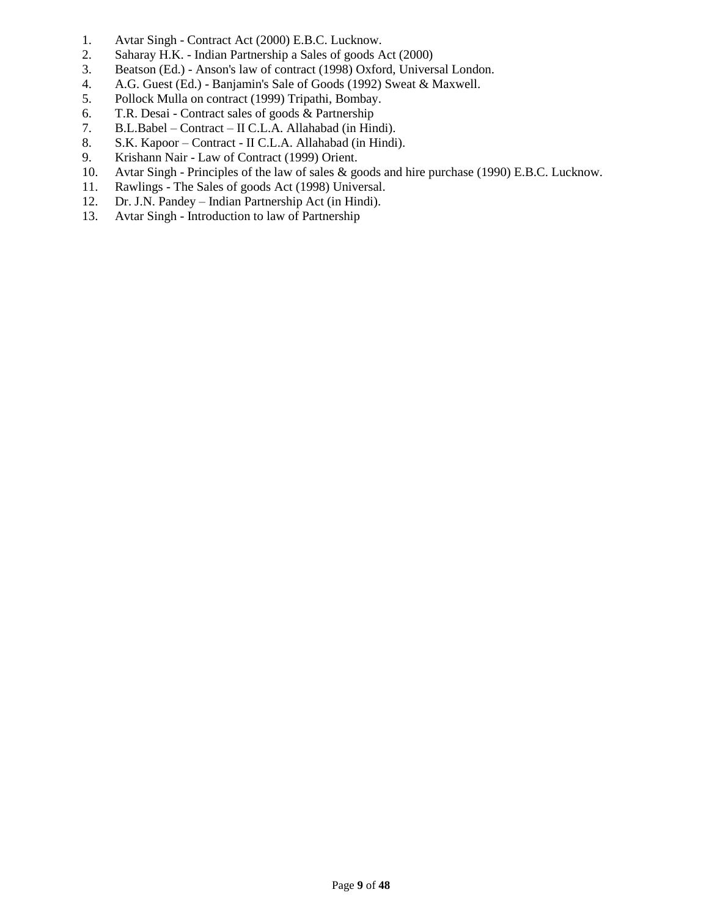1. Avtar Singh - Contract Act (2000) E.B.C. Lucknow.
2. Saharay H.K. - Indian Partnership a Sales of goods Act (2000)
3. Beatson (Ed.) - Anson's law of contract (1998) Oxford, Universal London.
4. A.G. Guest (Ed.) - Banjamin's Sale of Goods (1992) Sweat & Maxwell.
5. Pollock Mulla on contract (1999) Tripathi, Bombay.
6. T.R. Desai - Contract sales of goods & Partnership
7. B.L.Babel – Contract – II C.L.A. Allahabad (in Hindi).
8. S.K. Kapoor – Contract - II C.L.A. Allahabad (in Hindi).
9. Krishann Nair - Law of Contract (1999) Orient.
10. Avtar Singh - Principles of the law of sales & goods and hire purchase (1990) E.B.C. Lucknow.
11. Rawlings - The Sales of goods Act (1998) Universal.
12. Dr. J.N. Pandey – Indian Partnership Act (in Hindi).
13. Avtar Singh - Introduction to law of Partnership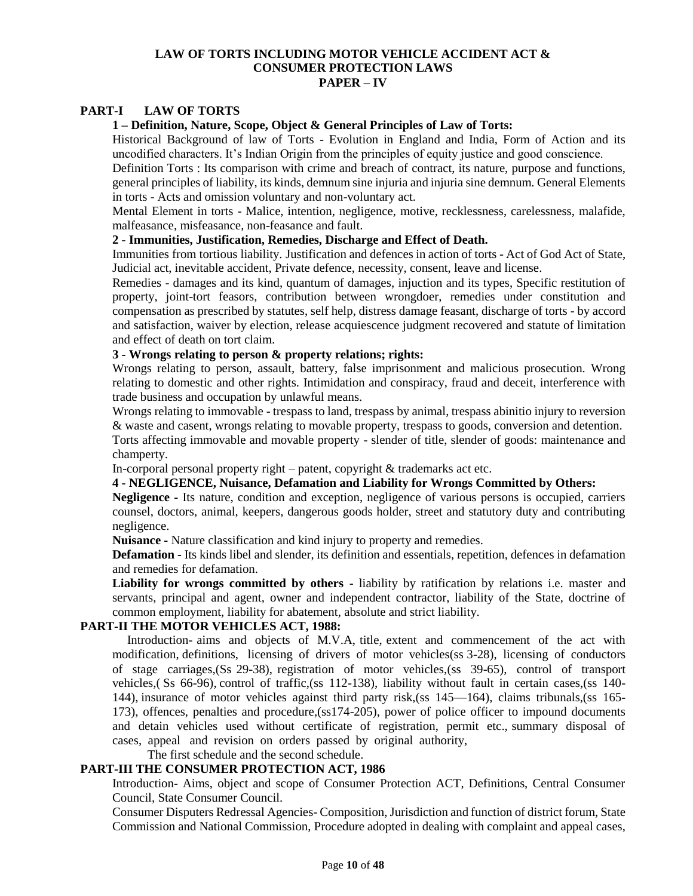**LAW OF TORTS INCLUDING MOTOR VEHICLE ACCIDENT ACT & CONSUMER PROTECTION LAWS**
**PAPER – IV**

## PART-I LAW OF TORTS

### 1 – Definition, Nature, Scope, Object & General Principles of Law of Torts:

Historical Background of law of Torts - Evolution in England and India, Form of Action and its uncodified characters. It's Indian Origin from the principles of equity justice and good conscience.

Definition Torts : Its comparison with crime and breach of contract, its nature, purpose and functions, general principles of liability, its kinds, demnum sine injuria and injuria sine demnum. General Elements in torts - Acts and omission voluntary and non-voluntary act.

Mental Element in torts - Malice, intention, negligence, motive, recklessness, carelessness, malafide, malfeasance, misfeasance, non-feasance and fault.

### 2 - Immunities, Justification, Remedies, Discharge and Effect of Death.

Immunities from tortious liability. Justification and defences in action of torts - Act of God Act of State, Judicial act, inevitable accident, Private defence, necessity, consent, leave and license.

Remedies - damages and its kind, quantum of damages, injuction and its types, Specific restitution of property, joint-tort feasors, contribution between wrongdoer, remedies under constitution and compensation as prescribed by statutes, self help, distress damage feasant, discharge of torts - by accord and satisfaction, waiver by election, release acquiescence judgment recovered and statute of limitation and effect of death on tort claim.

### 3 - Wrongs relating to person & property relations; rights:

Wrongs relating to person, assault, battery, false imprisonment and malicious prosecution. Wrong relating to domestic and other rights. Intimidation and conspiracy, fraud and deceit, interference with trade business and occupation by unlawful means.

Wrongs relating to immovable - trespass to land, trespass by animal, trespass abinitio injury to reversion & waste and casent, wrongs relating to movable property, trespass to goods, conversion and detention.

Torts affecting immovable and movable property - slender of title, slender of goods: maintenance and champerty.

In-corporal personal property right – patent, copyright & trademarks act etc.

### 4 - NEGLIGENCE, Nuisance, Defamation and Liability for Wrongs Committed by Others:

**Negligence -** Its nature, condition and exception, negligence of various persons is occupied, carriers counsel, doctors, animal, keepers, dangerous goods holder, street and statutory duty and contributing negligence.

**Nuisance -** Nature classification and kind injury to property and remedies.

**Defamation -** Its kinds libel and slender, its definition and essentials, repetition, defences in defamation and remedies for defamation.

**Liability for wrongs committed by others** - liability by ratification by relations i.e. master and servants, principal and agent, owner and independent contractor, liability of the State, doctrine of common employment, liability for abatement, absolute and strict liability.

## PART-II THE MOTOR VEHICLES ACT, 1988:

Introduction- aims and objects of M.V.A, title, extent and commencement of the act with modification, definitions, licensing of drivers of motor vehicles(ss 3-28), licensing of conductors of stage carriages,(Ss 29-38), registration of motor vehicles,(ss 39-65), control of transport vehicles,( Ss 66-96), control of traffic,(ss 112-138), liability without fault in certain cases,(ss 140-144), insurance of motor vehicles against third party risk,(ss 145—164), claims tribunals,(ss 165-173), offences, penalties and procedure,(ss174-205), power of police officer to impound documents and detain vehicles used without certificate of registration, permit etc., summary disposal of cases, appeal and revision on orders passed by original authority,

The first schedule and the second schedule.

## PART-III THE CONSUMER PROTECTION ACT, 1986

Introduction- Aims, object and scope of Consumer Protection ACT, Definitions, Central Consumer Council, State Consumer Council.

Consumer Disputers Redressal Agencies- Composition, Jurisdiction and function of district forum, State Commission and National Commission, Procedure adopted in dealing with complaint and appeal cases,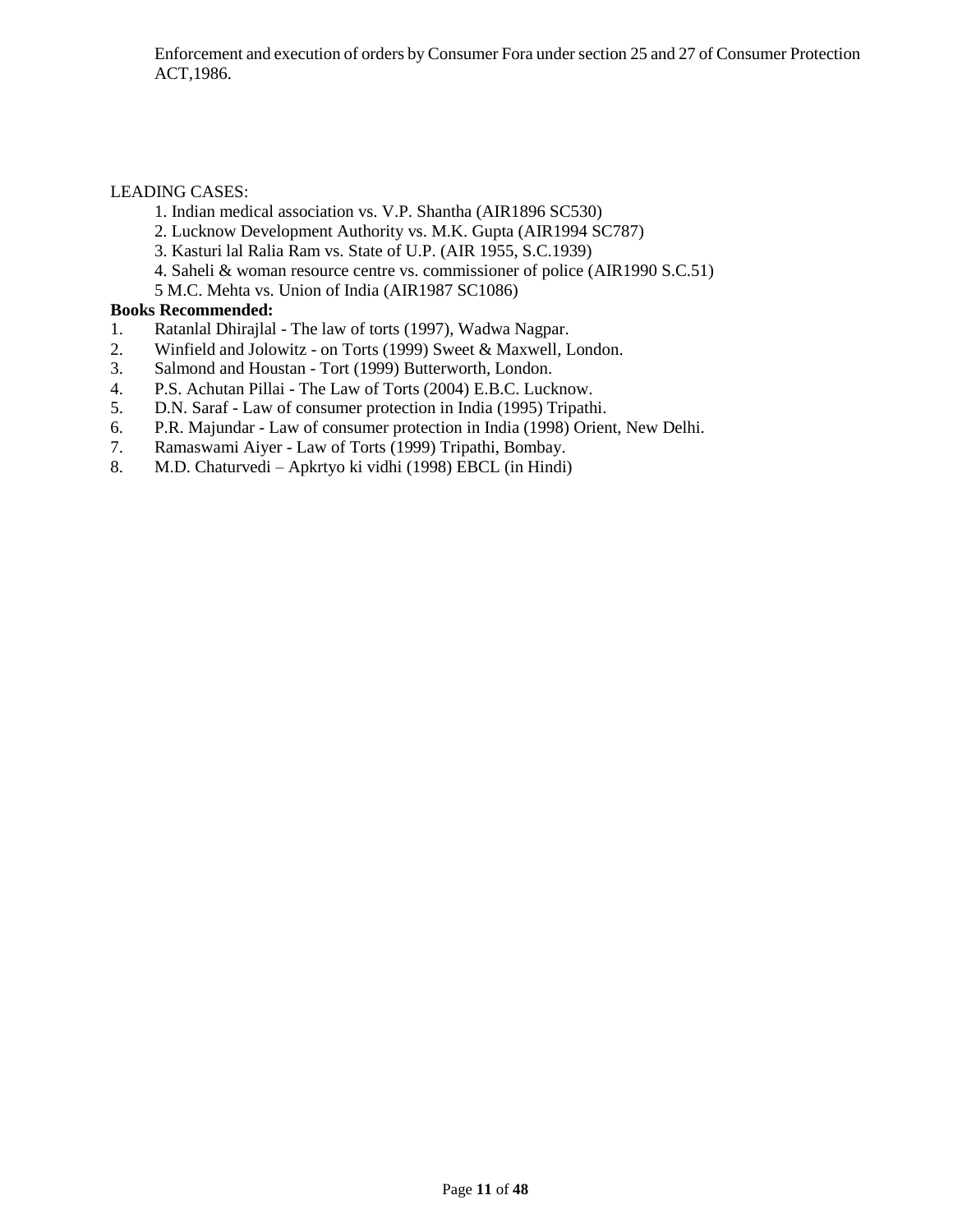Enforcement and execution of orders by Consumer Fora under section 25 and 27 of Consumer Protection ACT,1986.

LEADING CASES:

1. Indian medical association vs. V.P. Shantha (AIR1896 SC530)
2. Lucknow Development Authority vs. M.K. Gupta (AIR1994 SC787)
3. Kasturi lal Ralia Ram vs. State of U.P. (AIR 1955, S.C.1939)
4. Saheli & woman resource centre vs. commissioner of police (AIR1990 S.C.51)
5. M.C. Mehta vs. Union of India (AIR1987 SC1086)

**Books Recommended:**

1. Ratanlal Dhirajlal - The law of torts (1997), Wadwa Nagpar.
2. Winfield and Jolowitz - on Torts (1999) Sweet & Maxwell, London.
3. Salmond and Houstan - Tort (1999) Butterworth, London.
4. P.S. Achutan Pillai - The Law of Torts (2004) E.B.C. Lucknow.
5. D.N. Saraf - Law of consumer protection in India (1995) Tripathi.
6. P.R. Majundar - Law of consumer protection in India (1998) Orient, New Delhi.
7. Ramaswami Aiyer - Law of Torts (1999) Tripathi, Bombay.
8. M.D. Chaturvedi – Apkrtyo ki vidhi (1998) EBCL (in Hindi)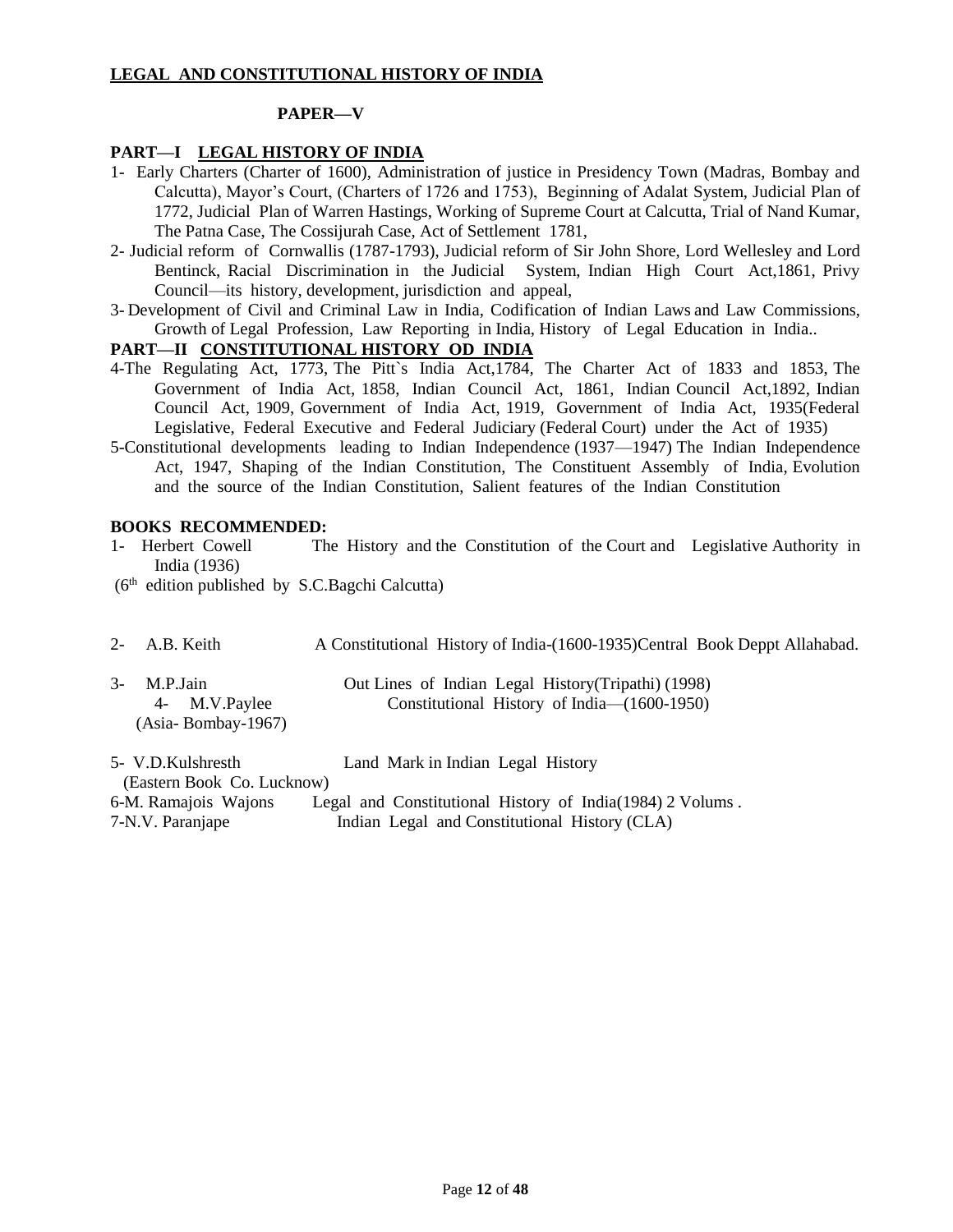**LEGAL AND CONSTITUTIONAL HISTORY OF INDIA**

**PAPER—V**

## PART—I LEGAL HISTORY OF INDIA

1- Early Charters (Charter of 1600), Administration of justice in Presidency Town (Madras, Bombay and Calcutta), Mayor's Court, (Charters of 1726 and 1753), Beginning of Adalat System, Judicial Plan of 1772, Judicial Plan of Warren Hastings, Working of Supreme Court at Calcutta, Trial of Nand Kumar, The Patna Case, The Cossijurah Case, Act of Settlement 1781,

2- Judicial reform of Cornwallis (1787-1793), Judicial reform of Sir John Shore, Lord Wellesley and Lord Bentinck, Racial Discrimination in the Judicial System, Indian High Court Act,1861, Privy Council—its history, development, jurisdiction and appeal,

3- Development of Civil and Criminal Law in India, Codification of Indian Laws and Law Commissions, Growth of Legal Profession, Law Reporting in India, History of Legal Education in India..

## PART—II CONSTITUTIONAL HISTORY OD INDIA

4-The Regulating Act, 1773, The Pitt`s India Act,1784, The Charter Act of 1833 and 1853, The Government of India Act, 1858, Indian Council Act, 1861, Indian Council Act,1892, Indian Council Act, 1909, Government of India Act, 1919, Government of India Act, 1935(Federal Legislative, Federal Executive and Federal Judiciary (Federal Court) under the Act of 1935)

5-Constitutional developments leading to Indian Independence (1937—1947) The Indian Independence Act, 1947, Shaping of the Indian Constitution, The Constituent Assembly of India, Evolution and the source of the Indian Constitution, Salient features of the Indian Constitution

**BOOKS RECOMMENDED:**

1- Herbert Cowell — The History and the Constitution of the Court and Legislative Authority in India (1936) (6th edition published by S.C.Bagchi Calcutta)

2- A.B. Keith — A Constitutional History of India-(1600-1935)Central Book Deppt Allahabad.

3- M.P.Jain — Out Lines of Indian Legal History(Tripathi) (1998)

4- M.V.Paylee — Constitutional History of India—(1600-1950) (Asia- Bombay-1967)

5- V.D.Kulshresth — Land Mark in Indian Legal History (Eastern Book Co. Lucknow)

6-M. Ramajois Wajons — Legal and Constitutional History of India(1984) 2 Volums .

7-N.V. Paranjape — Indian Legal and Constitutional History (CLA)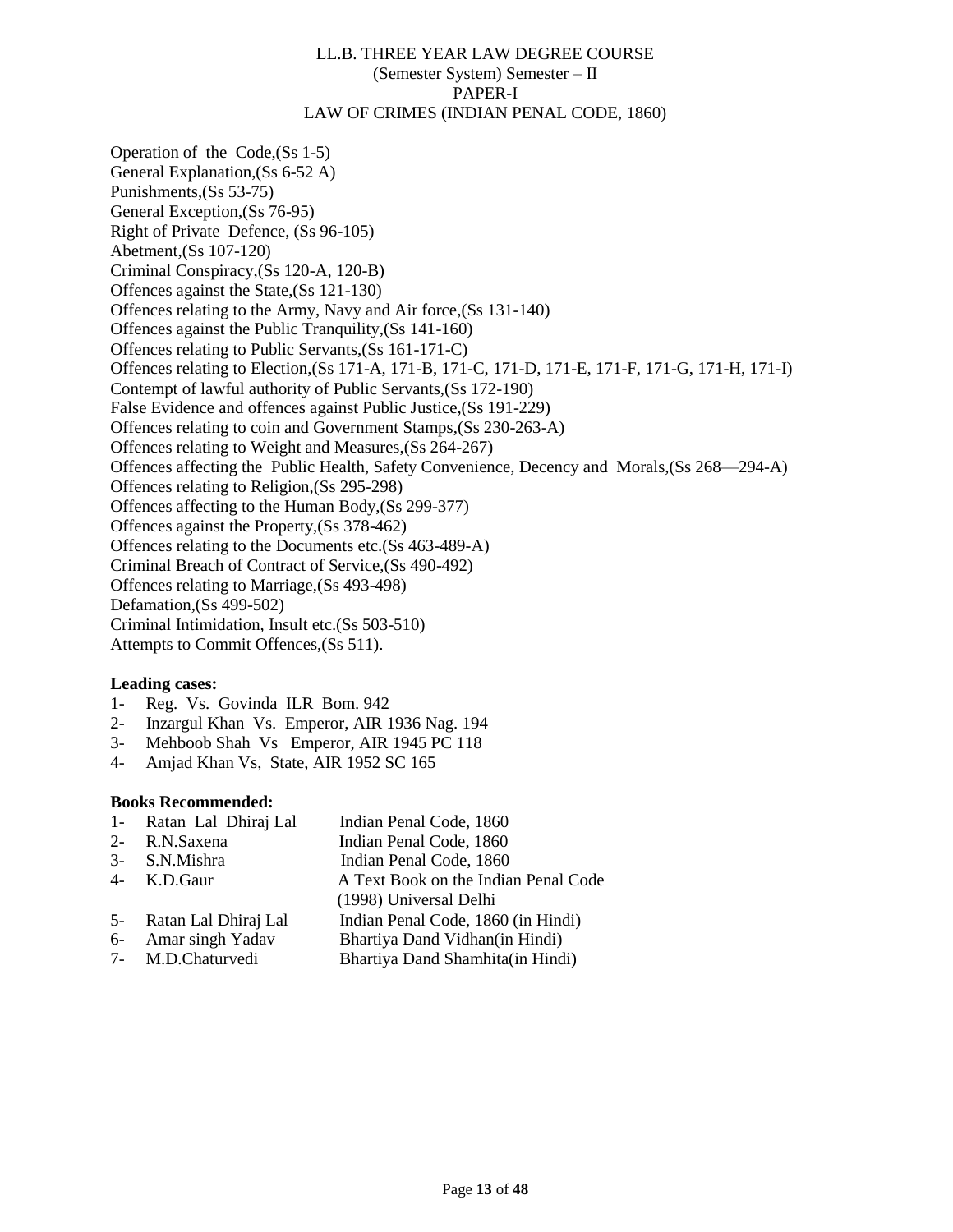# LL.B. THREE YEAR LAW DEGREE COURSE
## (Semester System) Semester – II
## PAPER-I
## LAW OF CRIMES (INDIAN PENAL CODE, 1860)

Operation of the Code,(Ss 1-5)
General Explanation,(Ss 6-52 A)
Punishments,(Ss 53-75)
General Exception,(Ss 76-95)
Right of Private Defence, (Ss 96-105)
Abetment,(Ss 107-120)
Criminal Conspiracy,(Ss 120-A, 120-B)
Offences against the State,(Ss 121-130)
Offences relating to the Army, Navy and Air force,(Ss 131-140)
Offences against the Public Tranquility,(Ss 141-160)
Offences relating to Public Servants,(Ss 161-171-C)
Offences relating to Election,(Ss 171-A, 171-B, 171-C, 171-D, 171-E, 171-F, 171-G, 171-H, 171-I)
Contempt of lawful authority of Public Servants,(Ss 172-190)
False Evidence and offences against Public Justice,(Ss 191-229)
Offences relating to coin and Government Stamps,(Ss 230-263-A)
Offences relating to Weight and Measures,(Ss 264-267)
Offences affecting the Public Health, Safety Convenience, Decency and Morals,(Ss 268—294-A)
Offences relating to Religion,(Ss 295-298)
Offences affecting to the Human Body,(Ss 299-377)
Offences against the Property,(Ss 378-462)
Offences relating to the Documents etc.(Ss 463-489-A)
Criminal Breach of Contract of Service,(Ss 490-492)
Offences relating to Marriage,(Ss 493-498)
Defamation,(Ss 499-502)
Criminal Intimidation, Insult etc.(Ss 503-510)
Attempts to Commit Offences,(Ss 511).

**Leading cases:**

1- Reg. Vs. Govinda ILR Bom. 942
2- Inzargul Khan Vs. Emperor, AIR 1936 Nag. 194
3- Mehboob Shah Vs Emperor, AIR 1945 PC 118
4- Amjad Khan Vs, State, AIR 1952 SC 165

**Books Recommended:**

| | | |
|---|---|---|
| 1- | Ratan Lal Dhiraj Lal | Indian Penal Code, 1860 |
| 2- | R.N.Saxena | Indian Penal Code, 1860 |
| 3- | S.N.Mishra | Indian Penal Code, 1860 |
| 4- | K.D.Gaur | A Text Book on the Indian Penal Code (1998) Universal Delhi |
| 5- | Ratan Lal Dhiraj Lal | Indian Penal Code, 1860 (in Hindi) |
| 6- | Amar singh Yadav | Bhartiya Dand Vidhan(in Hindi) |
| 7- | M.D.Chaturvedi | Bhartiya Dand Shamhita(in Hindi) |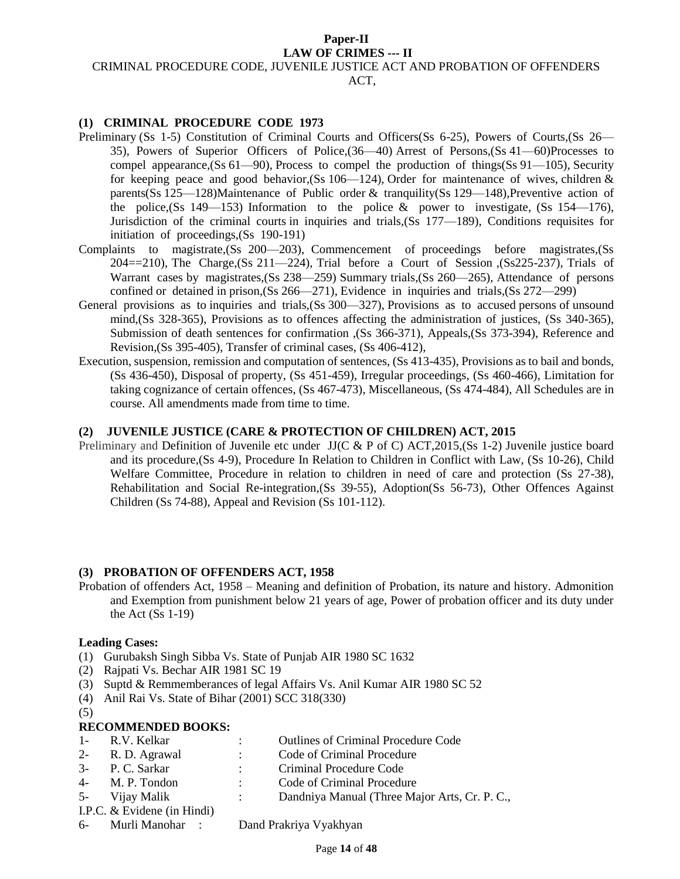**Paper-II**

**LAW OF CRIMES --- II**

CRIMINAL PROCEDURE CODE, JUVENILE JUSTICE ACT AND PROBATION OF OFFENDERS ACT,

### (1) CRIMINAL PROCEDURE CODE 1973

Preliminary (Ss 1-5) Constitution of Criminal Courts and Officers(Ss 6-25), Powers of Courts,(Ss 26—35), Powers of Superior Officers of Police,(36—40) Arrest of Persons,(Ss 41—60)Processes to compel appearance,(Ss 61—90), Process to compel the production of things(Ss 91—105), Security for keeping peace and good behavior,(Ss 106—124), Order for maintenance of wives, children & parents(Ss 125—128)Maintenance of Public order & tranquility(Ss 129—148),Preventive action of the police,(Ss 149—153) Information to the police & power to investigate, (Ss 154—176), Jurisdiction of the criminal courts in inquiries and trials,(Ss 177—189), Conditions requisites for initiation of proceedings,(Ss 190-191)

Complaints to magistrate,(Ss 200—203), Commencement of proceedings before magistrates,(Ss 204==210), The Charge,(Ss 211—224), Trial before a Court of Session ,(Ss225-237), Trials of Warrant cases by magistrates,(Ss 238—259) Summary trials,(Ss 260—265), Attendance of persons confined or detained in prison,(Ss 266—271), Evidence in inquiries and trials,(Ss 272—299)

General provisions as to inquiries and trials,(Ss 300—327), Provisions as to accused persons of unsound mind,(Ss 328-365), Provisions as to offences affecting the administration of justices, (Ss 340-365), Submission of death sentences for confirmation ,(Ss 366-371), Appeals,(Ss 373-394), Reference and Revision,(Ss 395-405), Transfer of criminal cases, (Ss 406-412),

Execution, suspension, remission and computation of sentences, (Ss 413-435), Provisions as to bail and bonds, (Ss 436-450), Disposal of property, (Ss 451-459), Irregular proceedings, (Ss 460-466), Limitation for taking cognizance of certain offences, (Ss 467-473), Miscellaneous, (Ss 474-484), All Schedules are in course. All amendments made from time to time.

### (2) JUVENILE JUSTICE (CARE & PROTECTION OF CHILDREN) ACT, 2015

Preliminary and Definition of Juvenile etc under JJ(C & P of C) ACT,2015,(Ss 1-2) Juvenile justice board and its procedure,(Ss 4-9), Procedure In Relation to Children in Conflict with Law, (Ss 10-26), Child Welfare Committee, Procedure in relation to children in need of care and protection (Ss 27-38), Rehabilitation and Social Re-integration,(Ss 39-55), Adoption(Ss 56-73), Other Offences Against Children (Ss 74-88), Appeal and Revision (Ss 101-112).

### (3) PROBATION OF OFFENDERS ACT, 1958

Probation of offenders Act, 1958 – Meaning and definition of Probation, its nature and history. Admonition and Exemption from punishment below 21 years of age, Power of probation officer and its duty under the Act (Ss 1-19)

**Leading Cases:**

(1) Gurubaksh Singh Sibba Vs. State of Punjab AIR 1980 SC 1632
(2) Rajpati Vs. Bechar AIR 1981 SC 19
(3) Suptd & Remmemberances of legal Affairs Vs. Anil Kumar AIR 1980 SC 52
(4) Anil Rai Vs. State of Bihar (2001) SCC 318(330)
(5)

**RECOMMENDED BOOKS:**

1- R.V. Kelkar : Outlines of Criminal Procedure Code
2- R. D. Agrawal : Code of Criminal Procedure
3- P. C. Sarkar : Criminal Procedure Code
4- M. P. Tondon : Code of Criminal Procedure
5- Vijay Malik : Dandniya Manual (Three Major Arts, Cr. P. C., I.P.C. & Evidene (in Hindi)
6- Murli Manohar : Dand Prakriya Vyakhyan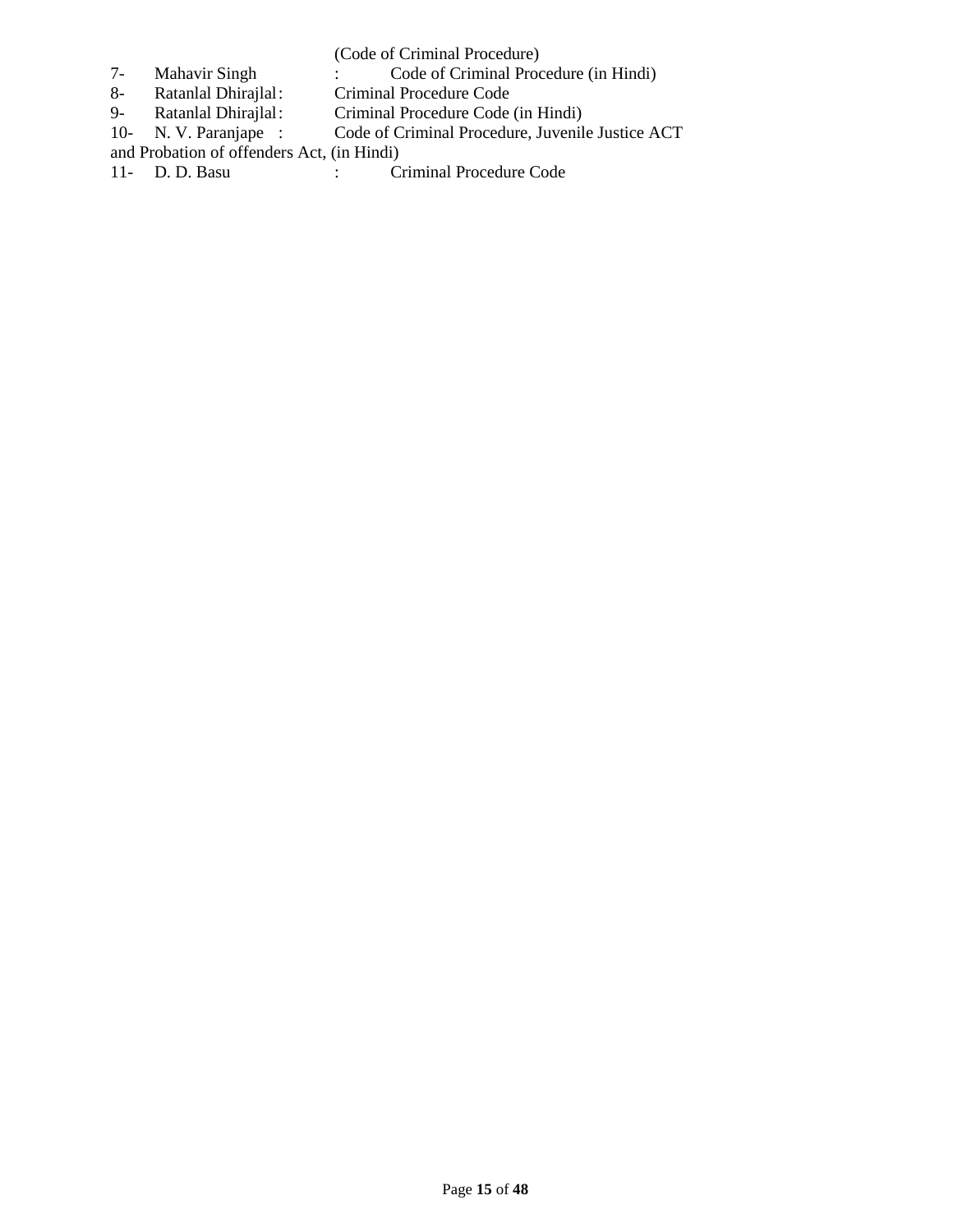(Code of Criminal Procedure)

7- Mahavir Singh : Code of Criminal Procedure (in Hindi)

8- Ratanlal Dhirajlal: Criminal Procedure Code

9- Ratanlal Dhirajlal: Criminal Procedure Code (in Hindi)

10- N. V. Paranjape : Code of Criminal Procedure, Juvenile Justice ACT and Probation of offenders Act, (in Hindi)

11- D. D. Basu : Criminal Procedure Code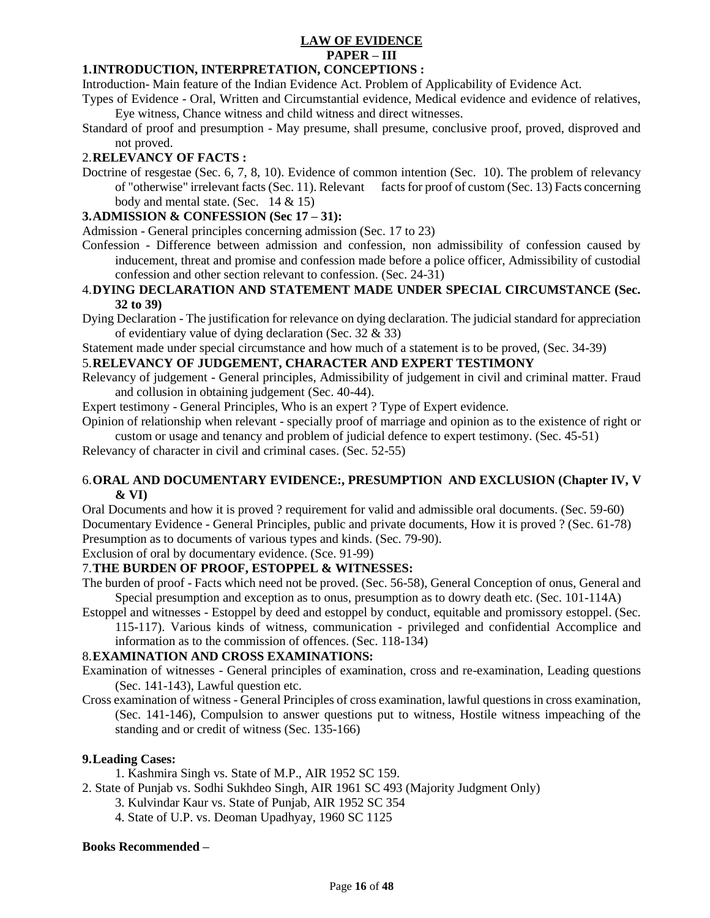# LAW OF EVIDENCE

## PAPER – III

### 1. INTRODUCTION, INTERPRETATION, CONCEPTIONS :

Introduction- Main feature of the Indian Evidence Act. Problem of Applicability of Evidence Act.

Types of Evidence - Oral, Written and Circumstantial evidence, Medical evidence and evidence of relatives, Eye witness, Chance witness and child witness and direct witnesses.

Standard of proof and presumption - May presume, shall presume, conclusive proof, proved, disproved and not proved.

### 2. RELEVANCY OF FACTS :

Doctrine of resgestae (Sec. 6, 7, 8, 10). Evidence of common intention (Sec. 10). The problem of relevancy of "otherwise" irrelevant facts (Sec. 11). Relevant facts for proof of custom (Sec. 13) Facts concerning body and mental state. (Sec. 14 & 15)

### 3. ADMISSION & CONFESSION (Sec 17 – 31):

Admission - General principles concerning admission (Sec. 17 to 23)

Confession - Difference between admission and confession, non admissibility of confession caused by inducement, threat and promise and confession made before a police officer, Admissibility of custodial confession and other section relevant to confession. (Sec. 24-31)

### 4. DYING DECLARATION AND STATEMENT MADE UNDER SPECIAL CIRCUMSTANCE (Sec. 32 to 39)

Dying Declaration - The justification for relevance on dying declaration. The judicial standard for appreciation of evidentiary value of dying declaration (Sec. 32 & 33)

Statement made under special circumstance and how much of a statement is to be proved, (Sec. 34-39)

### 5. RELEVANCY OF JUDGEMENT, CHARACTER AND EXPERT TESTIMONY

Relevancy of judgement - General principles, Admissibility of judgement in civil and criminal matter. Fraud and collusion in obtaining judgement (Sec. 40-44).

Expert testimony - General Principles, Who is an expert ? Type of Expert evidence.

Opinion of relationship when relevant - specially proof of marriage and opinion as to the existence of right or custom or usage and tenancy and problem of judicial defence to expert testimony. (Sec. 45-51)

Relevancy of character in civil and criminal cases. (Sec. 52-55)

### 6. ORAL AND DOCUMENTARY EVIDENCE:, PRESUMPTION AND EXCLUSION (Chapter IV, V & VI)

Oral Documents and how it is proved ? requirement for valid and admissible oral documents. (Sec. 59-60)

Documentary Evidence - General Principles, public and private documents, How it is proved ? (Sec. 61-78)

Presumption as to documents of various types and kinds. (Sec. 79-90).

Exclusion of oral by documentary evidence. (Sce. 91-99)

### 7. THE BURDEN OF PROOF, ESTOPPEL & WITNESSES:

The burden of proof - Facts which need not be proved. (Sec. 56-58), General Conception of onus, General and Special presumption and exception as to onus, presumption as to dowry death etc. (Sec. 101-114A)

Estoppel and witnesses - Estoppel by deed and estoppel by conduct, equitable and promissory estoppel. (Sec. 115-117). Various kinds of witness, communication - privileged and confidential Accomplice and information as to the commission of offences. (Sec. 118-134)

### 8. EXAMINATION AND CROSS EXAMINATIONS:

Examination of witnesses - General principles of examination, cross and re-examination, Leading questions (Sec. 141-143), Lawful question etc.

Cross examination of witness - General Principles of cross examination, lawful questions in cross examination, (Sec. 141-146), Compulsion to answer questions put to witness, Hostile witness impeaching of the standing and or credit of witness (Sec. 135-166)

### 9. Leading Cases:

1. Kashmira Singh vs. State of M.P., AIR 1952 SC 159.
2. State of Punjab vs. Sodhi Sukhdeo Singh, AIR 1961 SC 493 (Majority Judgment Only)
3. Kulvindar Kaur vs. State of Punjab, AIR 1952 SC 354
4. State of U.P. vs. Deoman Upadhyay, 1960 SC 1125

**Books Recommended –**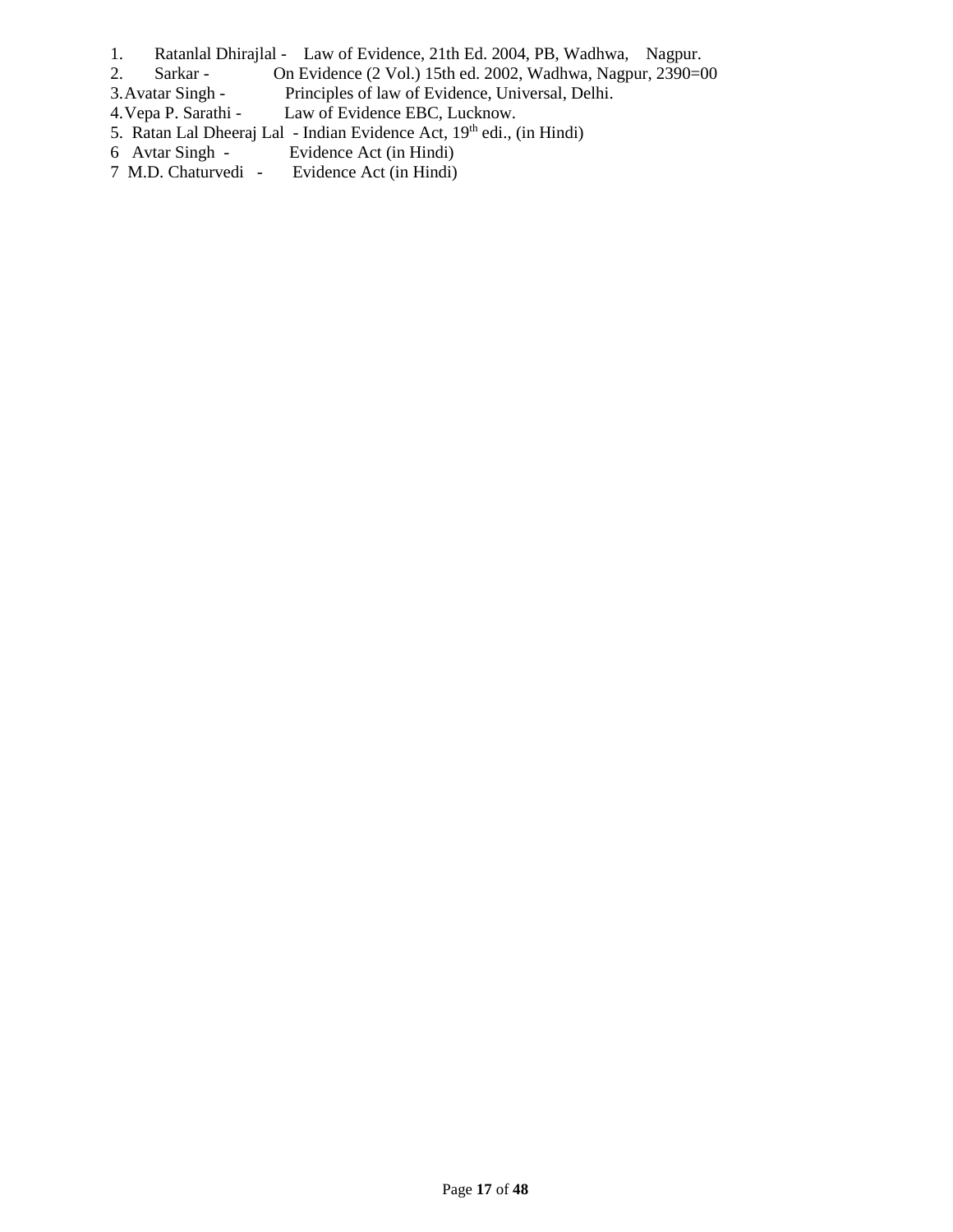1. Ratanlal Dhirajlal - Law of Evidence, 21th Ed. 2004, PB, Wadhwa, Nagpur.
2. Sarkar - On Evidence (2 Vol.) 15th ed. 2002, Wadhwa, Nagpur, 2390=00
3. Avatar Singh - Principles of law of Evidence, Universal, Delhi.
4. Vepa P. Sarathi - Law of Evidence EBC, Lucknow.
5. Ratan Lal Dheeraj Lal - Indian Evidence Act, 19th edi., (in Hindi)
6. Avtar Singh - Evidence Act (in Hindi)
7. M.D. Chaturvedi - Evidence Act (in Hindi)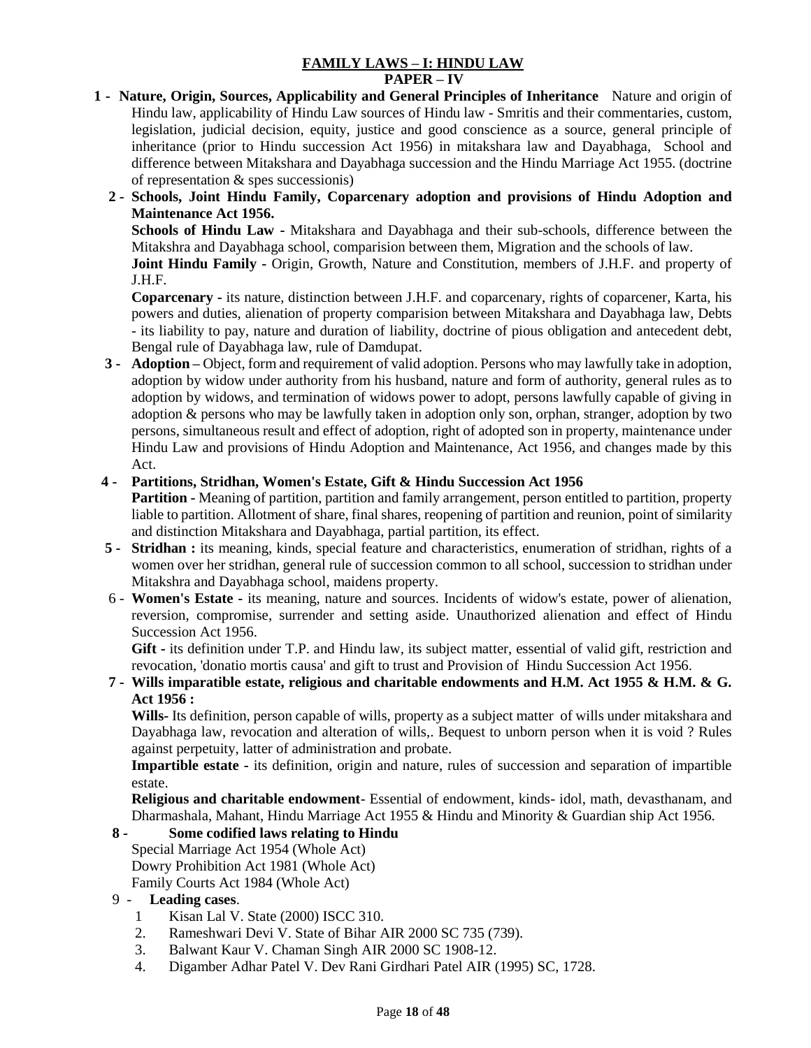# FAMILY LAWS – I: HINDU LAW

## PAPER – IV

**1 - Nature, Origin, Sources, Applicability and General Principles of Inheritance** Nature and origin of Hindu law, applicability of Hindu Law sources of Hindu law - Smritis and their commentaries, custom, legislation, judicial decision, equity, justice and good conscience as a source, general principle of inheritance (prior to Hindu succession Act 1956) in mitakshara law and Dayabhaga, School and difference between Mitakshara and Dayabhaga succession and the Hindu Marriage Act 1955. (doctrine of representation & spes successionis)

**2 - Schools, Joint Hindu Family, Coparcenary adoption and provisions of Hindu Adoption and Maintenance Act 1956.**

**Schools of Hindu Law -** Mitakshara and Dayabhaga and their sub-schools, difference between the Mitakshra and Dayabhaga school, comparision between them, Migration and the schools of law.

**Joint Hindu Family -** Origin, Growth, Nature and Constitution, members of J.H.F. and property of J.H.F.

**Coparcenary -** its nature, distinction between J.H.F. and coparcenary, rights of coparcener, Karta, his powers and duties, alienation of property comparision between Mitakshara and Dayabhaga law, Debts - its liability to pay, nature and duration of liability, doctrine of pious obligation and antecedent debt, Bengal rule of Dayabhaga law, rule of Damdupat.

**3 - Adoption –** Object, form and requirement of valid adoption. Persons who may lawfully take in adoption, adoption by widow under authority from his husband, nature and form of authority, general rules as to adoption by widows, and termination of widows power to adopt, persons lawfully capable of giving in adoption & persons who may be lawfully taken in adoption only son, orphan, stranger, adoption by two persons, simultaneous result and effect of adoption, right of adopted son in property, maintenance under Hindu Law and provisions of Hindu Adoption and Maintenance, Act 1956, and changes made by this Act.

**4 - Partitions, Stridhan, Women's Estate, Gift & Hindu Succession Act 1956**

**Partition -** Meaning of partition, partition and family arrangement, person entitled to partition, property liable to partition. Allotment of share, final shares, reopening of partition and reunion, point of similarity and distinction Mitakshara and Dayabhaga, partial partition, its effect.

**5 - Stridhan :** its meaning, kinds, special feature and characteristics, enumeration of stridhan, rights of a women over her stridhan, general rule of succession common to all school, succession to stridhan under Mitakshra and Dayabhaga school, maidens property.

6 - **Women's Estate -** its meaning, nature and sources. Incidents of widow's estate, power of alienation, reversion, compromise, surrender and setting aside. Unauthorized alienation and effect of Hindu Succession Act 1956.

**Gift -** its definition under T.P. and Hindu law, its subject matter, essential of valid gift, restriction and revocation, 'donatio mortis causa' and gift to trust and Provision of Hindu Succession Act 1956.

**7 - Wills imparatible estate, religious and charitable endowments and H.M. Act 1955 & H.M. & G. Act 1956 :**

**Wills-** Its definition, person capable of wills, property as a subject matter of wills under mitakshara and Dayabhaga law, revocation and alteration of wills,. Bequest to unborn person when it is void ? Rules against perpetuity, latter of administration and probate.

**Impartible estate -** its definition, origin and nature, rules of succession and separation of impartible estate.

**Religious and charitable endowment**- Essential of endowment, kinds- idol, math, devasthanam, and Dharmashala, Mahant, Hindu Marriage Act 1955 & Hindu and Minority & Guardian ship Act 1956.

**8 - Some codified laws relating to Hindu**

Special Marriage Act 1954 (Whole Act)
Dowry Prohibition Act 1981 (Whole Act)
Family Courts Act 1984 (Whole Act)

9 - **Leading cases**.

1 Kisan Lal V. State (2000) ISCC 310.
2. Rameshwari Devi V. State of Bihar AIR 2000 SC 735 (739).
3. Balwant Kaur V. Chaman Singh AIR 2000 SC 1908-12.
4. Digamber Adhar Patel V. Dev Rani Girdhari Patel AIR (1995) SC, 1728.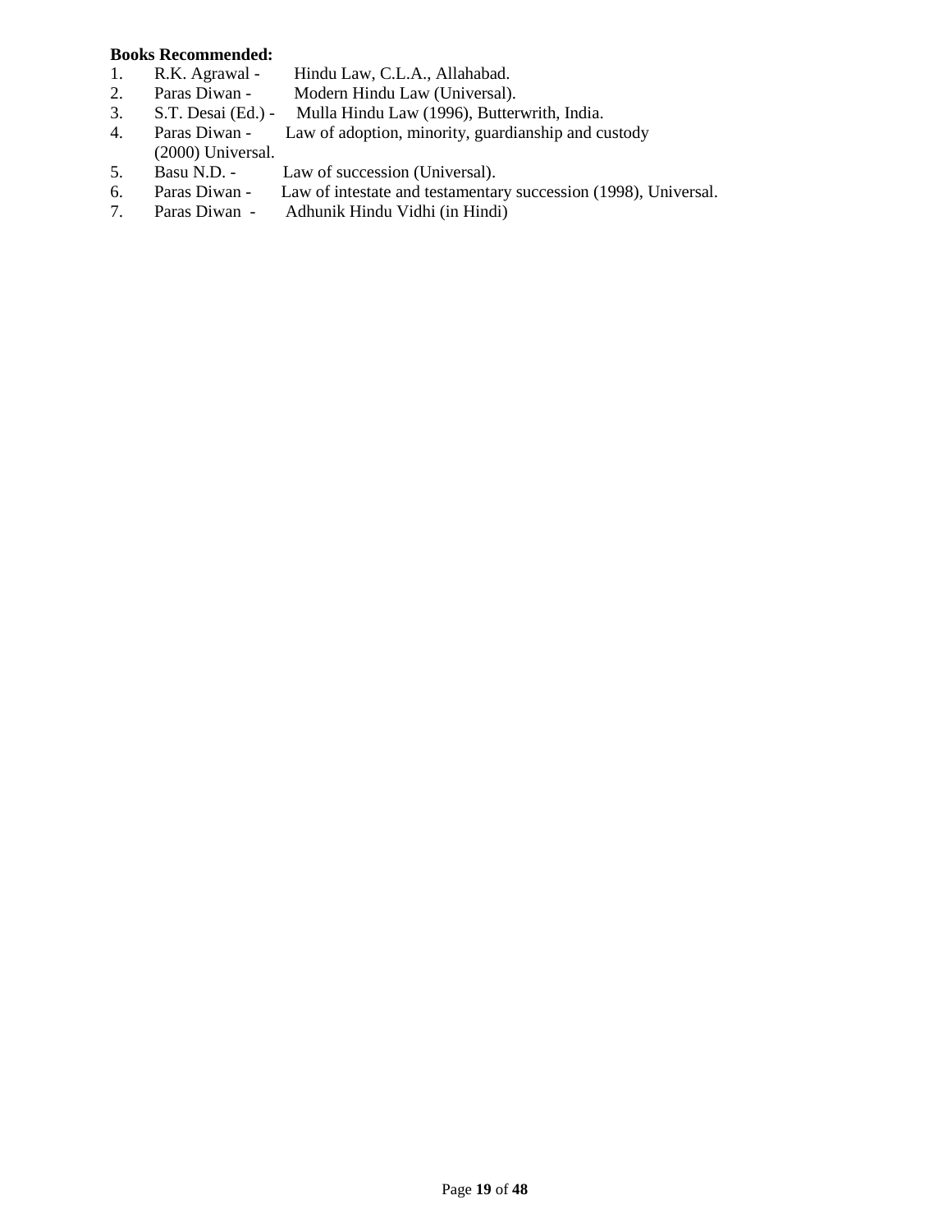**Books Recommended:**

1. R.K. Agrawal - Hindu Law, C.L.A., Allahabad.
2. Paras Diwan - Modern Hindu Law (Universal).
3. S.T. Desai (Ed.) - Mulla Hindu Law (1996), Butterwrith, India.
4. Paras Diwan - Law of adoption, minority, guardianship and custody (2000) Universal.
5. Basu N.D. - Law of succession (Universal).
6. Paras Diwan - Law of intestate and testamentary succession (1998), Universal.
7. Paras Diwan - Adhunik Hindu Vidhi (in Hindi)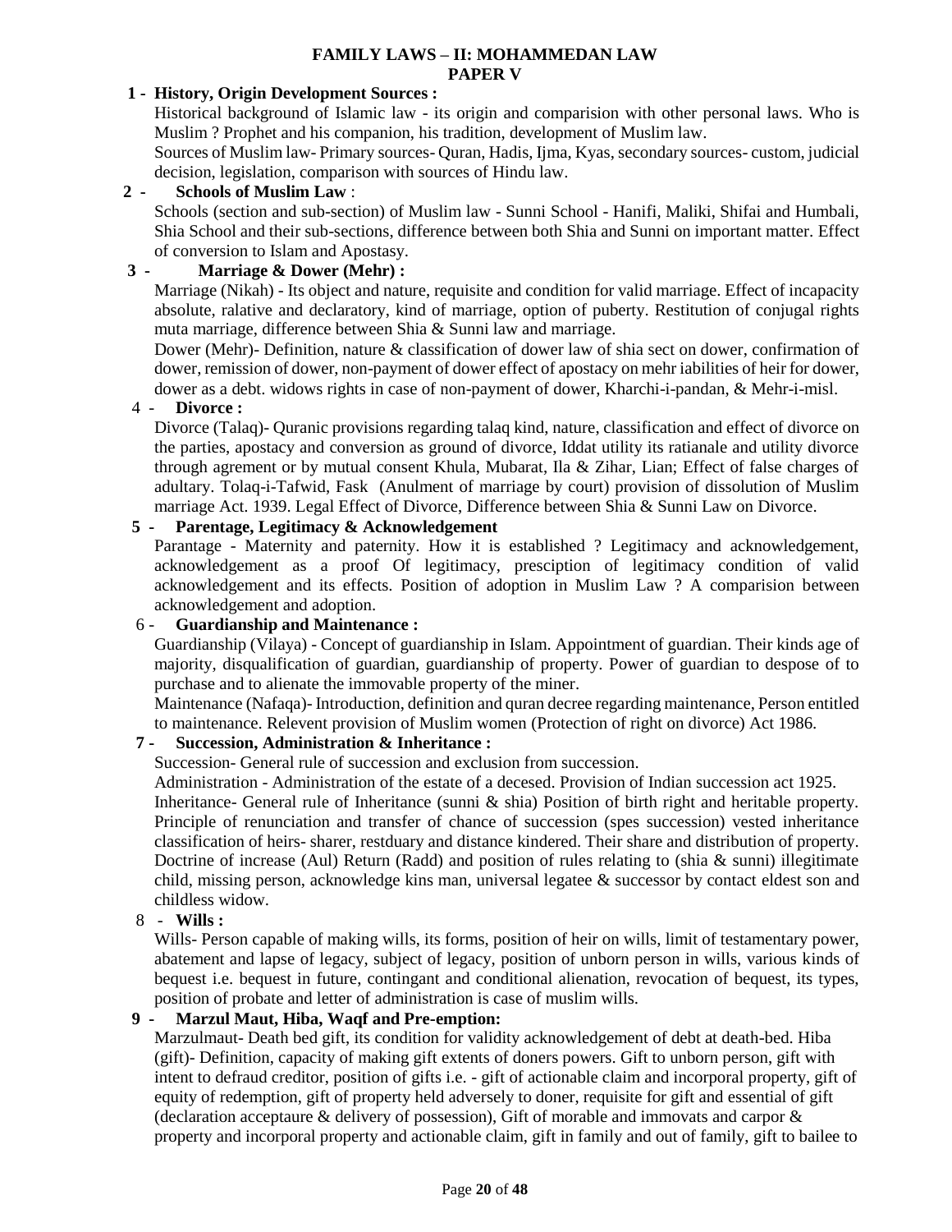# FAMILY LAWS – II: MOHAMMEDAN LAW
## PAPER V

**1 - History, Origin Development Sources :**

Historical background of Islamic law - its origin and comparision with other personal laws. Who is Muslim ? Prophet and his companion, his tradition, development of Muslim law.

Sources of Muslim law- Primary sources- Quran, Hadis, Ijma, Kyas, secondary sources- custom, judicial decision, legislation, comparison with sources of Hindu law.

**2 - Schools of Muslim Law** :

Schools (section and sub-section) of Muslim law - Sunni School - Hanifi, Maliki, Shifai and Humbali, Shia School and their sub-sections, difference between both Shia and Sunni on important matter. Effect of conversion to Islam and Apostasy.

**3 - Marriage & Dower (Mehr) :**

Marriage (Nikah) - Its object and nature, requisite and condition for valid marriage. Effect of incapacity absolute, ralative and declaratory, kind of marriage, option of puberty. Restitution of conjugal rights muta marriage, difference between Shia & Sunni law and marriage.

Dower (Mehr)- Definition, nature & classification of dower law of shia sect on dower, confirmation of dower, remission of dower, non-payment of dower effect of apostacy on mehr iabilities of heir for dower, dower as a debt. widows rights in case of non-payment of dower, Kharchi-i-pandan, & Mehr-i-misl.

4 - **Divorce :**

Divorce (Talaq)- Quranic provisions regarding talaq kind, nature, classification and effect of divorce on the parties, apostacy and conversion as ground of divorce, Iddat utility its ratianale and utility divorce through agrement or by mutual consent Khula, Mubarat, Ila & Zihar, Lian; Effect of false charges of adultary. Tolaq-i-Tafwid, Fask (Anulment of marriage by court) provision of dissolution of Muslim marriage Act. 1939. Legal Effect of Divorce, Difference between Shia & Sunni Law on Divorce.

**5 - Parentage, Legitimacy & Acknowledgement**

Parantage - Maternity and paternity. How it is established ? Legitimacy and acknowledgement, acknowledgement as a proof Of legitimacy, presciption of legitimacy condition of valid acknowledgement and its effects. Position of adoption in Muslim Law ? A comparision between acknowledgement and adoption.

6 - **Guardianship and Maintenance :**

Guardianship (Vilaya) - Concept of guardianship in Islam. Appointment of guardian. Their kinds age of majority, disqualification of guardian, guardianship of property. Power of guardian to despose of to purchase and to alienate the immovable property of the miner.

Maintenance (Nafaqa)- Introduction, definition and quran decree regarding maintenance, Person entitled to maintenance. Relevent provision of Muslim women (Protection of right on divorce) Act 1986.

**7 - Succession, Administration & Inheritance :**

Succession- General rule of succession and exclusion from succession.

Administration - Administration of the estate of a decesed. Provision of Indian succession act 1925.

Inheritance- General rule of Inheritance (sunni & shia) Position of birth right and heritable property. Principle of renunciation and transfer of chance of succession (spes succession) vested inheritance classification of heirs- sharer, restduary and distance kindered. Their share and distribution of property. Doctrine of increase (Aul) Return (Radd) and position of rules relating to (shia & sunni) illegitimate child, missing person, acknowledge kins man, universal legatee & successor by contact eldest son and childless widow.

8 - **Wills :**

Wills- Person capable of making wills, its forms, position of heir on wills, limit of testamentary power, abatement and lapse of legacy, subject of legacy, position of unborn person in wills, various kinds of bequest i.e. bequest in future, contingant and conditional alienation, revocation of bequest, its types, position of probate and letter of administration is case of muslim wills.

**9 - Marzul Maut, Hiba, Waqf and Pre-emption:**

Marzulmaut- Death bed gift, its condition for validity acknowledgement of debt at death-bed. Hiba (gift)- Definition, capacity of making gift extents of doners powers. Gift to unborn person, gift with intent to defraud creditor, position of gifts i.e. - gift of actionable claim and incorporal property, gift of equity of redemption, gift of property held adversely to doner, requisite for gift and essential of gift (declaration acceptaure & delivery of possession), Gift of morable and immovats and carpor & property and incorporal property and actionable claim, gift in family and out of family, gift to bailee to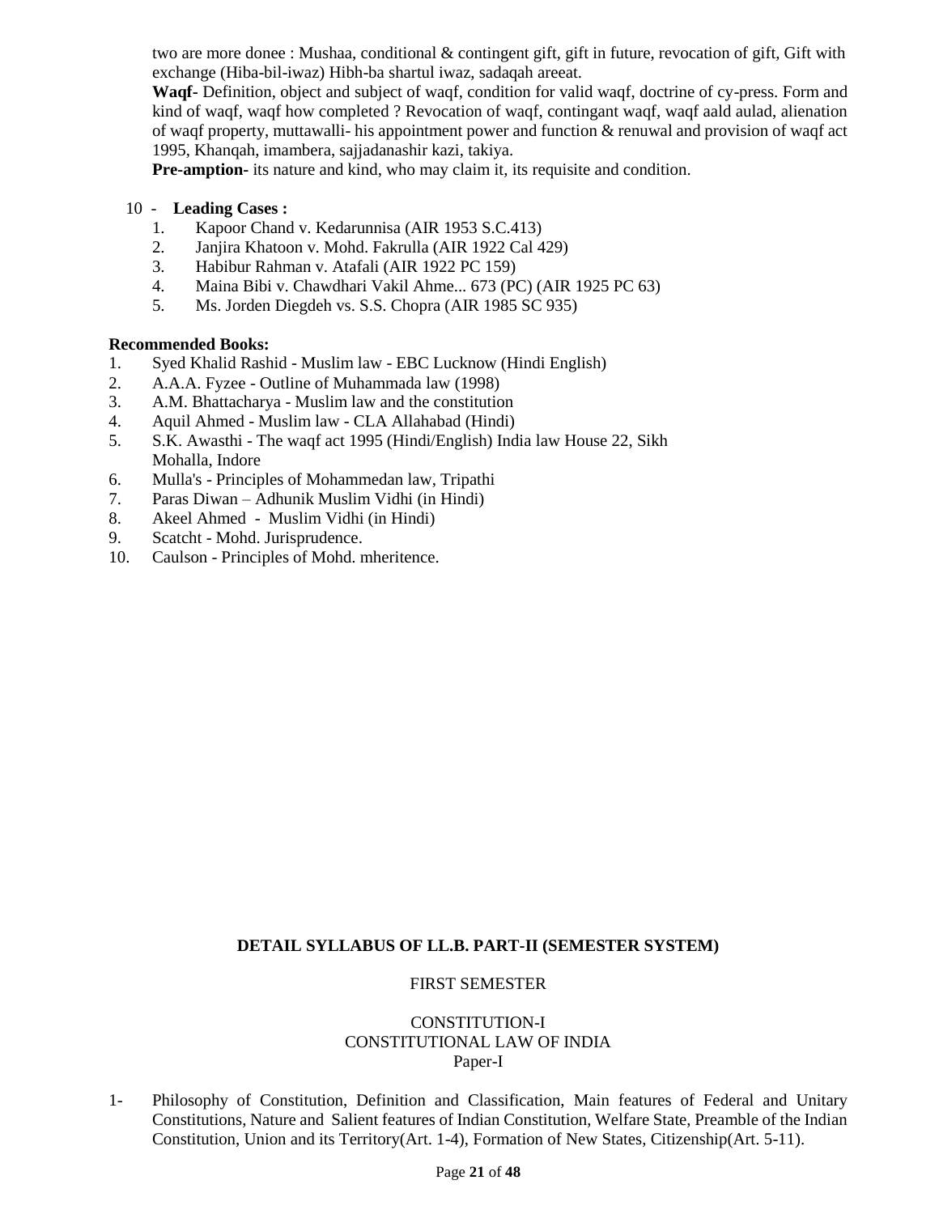two are more donee : Mushaa, conditional & contingent gift, gift in future, revocation of gift, Gift with exchange (Hiba-bil-iwaz) Hibh-ba shartul iwaz, sadaqah areeat.

**Waqf-** Definition, object and subject of waqf, condition for valid waqf, doctrine of cy-press. Form and kind of waqf, waqf how completed ? Revocation of waqf, contingant waqf, waqf aald aulad, alienation of waqf property, muttawalli- his appointment power and function & renuwal and provision of waqf act 1995, Khanqah, imambera, sajjadanashir kazi, takiya.

**Pre-amption-** its nature and kind, who may claim it, its requisite and condition.

10 - **Leading Cases :**

1. Kapoor Chand v. Kedarunnisa (AIR 1953 S.C.413)
2. Janjira Khatoon v. Mohd. Fakrulla (AIR 1922 Cal 429)
3. Habibur Rahman v. Atafali (AIR 1922 PC 159)
4. Maina Bibi v. Chawdhari Vakil Ahme... 673 (PC) (AIR 1925 PC 63)
5. Ms. Jorden Diegdeh vs. S.S. Chopra (AIR 1985 SC 935)

**Recommended Books:**

1. Syed Khalid Rashid - Muslim law - EBC Lucknow (Hindi English)
2. A.A.A. Fyzee - Outline of Muhammada law (1998)
3. A.M. Bhattacharya - Muslim law and the constitution
4. Aquil Ahmed - Muslim law - CLA Allahabad (Hindi)
5. S.K. Awasthi - The waqf act 1995 (Hindi/English) India law House 22, Sikh Mohalla, Indore
6. Mulla's - Principles of Mohammedan law, Tripathi
7. Paras Diwan – Adhunik Muslim Vidhi (in Hindi)
8. Akeel Ahmed - Muslim Vidhi (in Hindi)
9. Scatcht - Mohd. Jurisprudence.
10. Caulson - Principles of Mohd. mheritence.

## DETAIL SYLLABUS OF LL.B. PART-II (SEMESTER SYSTEM)

FIRST SEMESTER

CONSTITUTION-I
CONSTITUTIONAL LAW OF INDIA
Paper-I

1- Philosophy of Constitution, Definition and Classification, Main features of Federal and Unitary Constitutions, Nature and Salient features of Indian Constitution, Welfare State, Preamble of the Indian Constitution, Union and its Territory(Art. 1-4), Formation of New States, Citizenship(Art. 5-11).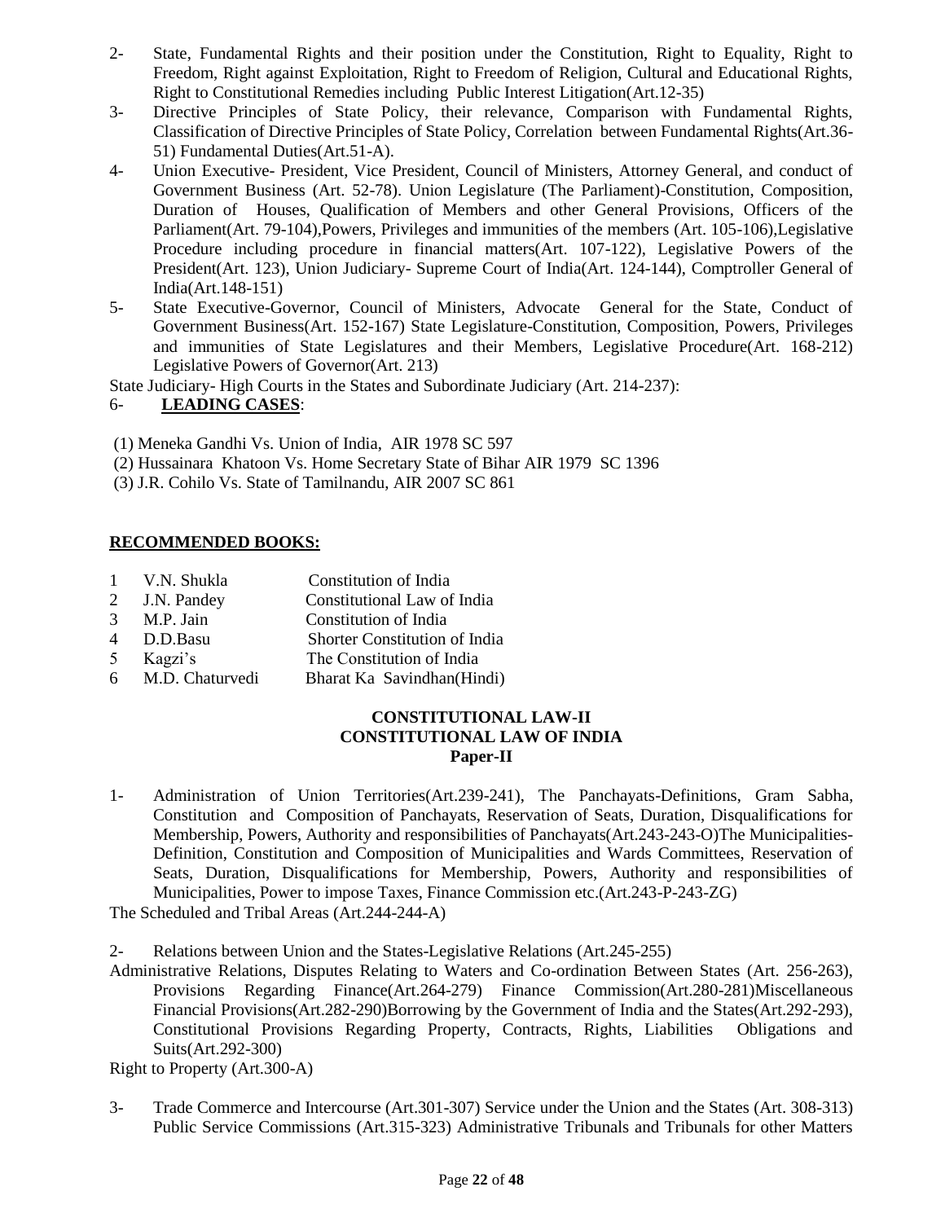2- State, Fundamental Rights and their position under the Constitution, Right to Equality, Right to Freedom, Right against Exploitation, Right to Freedom of Religion, Cultural and Educational Rights, Right to Constitutional Remedies including Public Interest Litigation(Art.12-35)

3- Directive Principles of State Policy, their relevance, Comparison with Fundamental Rights, Classification of Directive Principles of State Policy, Correlation between Fundamental Rights(Art.36-51) Fundamental Duties(Art.51-A).

4- Union Executive- President, Vice President, Council of Ministers, Attorney General, and conduct of Government Business (Art. 52-78). Union Legislature (The Parliament)-Constitution, Composition, Duration of Houses, Qualification of Members and other General Provisions, Officers of the Parliament(Art. 79-104),Powers, Privileges and immunities of the members (Art. 105-106),Legislative Procedure including procedure in financial matters(Art. 107-122), Legislative Powers of the President(Art. 123), Union Judiciary- Supreme Court of India(Art. 124-144), Comptroller General of India(Art.148-151)

5- State Executive-Governor, Council of Ministers, Advocate General for the State, Conduct of Government Business(Art. 152-167) State Legislature-Constitution, Composition, Powers, Privileges and immunities of State Legislatures and their Members, Legislative Procedure(Art. 168-212) Legislative Powers of Governor(Art. 213)

State Judiciary- High Courts in the States and Subordinate Judiciary (Art. 214-237):

6- **LEADING CASES**:

(1) Meneka Gandhi Vs. Union of India, AIR 1978 SC 597
(2) Hussainara Khatoon Vs. Home Secretary State of Bihar AIR 1979 SC 1396
(3) J.R. Cohilo Vs. State of Tamilnandu, AIR 2007 SC 861

**RECOMMENDED BOOKS:**

| | | |
|---|---|---|
| 1 | V.N. Shukla | Constitution of India |
| 2 | J.N. Pandey | Constitutional Law of India |
| 3 | M.P. Jain | Constitution of India |
| 4 | D.D.Basu | Shorter Constitution of India |
| 5 | Kagzi's | The Constitution of India |
| 6 | M.D. Chaturvedi | Bharat Ka Savindhan(Hindi) |

## CONSTITUTIONAL LAW-II
## CONSTITUTIONAL LAW OF INDIA
## Paper-II

1- Administration of Union Territories(Art.239-241), The Panchayats-Definitions, Gram Sabha, Constitution and Composition of Panchayats, Reservation of Seats, Duration, Disqualifications for Membership, Powers, Authority and responsibilities of Panchayats(Art.243-243-O)The Municipalities-Definition, Constitution and Composition of Municipalities and Wards Committees, Reservation of Seats, Duration, Disqualifications for Membership, Powers, Authority and responsibilities of Municipalities, Power to impose Taxes, Finance Commission etc.(Art.243-P-243-ZG)

The Scheduled and Tribal Areas (Art.244-244-A)

2- Relations between Union and the States-Legislative Relations (Art.245-255)

Administrative Relations, Disputes Relating to Waters and Co-ordination Between States (Art. 256-263), Provisions Regarding Finance(Art.264-279) Finance Commission(Art.280-281)Miscellaneous Financial Provisions(Art.282-290)Borrowing by the Government of India and the States(Art.292-293), Constitutional Provisions Regarding Property, Contracts, Rights, Liabilities Obligations and Suits(Art.292-300)

Right to Property (Art.300-A)

3- Trade Commerce and Intercourse (Art.301-307) Service under the Union and the States (Art. 308-313) Public Service Commissions (Art.315-323) Administrative Tribunals and Tribunals for other Matters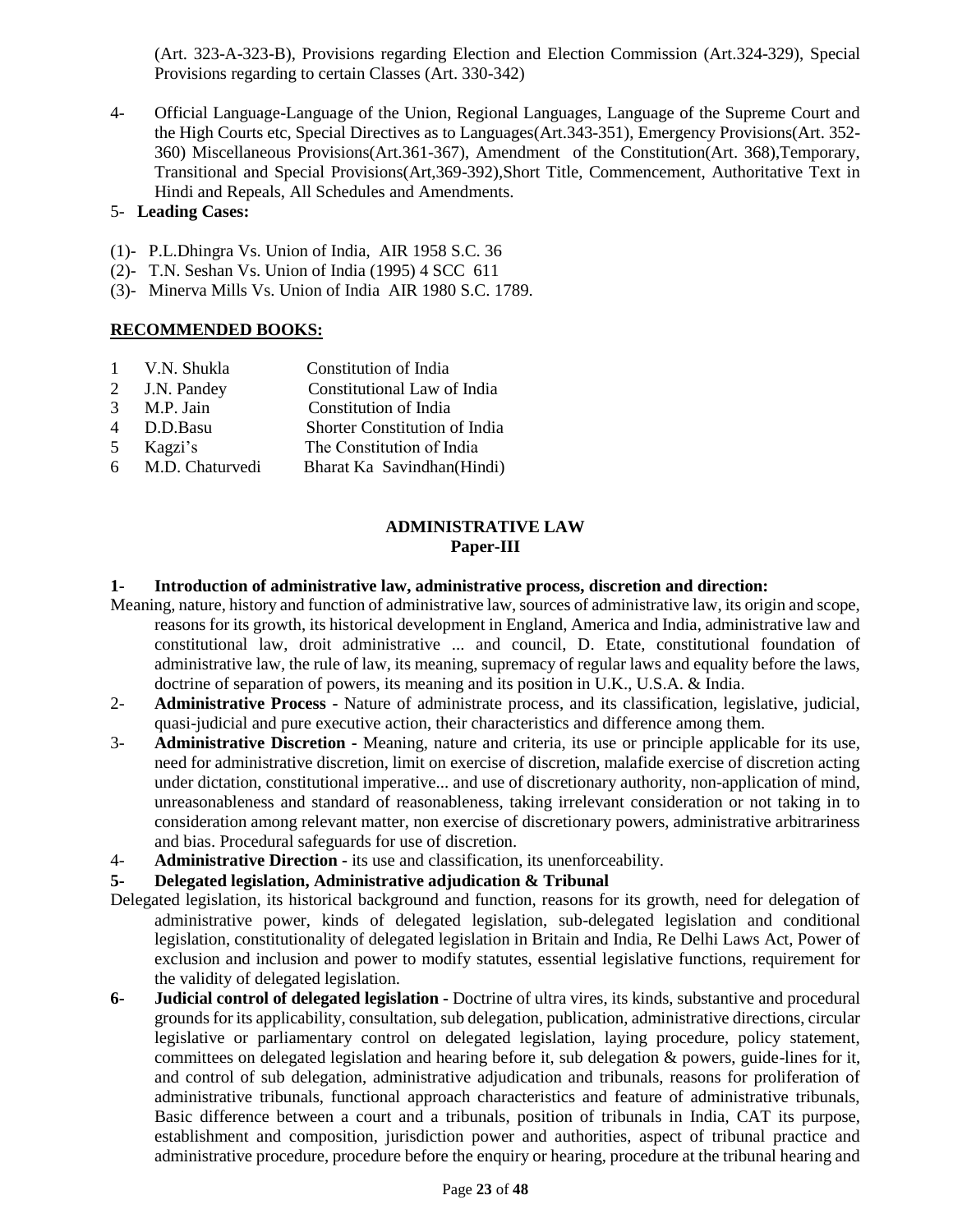(Art. 323-A-323-B), Provisions regarding Election and Election Commission (Art.324-329), Special Provisions regarding to certain Classes (Art. 330-342)

4- Official Language-Language of the Union, Regional Languages, Language of the Supreme Court and the High Courts etc, Special Directives as to Languages(Art.343-351), Emergency Provisions(Art. 352-360) Miscellaneous Provisions(Art.361-367), Amendment of the Constitution(Art. 368),Temporary, Transitional and Special Provisions(Art,369-392),Short Title, Commencement, Authoritative Text in Hindi and Repeals, All Schedules and Amendments.

5- **Leading Cases:**

(1)- P.L.Dhingra Vs. Union of India, AIR 1958 S.C. 36
(2)- T.N. Seshan Vs. Union of India (1995) 4 SCC 611
(3)- Minerva Mills Vs. Union of India AIR 1980 S.C. 1789.

**RECOMMENDED BOOKS:**

| | | |
|---|---|---|
| 1 | V.N. Shukla | Constitution of India |
| 2 | J.N. Pandey | Constitutional Law of India |
| 3 | M.P. Jain | Constitution of India |
| 4 | D.D.Basu | Shorter Constitution of India |
| 5 | Kagzi's | The Constitution of India |
| 6 | M.D. Chaturvedi | Bharat Ka Savindhan(Hindi) |

## ADMINISTRATIVE LAW
### Paper-III

**1- Introduction of administrative law, administrative process, discretion and direction:**
Meaning, nature, history and function of administrative law, sources of administrative law, its origin and scope, reasons for its growth, its historical development in England, America and India, administrative law and constitutional law, droit administrative ... and council, D. Etate, constitutional foundation of administrative law, the rule of law, its meaning, supremacy of regular laws and equality before the laws, doctrine of separation of powers, its meaning and its position in U.K., U.S.A. & India.

2- **Administrative Process -** Nature of administrate process, and its classification, legislative, judicial, quasi-judicial and pure executive action, their characteristics and difference among them.

3- **Administrative Discretion -** Meaning, nature and criteria, its use or principle applicable for its use, need for administrative discretion, limit on exercise of discretion, malafide exercise of discretion acting under dictation, constitutional imperative... and use of discretionary authority, non-application of mind, unreasonableness and standard of reasonableness, taking irrelevant consideration or not taking in to consideration among relevant matter, non exercise of discretionary powers, administrative arbitrariness and bias. Procedural safeguards for use of discretion.

4- **Administrative Direction -** its use and classification, its unenforceability.

**5- Delegated legislation, Administrative adjudication & Tribunal**
Delegated legislation, its historical background and function, reasons for its growth, need for delegation of administrative power, kinds of delegated legislation, sub-delegated legislation and conditional legislation, constitutionality of delegated legislation in Britain and India, Re Delhi Laws Act, Power of exclusion and inclusion and power to modify statutes, essential legislative functions, requirement for the validity of delegated legislation.

**6- Judicial control of delegated legislation -** Doctrine of ultra vires, its kinds, substantive and procedural grounds for its applicability, consultation, sub delegation, publication, administrative directions, circular legislative or parliamentary control on delegated legislation, laying procedure, policy statement, committees on delegated legislation and hearing before it, sub delegation & powers, guide-lines for it, and control of sub delegation, administrative adjudication and tribunals, reasons for proliferation of administrative tribunals, functional approach characteristics and feature of administrative tribunals, Basic difference between a court and a tribunals, position of tribunals in India, CAT its purpose, establishment and composition, jurisdiction power and authorities, aspect of tribunal practice and administrative procedure, procedure before the enquiry or hearing, procedure at the tribunal hearing and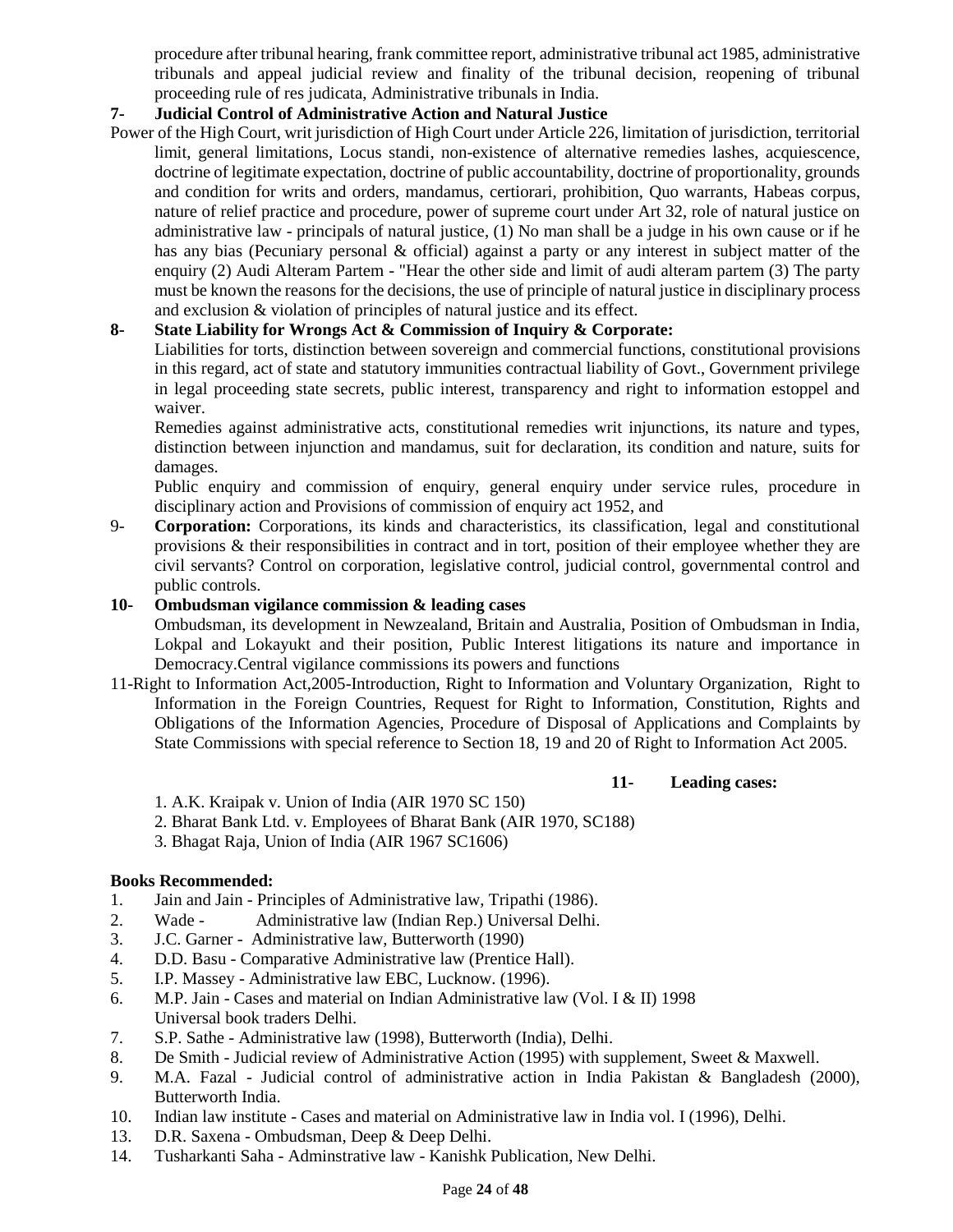procedure after tribunal hearing, frank committee report, administrative tribunal act 1985, administrative tribunals and appeal judicial review and finality of the tribunal decision, reopening of tribunal proceeding rule of res judicata, Administrative tribunals in India.

**7- Judicial Control of Administrative Action and Natural Justice**

Power of the High Court, writ jurisdiction of High Court under Article 226, limitation of jurisdiction, territorial limit, general limitations, Locus standi, non-existence of alternative remedies lashes, acquiescence, doctrine of legitimate expectation, doctrine of public accountability, doctrine of proportionality, grounds and condition for writs and orders, mandamus, certiorari, prohibition, Quo warrants, Habeas corpus, nature of relief practice and procedure, power of supreme court under Art 32, role of natural justice on administrative law - principals of natural justice, (1) No man shall be a judge in his own cause or if he has any bias (Pecuniary personal & official) against a party or any interest in subject matter of the enquiry (2) Audi Alteram Partem - "Hear the other side and limit of audi alteram partem (3) The party must be known the reasons for the decisions, the use of principle of natural justice in disciplinary process and exclusion & violation of principles of natural justice and its effect.

**8- State Liability for Wrongs Act & Commission of Inquiry & Corporate:**

Liabilities for torts, distinction between sovereign and commercial functions, constitutional provisions in this regard, act of state and statutory immunities contractual liability of Govt., Government privilege in legal proceeding state secrets, public interest, transparency and right to information estoppel and waiver.

Remedies against administrative acts, constitutional remedies writ injunctions, its nature and types, distinction between injunction and mandamus, suit for declaration, its condition and nature, suits for damages.

Public enquiry and commission of enquiry, general enquiry under service rules, procedure in disciplinary action and Provisions of commission of enquiry act 1952, and

9- **Corporation:** Corporations, its kinds and characteristics, its classification, legal and constitutional provisions & their responsibilities in contract and in tort, position of their employee whether they are civil servants? Control on corporation, legislative control, judicial control, governmental control and public controls.

**10- Ombudsman vigilance commission & leading cases**

Ombudsman, its development in Newzealand, Britain and Australia, Position of Ombudsman in India, Lokpal and Lokayukt and their position, Public Interest litigations its nature and importance in Democracy.Central vigilance commissions its powers and functions

11-Right to Information Act,2005-Introduction, Right to Information and Voluntary Organization, Right to Information in the Foreign Countries, Request for Right to Information, Constitution, Rights and Obligations of the Information Agencies, Procedure of Disposal of Applications and Complaints by State Commissions with special reference to Section 18, 19 and 20 of Right to Information Act 2005.

**11- Leading cases:**

1. A.K. Kraipak v. Union of India (AIR 1970 SC 150)
2. Bharat Bank Ltd. v. Employees of Bharat Bank (AIR 1970, SC188)
3. Bhagat Raja, Union of India (AIR 1967 SC1606)

**Books Recommended:**

1. Jain and Jain - Principles of Administrative law, Tripathi (1986).
2. Wade - Administrative law (Indian Rep.) Universal Delhi.
3. J.C. Garner - Administrative law, Butterworth (1990)
4. D.D. Basu - Comparative Administrative law (Prentice Hall).
5. I.P. Massey - Administrative law EBC, Lucknow. (1996).
6. M.P. Jain - Cases and material on Indian Administrative law (Vol. I & II) 1998 Universal book traders Delhi.
7. S.P. Sathe - Administrative law (1998), Butterworth (India), Delhi.
8. De Smith - Judicial review of Administrative Action (1995) with supplement, Sweet & Maxwell.
9. M.A. Fazal - Judicial control of administrative action in India Pakistan & Bangladesh (2000), Butterworth India.
10. Indian law institute - Cases and material on Administrative law in India vol. I (1996), Delhi.

13. D.R. Saxena - Ombudsman, Deep & Deep Delhi.
14. Tusharkanti Saha - Adminstrative law - Kanishk Publication, New Delhi.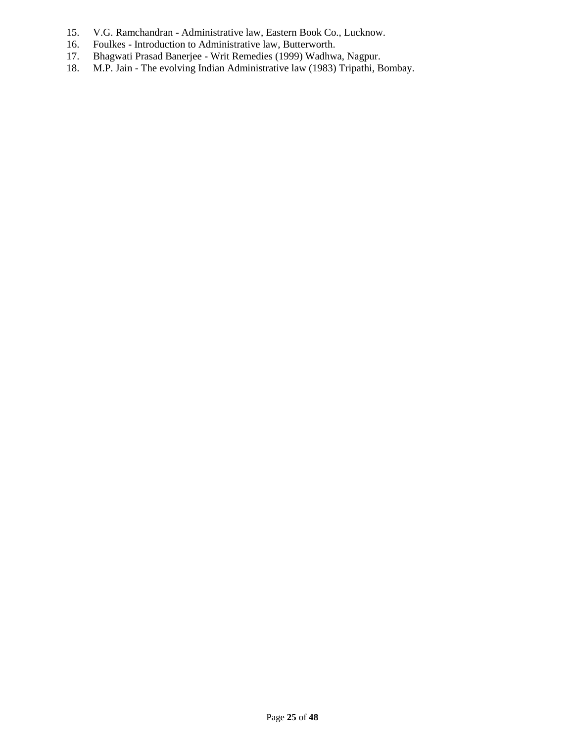15. V.G. Ramchandran - Administrative law, Eastern Book Co., Lucknow.
16. Foulkes - Introduction to Administrative law, Butterworth.
17. Bhagwati Prasad Banerjee - Writ Remedies (1999) Wadhwa, Nagpur.
18. M.P. Jain - The evolving Indian Administrative law (1983) Tripathi, Bombay.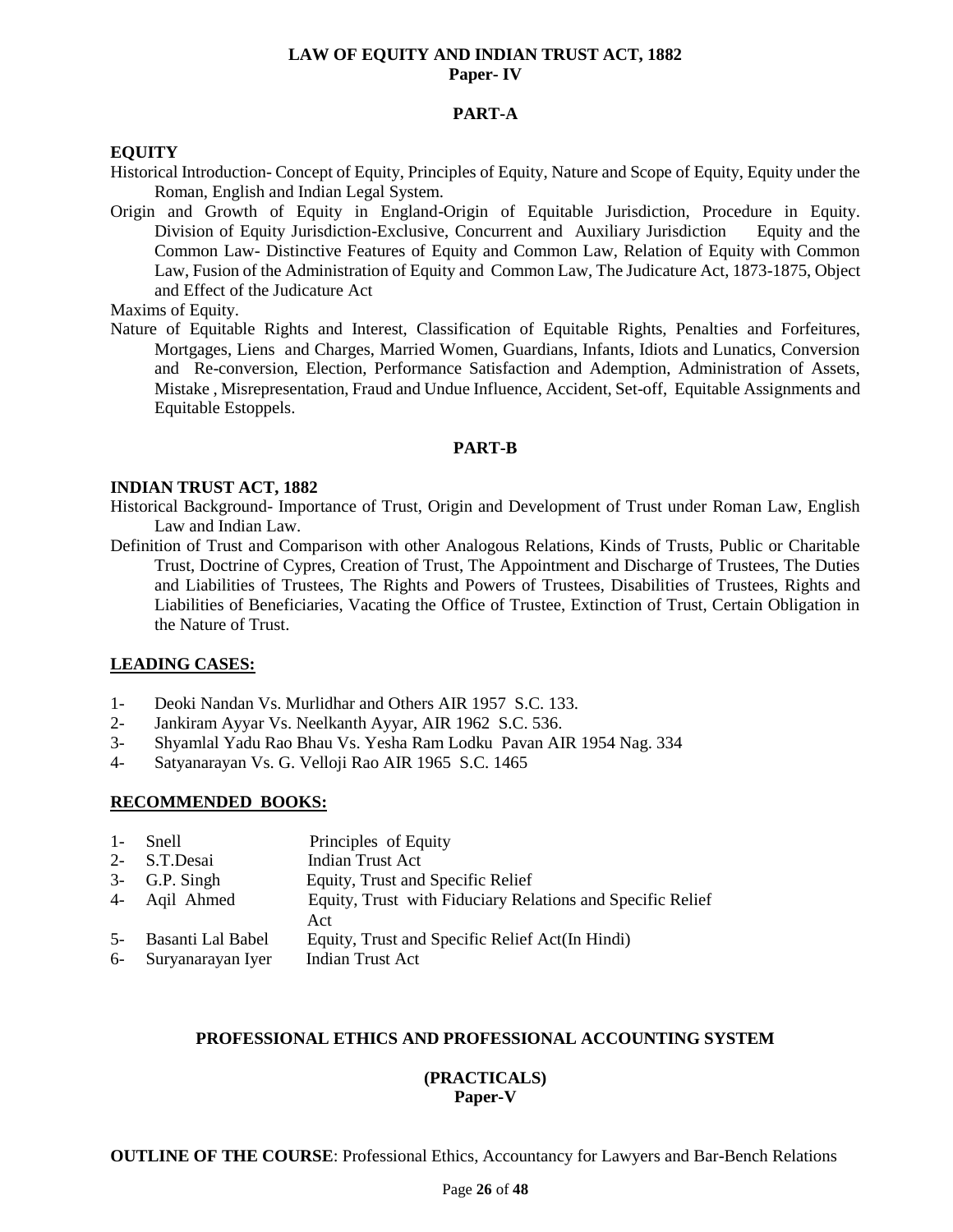## LAW OF EQUITY AND INDIAN TRUST ACT, 1882
**Paper- IV**

### PART-A

**EQUITY**

Historical Introduction- Concept of Equity, Principles of Equity, Nature and Scope of Equity, Equity under the Roman, English and Indian Legal System.

Origin and Growth of Equity in England-Origin of Equitable Jurisdiction, Procedure in Equity. Division of Equity Jurisdiction-Exclusive, Concurrent and Auxiliary Jurisdiction Equity and the Common Law- Distinctive Features of Equity and Common Law, Relation of Equity with Common Law, Fusion of the Administration of Equity and Common Law, The Judicature Act, 1873-1875, Object and Effect of the Judicature Act

Maxims of Equity.

Nature of Equitable Rights and Interest, Classification of Equitable Rights, Penalties and Forfeitures, Mortgages, Liens and Charges, Married Women, Guardians, Infants, Idiots and Lunatics, Conversion and Re-conversion, Election, Performance Satisfaction and Ademption, Administration of Assets, Mistake , Misrepresentation, Fraud and Undue Influence, Accident, Set-off, Equitable Assignments and Equitable Estoppels.

### PART-B

**INDIAN TRUST ACT, 1882**

Historical Background- Importance of Trust, Origin and Development of Trust under Roman Law, English Law and Indian Law.

Definition of Trust and Comparison with other Analogous Relations, Kinds of Trusts, Public or Charitable Trust, Doctrine of Cypres, Creation of Trust, The Appointment and Discharge of Trustees, The Duties and Liabilities of Trustees, The Rights and Powers of Trustees, Disabilities of Trustees, Rights and Liabilities of Beneficiaries, Vacating the Office of Trustee, Extinction of Trust, Certain Obligation in the Nature of Trust.

**LEADING CASES:**

1- Deoki Nandan Vs. Murlidhar and Others AIR 1957 S.C. 133.
2- Jankiram Ayyar Vs. Neelkanth Ayyar, AIR 1962 S.C. 536.
3- Shyamlal Yadu Rao Bhau Vs. Yesha Ram Lodku Pavan AIR 1954 Nag. 334
4- Satyanarayan Vs. G. Velloji Rao AIR 1965 S.C. 1465

**RECOMMENDED BOOKS:**

| | | |
|---|---|---|
| 1- | Snell | Principles of Equity |
| 2- | S.T.Desai | Indian Trust Act |
| 3- | G.P. Singh | Equity, Trust and Specific Relief |
| 4- | Aqil Ahmed | Equity, Trust with Fiduciary Relations and Specific Relief Act |
| 5- | Basanti Lal Babel | Equity, Trust and Specific Relief Act(In Hindi) |
| 6- | Suryanarayan Iyer | Indian Trust Act |

## PROFESSIONAL ETHICS AND PROFESSIONAL ACCOUNTING SYSTEM

**(PRACTICALS)**
**Paper-V**

**OUTLINE OF THE COURSE**: Professional Ethics, Accountancy for Lawyers and Bar-Bench Relations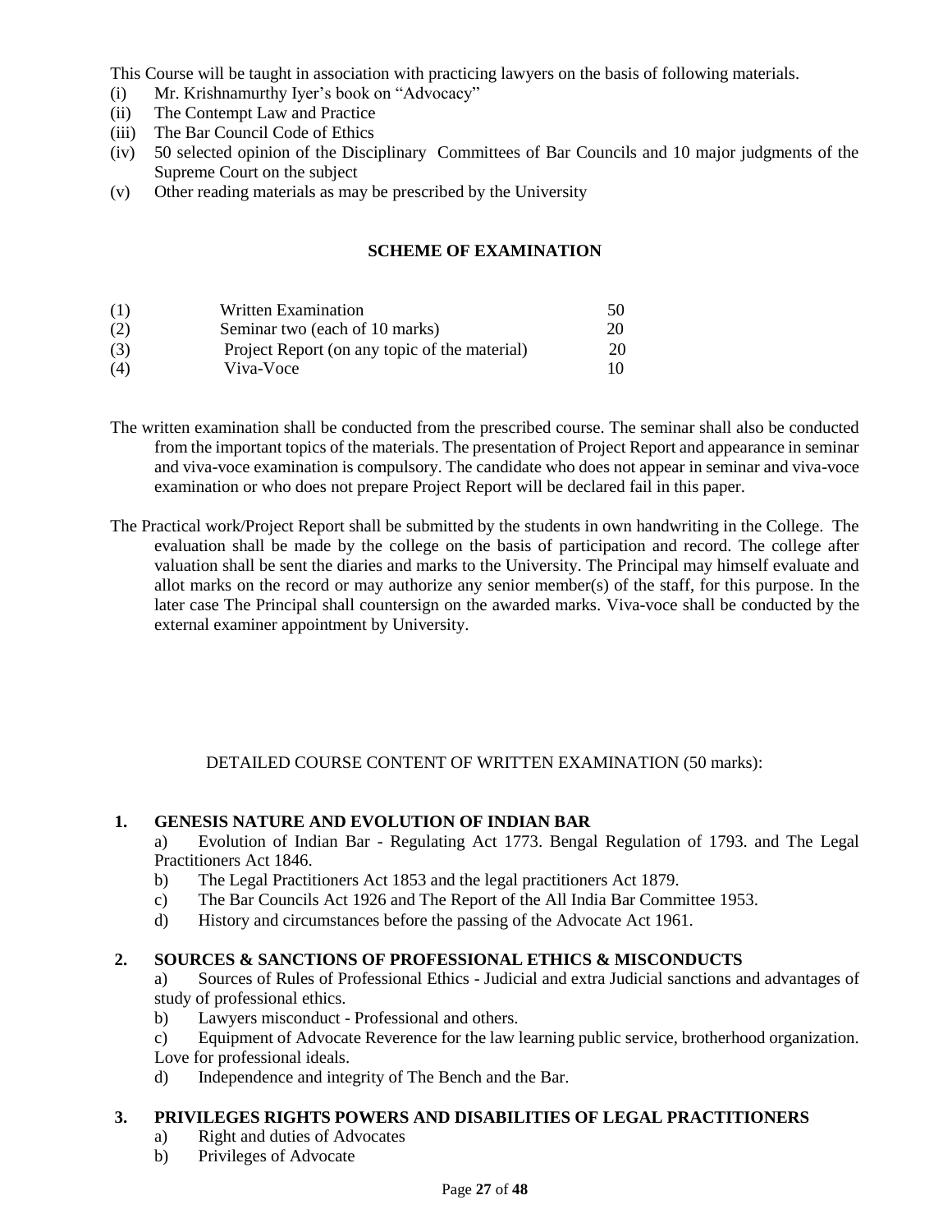This Course will be taught in association with practicing lawyers on the basis of following materials.

- (i) Mr. Krishnamurthy Iyer's book on "Advocacy"
- (ii) The Contempt Law and Practice
- (iii) The Bar Council Code of Ethics
- (iv) 50 selected opinion of the Disciplinary Committees of Bar Councils and 10 major judgments of the Supreme Court on the subject
- (v) Other reading materials as may be prescribed by the University

## SCHEME OF EXAMINATION

| | | |
|---|---|---|
| (1) | Written Examination | 50 |
| (2) | Seminar two (each of 10 marks) | 20 |
| (3) | Project Report (on any topic of the material) | 20 |
| (4) | Viva-Voce | 10 |

The written examination shall be conducted from the prescribed course. The seminar shall also be conducted from the important topics of the materials. The presentation of Project Report and appearance in seminar and viva-voce examination is compulsory. The candidate who does not appear in seminar and viva-voce examination or who does not prepare Project Report will be declared fail in this paper.

The Practical work/Project Report shall be submitted by the students in own handwriting in the College. The evaluation shall be made by the college on the basis of participation and record. The college after valuation shall be sent the diaries and marks to the University. The Principal may himself evaluate and allot marks on the record or may authorize any senior member(s) of the staff, for this purpose. In the later case The Principal shall countersign on the awarded marks. Viva-voce shall be conducted by the external examiner appointment by University.

DETAILED COURSE CONTENT OF WRITTEN EXAMINATION (50 marks):

### 1. GENESIS NATURE AND EVOLUTION OF INDIAN BAR

a) Evolution of Indian Bar - Regulating Act 1773. Bengal Regulation of 1793. and The Legal Practitioners Act 1846.

b) The Legal Practitioners Act 1853 and the legal practitioners Act 1879.

c) The Bar Councils Act 1926 and The Report of the All India Bar Committee 1953.

d) History and circumstances before the passing of the Advocate Act 1961.

### 2. SOURCES & SANCTIONS OF PROFESSIONAL ETHICS & MISCONDUCTS

a) Sources of Rules of Professional Ethics - Judicial and extra Judicial sanctions and advantages of study of professional ethics.

b) Lawyers misconduct - Professional and others.

c) Equipment of Advocate Reverence for the law learning public service, brotherhood organization. Love for professional ideals.

d) Independence and integrity of The Bench and the Bar.

### 3. PRIVILEGES RIGHTS POWERS AND DISABILITIES OF LEGAL PRACTITIONERS

a) Right and duties of Advocates

b) Privileges of Advocate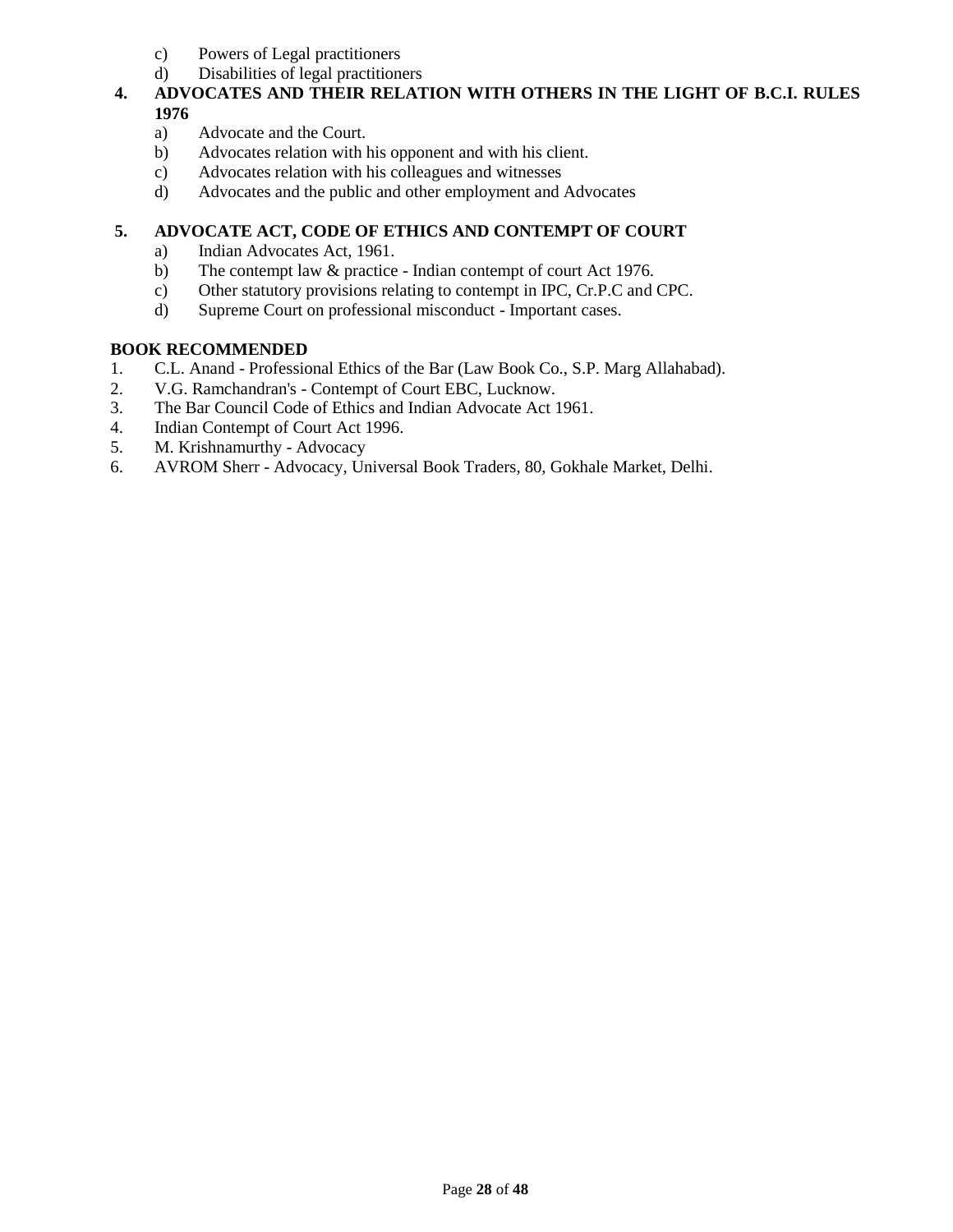c) Powers of Legal practitioners
d) Disabilities of legal practitioners

**4. ADVOCATES AND THEIR RELATION WITH OTHERS IN THE LIGHT OF B.C.I. RULES 1976**

a) Advocate and the Court.
b) Advocates relation with his opponent and with his client.
c) Advocates relation with his colleagues and witnesses
d) Advocates and the public and other employment and Advocates

**5. ADVOCATE ACT, CODE OF ETHICS AND CONTEMPT OF COURT**

a) Indian Advocates Act, 1961.
b) The contempt law & practice - Indian contempt of court Act 1976.
c) Other statutory provisions relating to contempt in IPC, Cr.P.C and CPC.
d) Supreme Court on professional misconduct - Important cases.

**BOOK RECOMMENDED**

1. C.L. Anand - Professional Ethics of the Bar (Law Book Co., S.P. Marg Allahabad).
2. V.G. Ramchandran's - Contempt of Court EBC, Lucknow.
3. The Bar Council Code of Ethics and Indian Advocate Act 1961.
4. Indian Contempt of Court Act 1996.
5. M. Krishnamurthy - Advocacy
6. AVROM Sherr - Advocacy, Universal Book Traders, 80, Gokhale Market, Delhi.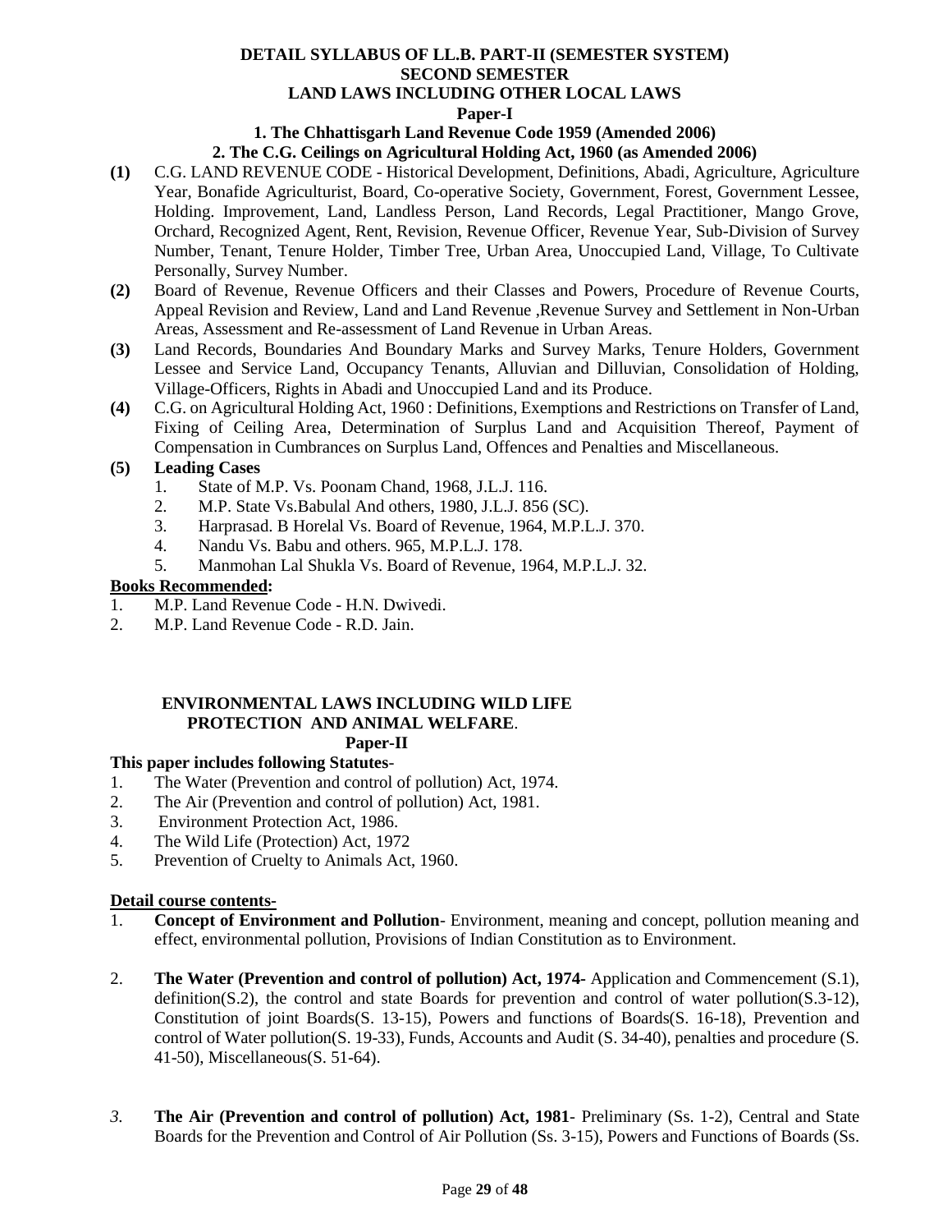# DETAIL SYLLABUS OF LL.B. PART-II (SEMESTER SYSTEM)
## SECOND SEMESTER
## LAND LAWS INCLUDING OTHER LOCAL LAWS
### Paper-I
### 1. The Chhattisgarh Land Revenue Code 1959 (Amended 2006)
### 2. The C.G. Ceilings on Agricultural Holding Act, 1960 (as Amended 2006)

**(1)** C.G. LAND REVENUE CODE - Historical Development, Definitions, Abadi, Agriculture, Agriculture Year, Bonafide Agriculturist, Board, Co-operative Society, Government, Forest, Government Lessee, Holding. Improvement, Land, Landless Person, Land Records, Legal Practitioner, Mango Grove, Orchard, Recognized Agent, Rent, Revision, Revenue Officer, Revenue Year, Sub-Division of Survey Number, Tenant, Tenure Holder, Timber Tree, Urban Area, Unoccupied Land, Village, To Cultivate Personally, Survey Number.

**(2)** Board of Revenue, Revenue Officers and their Classes and Powers, Procedure of Revenue Courts, Appeal Revision and Review, Land and Land Revenue ,Revenue Survey and Settlement in Non-Urban Areas, Assessment and Re-assessment of Land Revenue in Urban Areas.

**(3)** Land Records, Boundaries And Boundary Marks and Survey Marks, Tenure Holders, Government Lessee and Service Land, Occupancy Tenants, Alluvian and Dilluvian, Consolidation of Holding, Village-Officers, Rights in Abadi and Unoccupied Land and its Produce.

**(4)** C.G. on Agricultural Holding Act, 1960 : Definitions, Exemptions and Restrictions on Transfer of Land, Fixing of Ceiling Area, Determination of Surplus Land and Acquisition Thereof, Payment of Compensation in Cumbrances on Surplus Land, Offences and Penalties and Miscellaneous.

**(5) Leading Cases**

1. State of M.P. Vs. Poonam Chand, 1968, J.L.J. 116.
2. M.P. State Vs.Babulal And others, 1980, J.L.J. 856 (SC).
3. Harprasad. B Horelal Vs. Board of Revenue, 1964, M.P.L.J. 370.
4. Nandu Vs. Babu and others. 965, M.P.L.J. 178.
5. Manmohan Lal Shukla Vs. Board of Revenue, 1964, M.P.L.J. 32.

**Books Recommended:**

1. M.P. Land Revenue Code - H.N. Dwivedi.
2. M.P. Land Revenue Code - R.D. Jain.

## ENVIRONMENTAL LAWS INCLUDING WILD LIFE PROTECTION AND ANIMAL WELFARE.
### Paper-II

**This paper includes following Statutes-**

1. The Water (Prevention and control of pollution) Act, 1974.
2. The Air (Prevention and control of pollution) Act, 1981.
3. Environment Protection Act, 1986.
4. The Wild Life (Protection) Act, 1972
5. Prevention of Cruelty to Animals Act, 1960.

**Detail course contents-**

1. **Concept of Environment and Pollution**- Environment, meaning and concept, pollution meaning and effect, environmental pollution, Provisions of Indian Constitution as to Environment.

2. **The Water (Prevention and control of pollution) Act, 1974-** Application and Commencement (S.1), definition(S.2), the control and state Boards for prevention and control of water pollution(S.3-12), Constitution of joint Boards(S. 13-15), Powers and functions of Boards(S. 16-18), Prevention and control of Water pollution(S. 19-33), Funds, Accounts and Audit (S. 34-40), penalties and procedure (S. 41-50), Miscellaneous(S. 51-64).

3. **The Air (Prevention and control of pollution) Act, 1981**- Preliminary (Ss. 1-2), Central and State Boards for the Prevention and Control of Air Pollution (Ss. 3-15), Powers and Functions of Boards (Ss.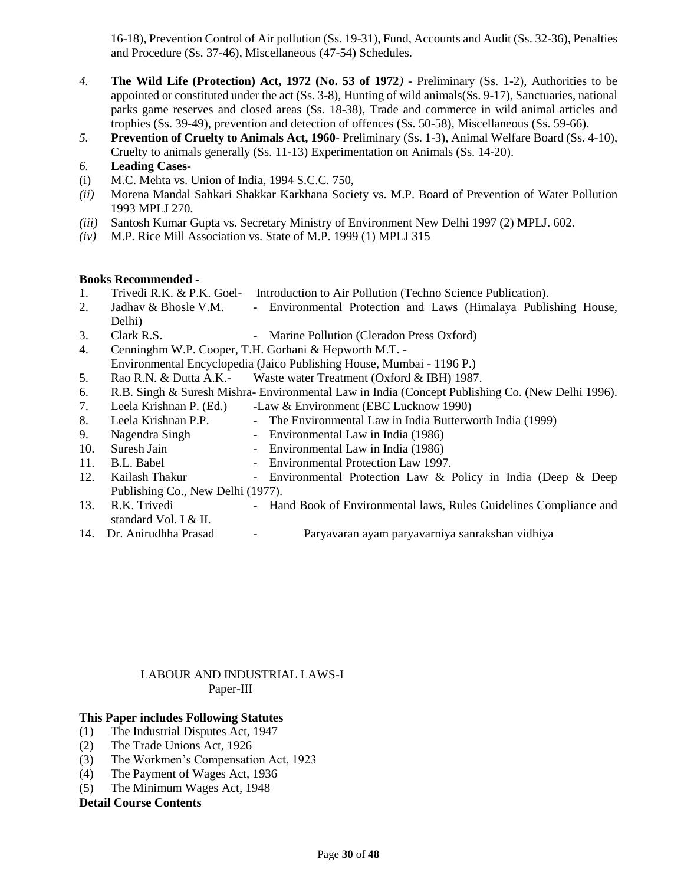16-18), Prevention Control of Air pollution (Ss. 19-31), Fund, Accounts and Audit (Ss. 32-36), Penalties and Procedure (Ss. 37-46), Miscellaneous (47-54) Schedules.

*4.* **The Wild Life (Protection) Act, 1972 (No. 53 of 1972***)* - Preliminary (Ss. 1-2), Authorities to be appointed or constituted under the act (Ss. 3-8), Hunting of wild animals(Ss. 9-17), Sanctuaries, national parks game reserves and closed areas (Ss. 18-38), Trade and commerce in wild animal articles and trophies (Ss. 39-49), prevention and detection of offences (Ss. 50-58), Miscellaneous (Ss. 59-66).

*5.* **Prevention of Cruelty to Animals Act, 1960**- Preliminary (Ss. 1-3), Animal Welfare Board (Ss. 4-10), Cruelty to animals generally (Ss. 11-13) Experimentation on Animals (Ss. 14-20).

*6.* **Leading Cases**-

(i) M.C. Mehta vs. Union of India, 1994 S.C.C. 750,

*(ii)* Morena Mandal Sahkari Shakkar Karkhana Society vs. M.P. Board of Prevention of Water Pollution 1993 MPLJ 270.

*(iii)* Santosh Kumar Gupta vs. Secretary Ministry of Environment New Delhi 1997 (2) MPLJ. 602.

*(iv)* M.P. Rice Mill Association vs. State of M.P. 1999 (1) MPLJ 315

**Books Recommended -**

1. Trivedi R.K. & P.K. Goel- Introduction to Air Pollution (Techno Science Publication).
2. Jadhav & Bhosle V.M. - Environmental Protection and Laws (Himalaya Publishing House, Delhi)
3. Clark R.S. - Marine Pollution (Cleradon Press Oxford)
4. Cenninghm W.P. Cooper, T.H. Gorhani & Hepworth M.T. - Environmental Encyclopedia (Jaico Publishing House, Mumbai - 1196 P.)
5. Rao R.N. & Dutta A.K.- Waste water Treatment (Oxford & IBH) 1987.
6. R.B. Singh & Suresh Mishra- Environmental Law in India (Concept Publishing Co. (New Delhi 1996).
7. Leela Krishnan P. (Ed.) -Law & Environment (EBC Lucknow 1990)
8. Leela Krishnan P.P. - The Environmental Law in India Butterworth India (1999)
9. Nagendra Singh - Environmental Law in India (1986)
10. Suresh Jain - Environmental Law in India (1986)
11. B.L. Babel - Environmental Protection Law 1997.
12. Kailash Thakur - Environmental Protection Law & Policy in India (Deep & Deep Publishing Co., New Delhi (1977).
13. R.K. Trivedi - Hand Book of Environmental laws, Rules Guidelines Compliance and standard Vol. I & II.
14. Dr. Anirudhha Prasad - Paryavaran ayam paryavarniya sanrakshan vidhiya

## LABOUR AND INDUSTRIAL LAWS-I
### Paper-III

**This Paper includes Following Statutes**

(1) The Industrial Disputes Act, 1947

(2) The Trade Unions Act, 1926

(3) The Workmen's Compensation Act, 1923

(4) The Payment of Wages Act, 1936

(5) The Minimum Wages Act, 1948

**Detail Course Contents**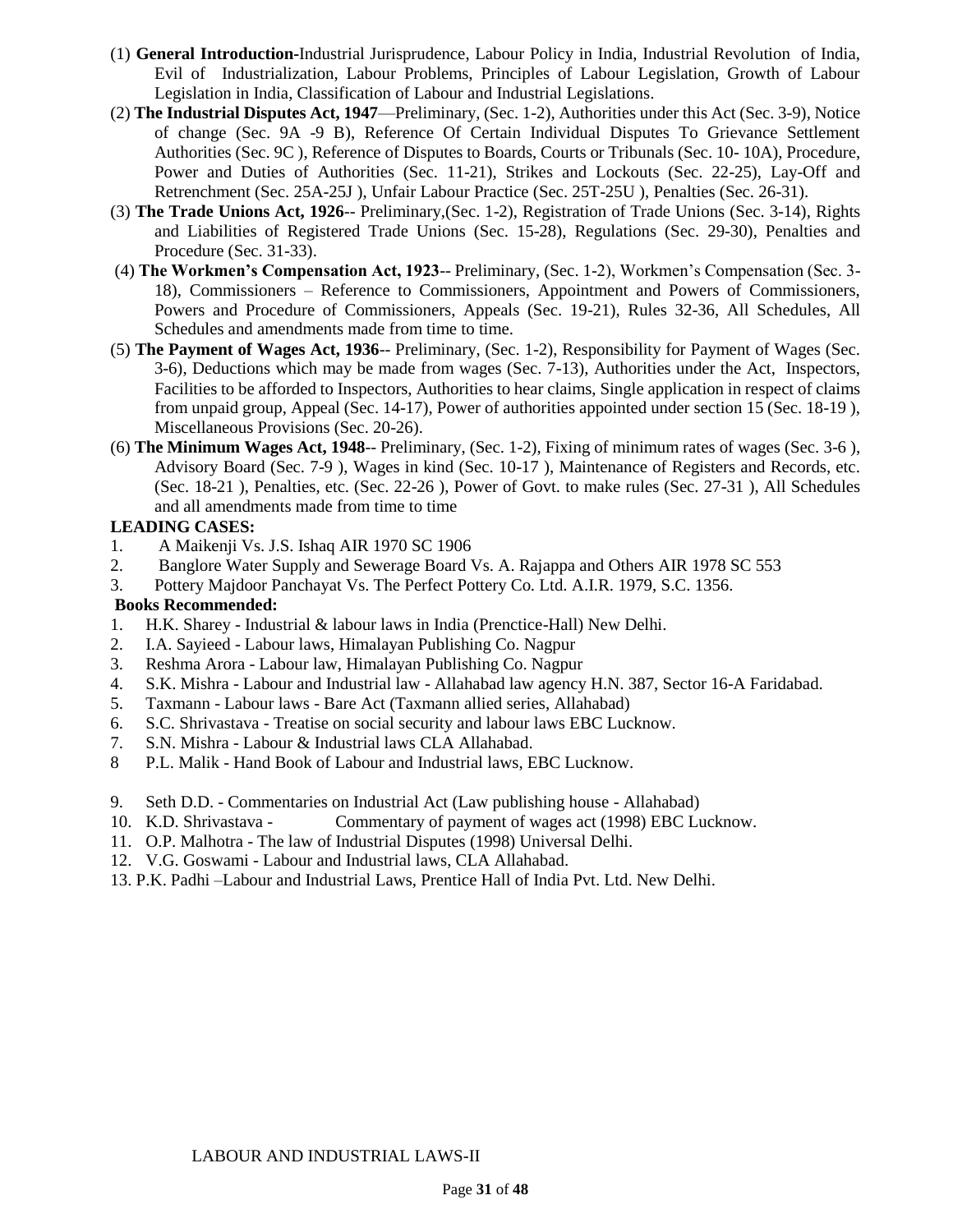(1) **General Introduction-**Industrial Jurisprudence, Labour Policy in India, Industrial Revolution of India, Evil of Industrialization, Labour Problems, Principles of Labour Legislation, Growth of Labour Legislation in India, Classification of Labour and Industrial Legislations.

(2) **The Industrial Disputes Act, 1947**—Preliminary, (Sec. 1-2), Authorities under this Act (Sec. 3-9), Notice of change (Sec. 9A -9 B), Reference Of Certain Individual Disputes To Grievance Settlement Authorities (Sec. 9C ), Reference of Disputes to Boards, Courts or Tribunals (Sec. 10- 10A), Procedure, Power and Duties of Authorities (Sec. 11-21), Strikes and Lockouts (Sec. 22-25), Lay-Off and Retrenchment (Sec. 25A-25J ), Unfair Labour Practice (Sec. 25T-25U ), Penalties (Sec. 26-31).

(3) **The Trade Unions Act, 1926**-- Preliminary,(Sec. 1-2), Registration of Trade Unions (Sec. 3-14), Rights and Liabilities of Registered Trade Unions (Sec. 15-28), Regulations (Sec. 29-30), Penalties and Procedure (Sec. 31-33).

(4) **The Workmen's Compensation Act, 1923**-- Preliminary, (Sec. 1-2), Workmen's Compensation (Sec. 3-18), Commissioners – Reference to Commissioners, Appointment and Powers of Commissioners, Powers and Procedure of Commissioners, Appeals (Sec. 19-21), Rules 32-36, All Schedules, All Schedules and amendments made from time to time.

(5) **The Payment of Wages Act, 1936**-- Preliminary, (Sec. 1-2), Responsibility for Payment of Wages (Sec. 3-6), Deductions which may be made from wages (Sec. 7-13), Authorities under the Act, Inspectors, Facilities to be afforded to Inspectors, Authorities to hear claims, Single application in respect of claims from unpaid group, Appeal (Sec. 14-17), Power of authorities appointed under section 15 (Sec. 18-19 ), Miscellaneous Provisions (Sec. 20-26).

(6) **The Minimum Wages Act, 1948**-- Preliminary, (Sec. 1-2), Fixing of minimum rates of wages (Sec. 3-6 ), Advisory Board (Sec. 7-9 ), Wages in kind (Sec. 10-17 ), Maintenance of Registers and Records, etc. (Sec. 18-21 ), Penalties, etc. (Sec. 22-26 ), Power of Govt. to make rules (Sec. 27-31 ), All Schedules and all amendments made from time to time

**LEADING CASES:**

1. A Maikenji Vs. J.S. Ishaq AIR 1970 SC 1906
2. Banglore Water Supply and Sewerage Board Vs. A. Rajappa and Others AIR 1978 SC 553
3. Pottery Majdoor Panchayat Vs. The Perfect Pottery Co. Ltd. A.I.R. 1979, S.C. 1356.

**Books Recommended:**

1. H.K. Sharey - Industrial & labour laws in India (Prenctice-Hall) New Delhi.
2. I.A. Sayieed - Labour laws, Himalayan Publishing Co. Nagpur
3. Reshma Arora - Labour law, Himalayan Publishing Co. Nagpur
4. S.K. Mishra - Labour and Industrial law - Allahabad law agency H.N. 387, Sector 16-A Faridabad.
5. Taxmann - Labour laws - Bare Act (Taxmann allied series, Allahabad)
6. S.C. Shrivastava - Treatise on social security and labour laws EBC Lucknow.
7. S.N. Mishra - Labour & Industrial laws CLA Allahabad.
8. P.L. Malik - Hand Book of Labour and Industrial laws, EBC Lucknow.
9. Seth D.D. - Commentaries on Industrial Act (Law publishing house - Allahabad)
10. K.D. Shrivastava - Commentary of payment of wages act (1998) EBC Lucknow.
11. O.P. Malhotra - The law of Industrial Disputes (1998) Universal Delhi.
12. V.G. Goswami - Labour and Industrial laws, CLA Allahabad.
13. P.K. Padhi –Labour and Industrial Laws, Prentice Hall of India Pvt. Ltd. New Delhi.

LABOUR AND INDUSTRIAL LAWS-II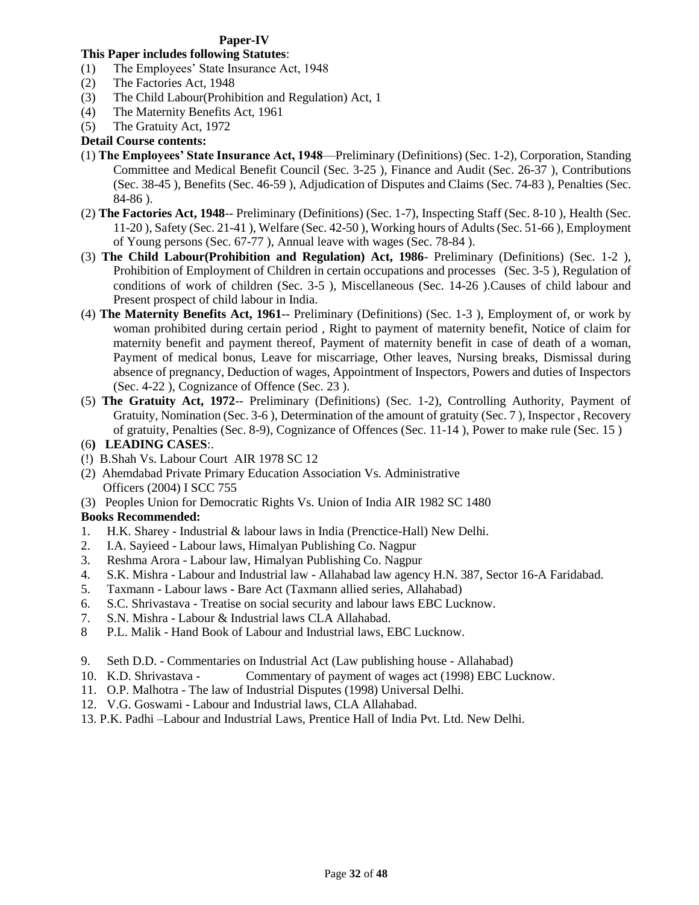**Paper-IV**

**This Paper includes following Statutes**:

(1) The Employees' State Insurance Act, 1948
(2) The Factories Act, 1948
(3) The Child Labour(Prohibition and Regulation) Act, 1
(4) The Maternity Benefits Act, 1961
(5) The Gratuity Act, 1972

**Detail Course contents:**

(1) **The Employees' State Insurance Act, 1948**—Preliminary (Definitions) (Sec. 1-2), Corporation, Standing Committee and Medical Benefit Council (Sec. 3-25 ), Finance and Audit (Sec. 26-37 ), Contributions (Sec. 38-45 ), Benefits (Sec. 46-59 ), Adjudication of Disputes and Claims (Sec. 74-83 ), Penalties (Sec. 84-86 ).

(2) **The Factories Act, 1948**-- Preliminary (Definitions) (Sec. 1-7), Inspecting Staff (Sec. 8-10 ), Health (Sec. 11-20 ), Safety (Sec. 21-41 ), Welfare (Sec. 42-50 ), Working hours of Adults (Sec. 51-66 ), Employment of Young persons (Sec. 67-77 ), Annual leave with wages (Sec. 78-84 ).

(3) **The Child Labour(Prohibition and Regulation) Act, 1986**- Preliminary (Definitions) (Sec. 1-2 ), Prohibition of Employment of Children in certain occupations and processes (Sec. 3-5 ), Regulation of conditions of work of children (Sec. 3-5 ), Miscellaneous (Sec. 14-26 ).Causes of child labour and Present prospect of child labour in India.

(4) **The Maternity Benefits Act, 1961**-- Preliminary (Definitions) (Sec. 1-3 ), Employment of, or work by woman prohibited during certain period , Right to payment of maternity benefit, Notice of claim for maternity benefit and payment thereof, Payment of maternity benefit in case of death of a woman, Payment of medical bonus, Leave for miscarriage, Other leaves, Nursing breaks, Dismissal during absence of pregnancy, Deduction of wages, Appointment of Inspectors, Powers and duties of Inspectors (Sec. 4-22 ), Cognizance of Offence (Sec. 23 ).

(5) **The Gratuity Act, 1972**-- Preliminary (Definitions) (Sec. 1-2), Controlling Authority, Payment of Gratuity, Nomination (Sec. 3-6 ), Determination of the amount of gratuity (Sec. 7 ), Inspector , Recovery of gratuity, Penalties (Sec. 8-9), Cognizance of Offences (Sec. 11-14 ), Power to make rule (Sec. 15 )

(6**) LEADING CASES**:.

(!) B.Shah Vs. Labour Court AIR 1978 SC 12
(2) Ahemdabad Private Primary Education Association Vs. Administrative Officers (2004) I SCC 755
(3) Peoples Union for Democratic Rights Vs. Union of India AIR 1982 SC 1480

**Books Recommended:**

1. H.K. Sharey - Industrial & labour laws in India (Prenctice-Hall) New Delhi.
2. I.A. Sayieed - Labour laws, Himalyan Publishing Co. Nagpur
3. Reshma Arora - Labour law, Himalyan Publishing Co. Nagpur
4. S.K. Mishra - Labour and Industrial law - Allahabad law agency H.N. 387, Sector 16-A Faridabad.
5. Taxmann - Labour laws - Bare Act (Taxmann allied series, Allahabad)
6. S.C. Shrivastava - Treatise on social security and labour laws EBC Lucknow.
7. S.N. Mishra - Labour & Industrial laws CLA Allahabad.
8 P.L. Malik - Hand Book of Labour and Industrial laws, EBC Lucknow.
9. Seth D.D. - Commentaries on Industrial Act (Law publishing house - Allahabad)
10. K.D. Shrivastava - Commentary of payment of wages act (1998) EBC Lucknow.
11. O.P. Malhotra - The law of Industrial Disputes (1998) Universal Delhi.
12. V.G. Goswami - Labour and Industrial laws, CLA Allahabad.
13. P.K. Padhi –Labour and Industrial Laws, Prentice Hall of India Pvt. Ltd. New Delhi.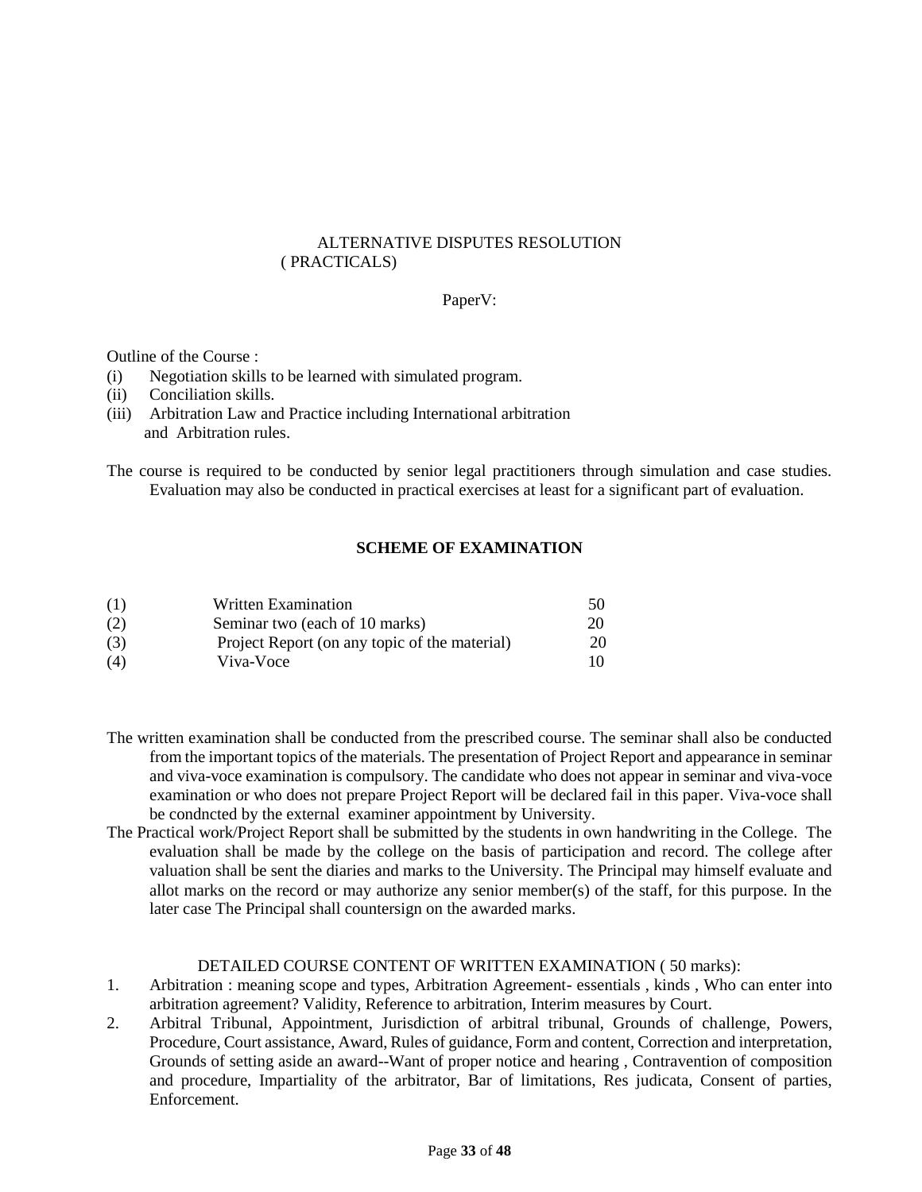## ALTERNATIVE DISPUTES RESOLUTION
## ( PRACTICALS)

PaperV:

Outline of the Course :

(i) Negotiation skills to be learned with simulated program.
(ii) Conciliation skills.
(iii) Arbitration Law and Practice including International arbitration and Arbitration rules.

The course is required to be conducted by senior legal practitioners through simulation and case studies. Evaluation may also be conducted in practical exercises at least for a significant part of evaluation.

### SCHEME OF EXAMINATION

| | | |
|---|---|---|
| (1) | Written Examination | 50 |
| (2) | Seminar two (each of 10 marks) | 20 |
| (3) | Project Report (on any topic of the material) | 20 |
| (4) | Viva-Voce | 10 |

The written examination shall be conducted from the prescribed course. The seminar shall also be conducted from the important topics of the materials. The presentation of Project Report and appearance in seminar and viva-voce examination is compulsory. The candidate who does not appear in seminar and viva-voce examination or who does not prepare Project Report will be declared fail in this paper. Viva-voce shall be condncted by the external examiner appointment by University.

The Practical work/Project Report shall be submitted by the students in own handwriting in the College. The evaluation shall be made by the college on the basis of participation and record. The college after valuation shall be sent the diaries and marks to the University. The Principal may himself evaluate and allot marks on the record or may authorize any senior member(s) of the staff, for this purpose. In the later case The Principal shall countersign on the awarded marks.

DETAILED COURSE CONTENT OF WRITTEN EXAMINATION ( 50 marks):

1. Arbitration : meaning scope and types, Arbitration Agreement- essentials , kinds , Who can enter into arbitration agreement? Validity, Reference to arbitration, Interim measures by Court.
2. Arbitral Tribunal, Appointment, Jurisdiction of arbitral tribunal, Grounds of challenge, Powers, Procedure, Court assistance, Award, Rules of guidance, Form and content, Correction and interpretation, Grounds of setting aside an award--Want of proper notice and hearing , Contravention of composition and procedure, Impartiality of the arbitrator, Bar of limitations, Res judicata, Consent of parties, Enforcement.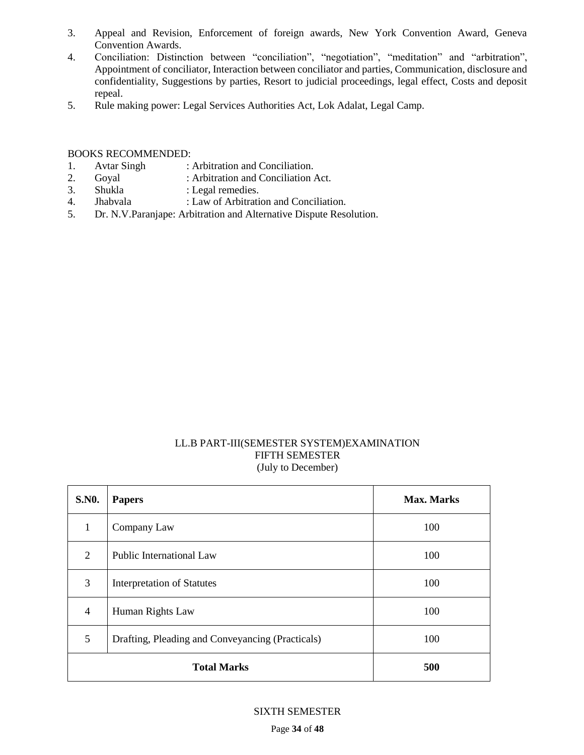3. Appeal and Revision, Enforcement of foreign awards, New York Convention Award, Geneva Convention Awards.
4. Conciliation: Distinction between "conciliation", "negotiation", "meditation" and "arbitration", Appointment of conciliator, Interaction between conciliator and parties, Communication, disclosure and confidentiality, Suggestions by parties, Resort to judicial proceedings, legal effect, Costs and deposit repeal.
5. Rule making power: Legal Services Authorities Act, Lok Adalat, Legal Camp.

BOOKS RECOMMENDED:

1. Avtar Singh : Arbitration and Conciliation.
2. Goyal : Arbitration and Conciliation Act.
3. Shukla : Legal remedies.
4. Jhabvala : Law of Arbitration and Conciliation.
5. Dr. N.V.Paranjape: Arbitration and Alternative Dispute Resolution.

LL.B PART-III(SEMESTER SYSTEM)EXAMINATION
FIFTH SEMESTER
(July to December)

| S.N0. | Papers | Max. Marks |
|---|---|---|
| 1 | Company Law | 100 |
| 2 | Public International Law | 100 |
| 3 | Interpretation of Statutes | 100 |
| 4 | Human Rights Law | 100 |
| 5 | Drafting, Pleading and Conveyancing (Practicals) | 100 |
| **Total Marks** | | **500** |

SIXTH SEMESTER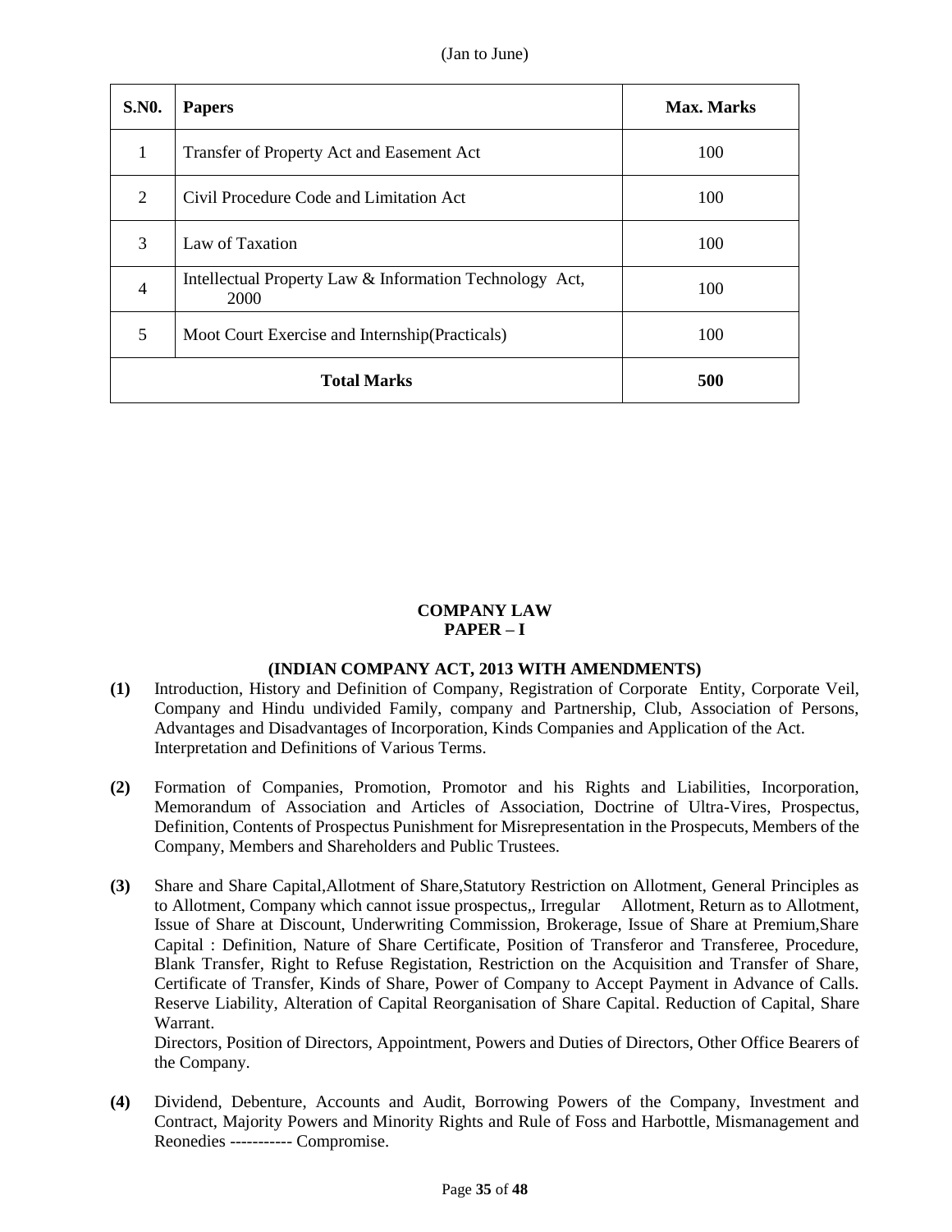(Jan to June)

| S.N0. | Papers | Max. Marks |
|---|---|---|
| 1 | Transfer of Property Act and Easement Act | 100 |
| 2 | Civil Procedure Code and Limitation Act | 100 |
| 3 | Law of Taxation | 100 |
| 4 | Intellectual Property Law & Information Technology Act, 2000 | 100 |
| 5 | Moot Court Exercise and Internship(Practicals) | 100 |
| **Total Marks** | | **500** |

## COMPANY LAW
## PAPER – I

### (INDIAN COMPANY ACT, 2013 WITH AMENDMENTS)

**(1)** Introduction, History and Definition of Company, Registration of Corporate Entity, Corporate Veil, Company and Hindu undivided Family, company and Partnership, Club, Association of Persons, Advantages and Disadvantages of Incorporation, Kinds Companies and Application of the Act. Interpretation and Definitions of Various Terms.

**(2)** Formation of Companies, Promotion, Promotor and his Rights and Liabilities, Incorporation, Memorandum of Association and Articles of Association, Doctrine of Ultra-Vires, Prospectus, Definition, Contents of Prospectus Punishment for Misrepresentation in the Prospecuts, Members of the Company, Members and Shareholders and Public Trustees.

**(3)** Share and Share Capital,Allotment of Share,Statutory Restriction on Allotment, General Principles as to Allotment, Company which cannot issue prospectus,, Irregular Allotment, Return as to Allotment, Issue of Share at Discount, Underwriting Commission, Brokerage, Issue of Share at Premium,Share Capital : Definition, Nature of Share Certificate, Position of Transferor and Transferee, Procedure, Blank Transfer, Right to Refuse Registation, Restriction on the Acquisition and Transfer of Share, Certificate of Transfer, Kinds of Share, Power of Company to Accept Payment in Advance of Calls. Reserve Liability, Alteration of Capital Reorganisation of Share Capital. Reduction of Capital, Share Warrant.

Directors, Position of Directors, Appointment, Powers and Duties of Directors, Other Office Bearers of the Company.

**(4)** Dividend, Debenture, Accounts and Audit, Borrowing Powers of the Company, Investment and Contract, Majority Powers and Minority Rights and Rule of Foss and Harbottle, Mismanagement and Reonedies ----------- Compromise.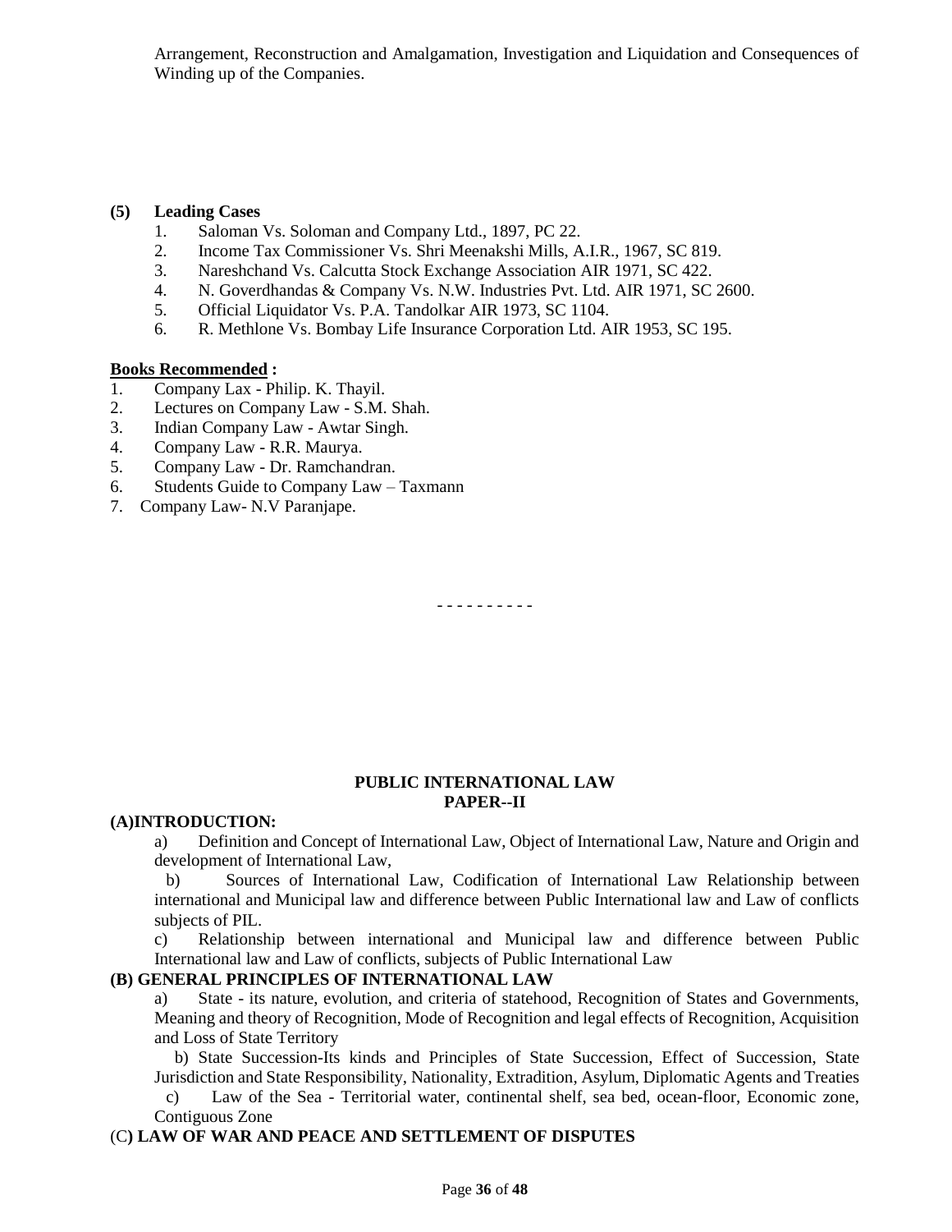Arrangement, Reconstruction and Amalgamation, Investigation and Liquidation and Consequences of Winding up of the Companies.

**(5) Leading Cases**

1. Saloman Vs. Soloman and Company Ltd., 1897, PC 22.
2. Income Tax Commissioner Vs. Shri Meenakshi Mills, A.I.R., 1967, SC 819.
3. Nareshchand Vs. Calcutta Stock Exchange Association AIR 1971, SC 422.
4. N. Goverdhandas & Company Vs. N.W. Industries Pvt. Ltd. AIR 1971, SC 2600.
5. Official Liquidator Vs. P.A. Tandolkar AIR 1973, SC 1104.
6. R. Methlone Vs. Bombay Life Insurance Corporation Ltd. AIR 1953, SC 195.

**Books Recommended :**

1. Company Lax - Philip. K. Thayil.
2. Lectures on Company Law - S.M. Shah.
3. Indian Company Law - Awtar Singh.
4. Company Law - R.R. Maurya.
5. Company Law - Dr. Ramchandran.
6. Students Guide to Company Law – Taxmann
7. Company Law- N.V Paranjape.

- - - - - - - - - -

## PUBLIC INTERNATIONAL LAW
## PAPER--II

**(A)INTRODUCTION:**

a) Definition and Concept of International Law, Object of International Law, Nature and Origin and development of International Law,

b) Sources of International Law, Codification of International Law Relationship between international and Municipal law and difference between Public International law and Law of conflicts subjects of PIL.

c) Relationship between international and Municipal law and difference between Public International law and Law of conflicts, subjects of Public International Law

**(B) GENERAL PRINCIPLES OF INTERNATIONAL LAW**

a) State - its nature, evolution, and criteria of statehood, Recognition of States and Governments, Meaning and theory of Recognition, Mode of Recognition and legal effects of Recognition, Acquisition and Loss of State Territory

b) State Succession-Its kinds and Principles of State Succession, Effect of Succession, State Jurisdiction and State Responsibility, Nationality, Extradition, Asylum, Diplomatic Agents and Treaties

c) Law of the Sea - Territorial water, continental shelf, sea bed, ocean-floor, Economic zone, Contiguous Zone

(C**) LAW OF WAR AND PEACE AND SETTLEMENT OF DISPUTES**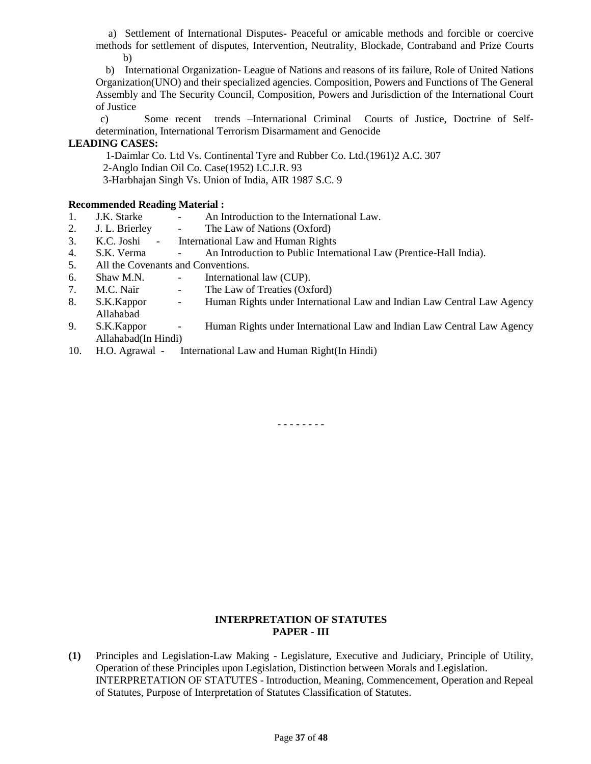a) Settlement of International Disputes- Peaceful or amicable methods and forcible or coercive methods for settlement of disputes, Intervention, Neutrality, Blockade, Contraband and Prize Courts b)

b) International Organization- League of Nations and reasons of its failure, Role of United Nations Organization(UNO) and their specialized agencies. Composition, Powers and Functions of The General Assembly and The Security Council, Composition, Powers and Jurisdiction of the International Court of Justice

c) Some recent trends –International Criminal Courts of Justice, Doctrine of Self-determination, International Terrorism Disarmament and Genocide

**LEADING CASES:**

1-Daimlar Co. Ltd Vs. Continental Tyre and Rubber Co. Ltd.(1961)2 A.C. 307

2-Anglo Indian Oil Co. Case(1952) I.C.J.R. 93

3-Harbhajan Singh Vs. Union of India, AIR 1987 S.C. 9

**Recommended Reading Material :**

1. J.K. Starke - An Introduction to the International Law.
2. J. L. Brierley - The Law of Nations (Oxford)
3. K.C. Joshi - International Law and Human Rights
4. S.K. Verma - An Introduction to Public International Law (Prentice-Hall India).
5. All the Covenants and Conventions.
6. Shaw M.N. - International law (CUP).
7. M.C. Nair - The Law of Treaties (Oxford)
8. S.K.Kappor - Human Rights under International Law and Indian Law Central Law Agency Allahabad
9. S.K.Kappor - Human Rights under International Law and Indian Law Central Law Agency Allahabad(In Hindi)
10. H.O. Agrawal - International Law and Human Right(In Hindi)

- - - - - - - -

## INTERPRETATION OF STATUTES
## PAPER - III

**(1)** Principles and Legislation-Law Making - Legislature, Executive and Judiciary, Principle of Utility, Operation of these Principles upon Legislation, Distinction between Morals and Legislation. INTERPRETATION OF STATUTES - Introduction, Meaning, Commencement, Operation and Repeal of Statutes, Purpose of Interpretation of Statutes Classification of Statutes.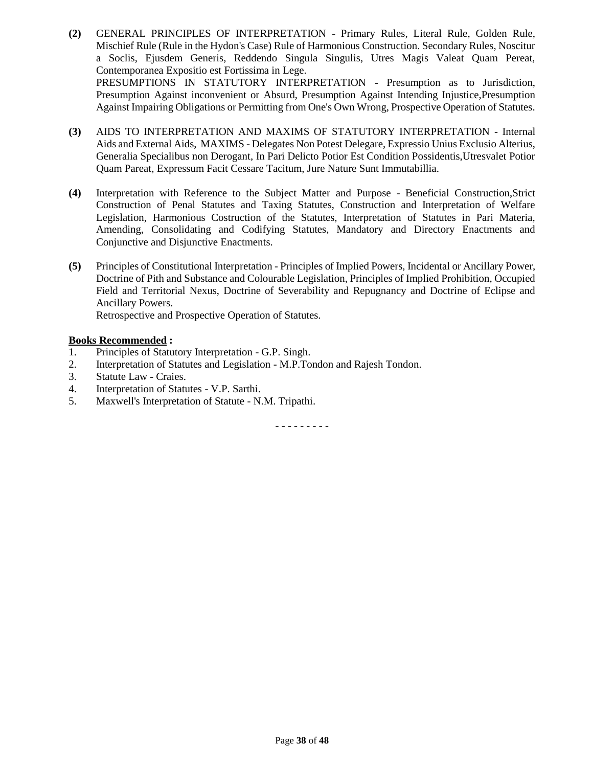**(2)** GENERAL PRINCIPLES OF INTERPRETATION - Primary Rules, Literal Rule, Golden Rule, Mischief Rule (Rule in the Hydon's Case) Rule of Harmonious Construction. Secondary Rules, Noscitur a Soclis, Ejusdem Generis, Reddendo Singula Singulis, Utres Magis Valeat Quam Pereat, Contemporanea Expositio est Fortissima in Lege.
PRESUMPTIONS IN STATUTORY INTERPRETATION - Presumption as to Jurisdiction, Presumption Against inconvenient or Absurd, Presumption Against Intending Injustice,Presumption Against Impairing Obligations or Permitting from One's Own Wrong, Prospective Operation of Statutes.

**(3)** AIDS TO INTERPRETATION AND MAXIMS OF STATUTORY INTERPRETATION - Internal Aids and External Aids, MAXIMS - Delegates Non Potest Delegare, Expressio Unius Exclusio Alterius, Generalia Specialibus non Derogant, In Pari Delicto Potior Est Condition Possidentis,Utresvalet Potior Quam Pareat, Expressum Facit Cessare Tacitum, Jure Nature Sunt Immutabillia.

**(4)** Interpretation with Reference to the Subject Matter and Purpose - Beneficial Construction,Strict Construction of Penal Statutes and Taxing Statutes, Construction and Interpretation of Welfare Legislation, Harmonious Costruction of the Statutes, Interpretation of Statutes in Pari Materia, Amending, Consolidating and Codifying Statutes, Mandatory and Directory Enactments and Conjunctive and Disjunctive Enactments.

**(5)** Principles of Constitutional Interpretation - Principles of Implied Powers, Incidental or Ancillary Power, Doctrine of Pith and Substance and Colourable Legislation, Principles of Implied Prohibition, Occupied Field and Territorial Nexus, Doctrine of Severability and Repugnancy and Doctrine of Eclipse and Ancillary Powers.
Retrospective and Prospective Operation of Statutes.

**Books Recommended :**

1. Principles of Statutory Interpretation - G.P. Singh.
2. Interpretation of Statutes and Legislation - M.P.Tondon and Rajesh Tondon.
3. Statute Law - Craies.
4. Interpretation of Statutes - V.P. Sarthi.
5. Maxwell's Interpretation of Statute - N.M. Tripathi.

- - - - - - - - -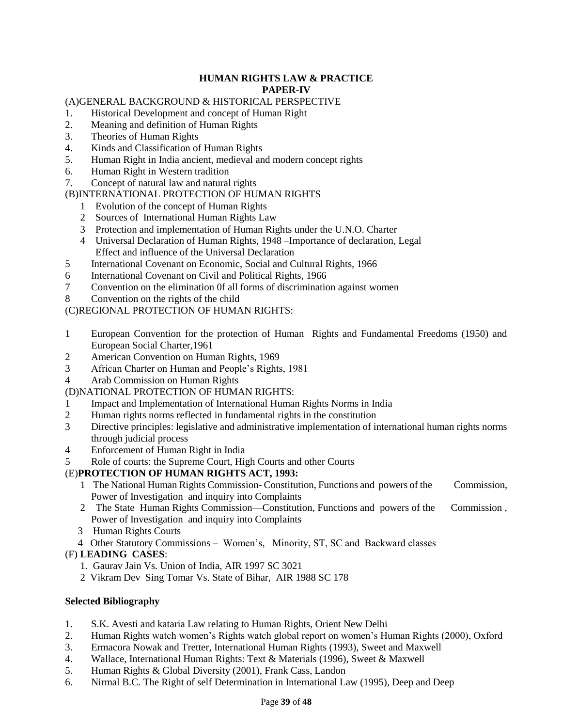# HUMAN RIGHTS LAW & PRACTICE
## PAPER-IV

(A)GENERAL BACKGROUND & HISTORICAL PERSPECTIVE

1. Historical Development and concept of Human Right
2. Meaning and definition of Human Rights
3. Theories of Human Rights
4. Kinds and Classification of Human Rights
5. Human Right in India ancient, medieval and modern concept rights
6. Human Right in Western tradition
7. Concept of natural law and natural rights

(B)INTERNATIONAL PROTECTION OF HUMAN RIGHTS

1. Evolution of the concept of Human Rights
2. Sources of International Human Rights Law
3. Protection and implementation of Human Rights under the U.N.O. Charter
4. Universal Declaration of Human Rights, 1948 –Importance of declaration, Legal Effect and influence of the Universal Declaration
5. International Covenant on Economic, Social and Cultural Rights, 1966
6. International Covenant on Civil and Political Rights, 1966
7. Convention on the elimination 0f all forms of discrimination against women
8. Convention on the rights of the child

(C)REGIONAL PROTECTION OF HUMAN RIGHTS:

1. European Convention for the protection of Human Rights and Fundamental Freedoms (1950) and European Social Charter,1961
2. American Convention on Human Rights, 1969
3. African Charter on Human and People's Rights, 1981
4. Arab Commission on Human Rights

(D)NATIONAL PROTECTION OF HUMAN RIGHTS:

1. Impact and Implementation of International Human Rights Norms in India
2. Human rights norms reflected in fundamental rights in the constitution
3. Directive principles: legislative and administrative implementation of international human rights norms through judicial process
4. Enforcement of Human Right in India
5. Role of courts: the Supreme Court, High Courts and other Courts

(E)**PROTECTION OF HUMAN RIGHTS ACT, 1993:**

1. The National Human Rights Commission- Constitution, Functions and powers of the Commission, Power of Investigation and inquiry into Complaints
2. The State Human Rights Commission—Constitution, Functions and powers of the Commission , Power of Investigation and inquiry into Complaints
3. Human Rights Courts
4. Other Statutory Commissions – Women's, Minority, ST, SC and Backward classes

(F) **LEADING CASES**:

1. Gaurav Jain Vs. Union of India, AIR 1997 SC 3021
2. Vikram Dev Sing Tomar Vs. State of Bihar, AIR 1988 SC 178

**Selected Bibliography**

1. S.K. Avesti and kataria Law relating to Human Rights, Orient New Delhi
2. Human Rights watch women's Rights watch global report on women's Human Rights (2000), Oxford
3. Ermacora Nowak and Tretter, International Human Rights (1993), Sweet and Maxwell
4. Wallace, International Human Rights: Text & Materials (1996), Sweet & Maxwell
5. Human Rights & Global Diversity (2001), Frank Cass, Landon
6. Nirmal B.C. The Right of self Determination in International Law (1995), Deep and Deep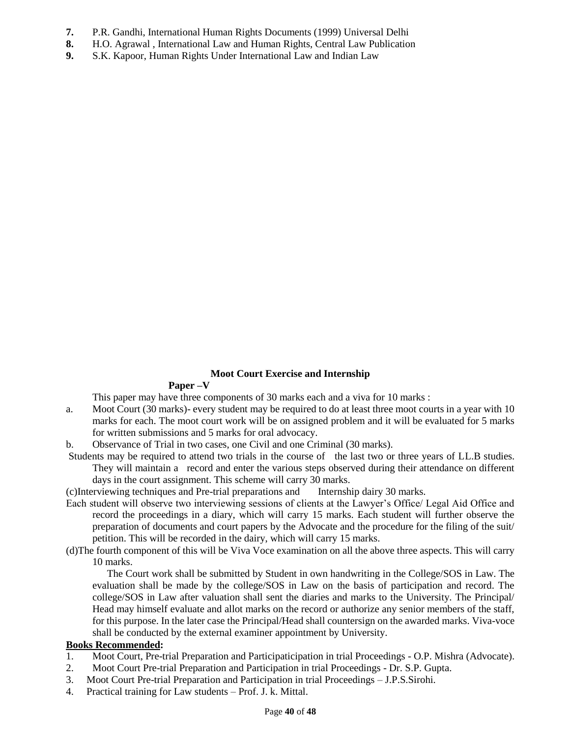7. P.R. Gandhi, International Human Rights Documents (1999) Universal Delhi
8. H.O. Agrawal , International Law and Human Rights, Central Law Publication
9. S.K. Kapoor, Human Rights Under International Law and Indian Law

## Moot Court Exercise and Internship

### Paper –V

This paper may have three components of 30 marks each and a viva for 10 marks :

a. Moot Court (30 marks)- every student may be required to do at least three moot courts in a year with 10 marks for each. The moot court work will be on assigned problem and it will be evaluated for 5 marks for written submissions and 5 marks for oral advocacy.

b. Observance of Trial in two cases, one Civil and one Criminal (30 marks).

Students may be required to attend two trials in the course of the last two or three years of LL.B studies. They will maintain a record and enter the various steps observed during their attendance on different days in the court assignment. This scheme will carry 30 marks.

(c)Interviewing techniques and Pre-trial preparations and Internship dairy 30 marks.

Each student will observe two interviewing sessions of clients at the Lawyer's Office/ Legal Aid Office and record the proceedings in a diary, which will carry 15 marks. Each student will further observe the preparation of documents and court papers by the Advocate and the procedure for the filing of the suit/ petition. This will be recorded in the dairy, which will carry 15 marks.

(d)The fourth component of this will be Viva Voce examination on all the above three aspects. This will carry 10 marks.

The Court work shall be submitted by Student in own handwriting in the College/SOS in Law. The evaluation shall be made by the college/SOS in Law on the basis of participation and record. The college/SOS in Law after valuation shall sent the diaries and marks to the University. The Principal/ Head may himself evaluate and allot marks on the record or authorize any senior members of the staff, for this purpose. In the later case the Principal/Head shall countersign on the awarded marks. Viva-voce shall be conducted by the external examiner appointment by University.

**Books Recommended:**

1. Moot Court, Pre-trial Preparation and Participaticipation in trial Proceedings - O.P. Mishra (Advocate).
2. Moot Court Pre-trial Preparation and Participation in trial Proceedings - Dr. S.P. Gupta.
3. Moot Court Pre-trial Preparation and Participation in trial Proceedings – J.P.S.Sirohi.
4. Practical training for Law students – Prof. J. k. Mittal.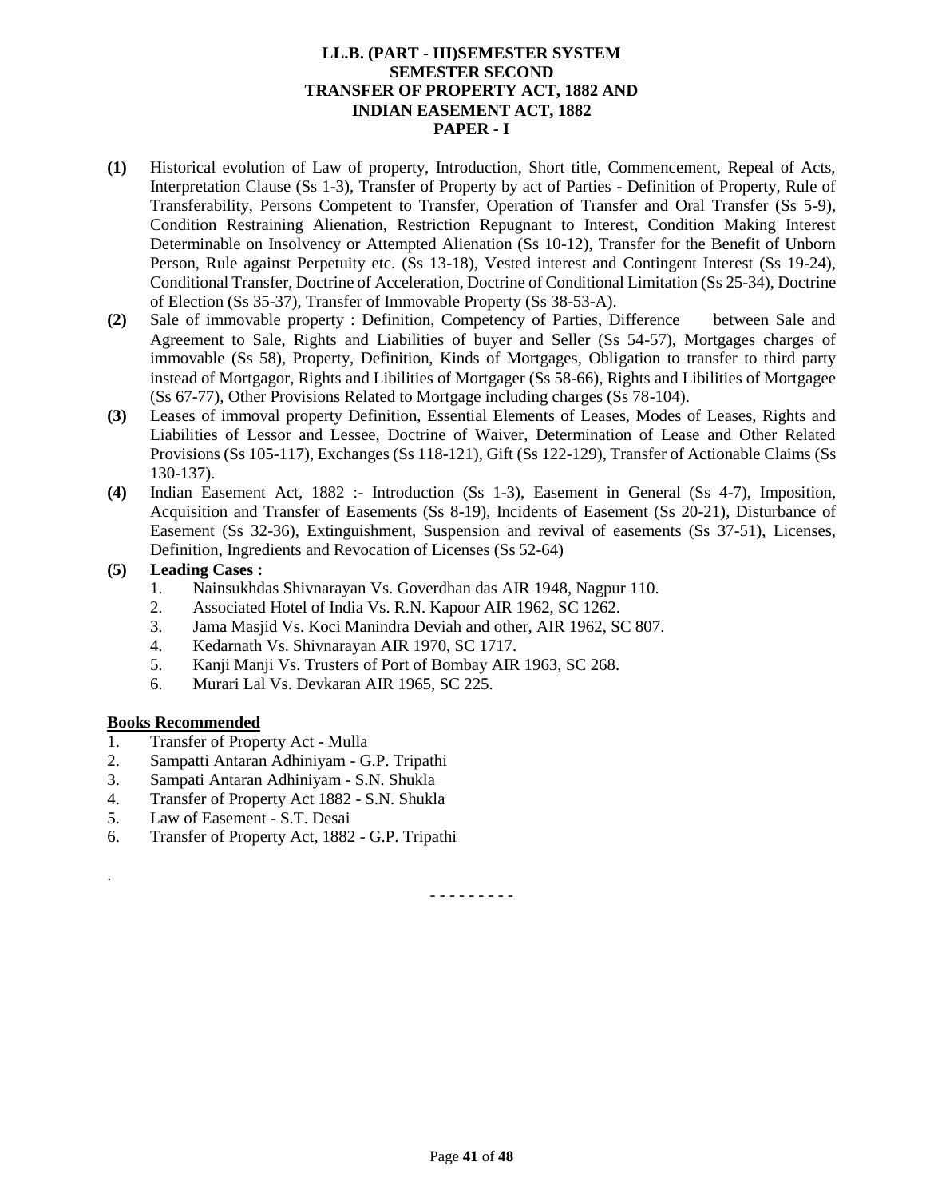# LL.B. (PART - III)SEMESTER SYSTEM
## SEMESTER SECOND
## TRANSFER OF PROPERTY ACT, 1882 AND INDIAN EASEMENT ACT, 1882
## PAPER - I

**(1)** Historical evolution of Law of property, Introduction, Short title, Commencement, Repeal of Acts, Interpretation Clause (Ss 1-3), Transfer of Property by act of Parties - Definition of Property, Rule of Transferability, Persons Competent to Transfer, Operation of Transfer and Oral Transfer (Ss 5-9), Condition Restraining Alienation, Restriction Repugnant to Interest, Condition Making Interest Determinable on Insolvency or Attempted Alienation (Ss 10-12), Transfer for the Benefit of Unborn Person, Rule against Perpetuity etc. (Ss 13-18), Vested interest and Contingent Interest (Ss 19-24), Conditional Transfer, Doctrine of Acceleration, Doctrine of Conditional Limitation (Ss 25-34), Doctrine of Election (Ss 35-37), Transfer of Immovable Property (Ss 38-53-A).

**(2)** Sale of immovable property : Definition, Competency of Parties, Difference between Sale and Agreement to Sale, Rights and Liabilities of buyer and Seller (Ss 54-57), Mortgages charges of immovable (Ss 58), Property, Definition, Kinds of Mortgages, Obligation to transfer to third party instead of Mortgagor, Rights and Libilities of Mortgager (Ss 58-66), Rights and Libilities of Mortgagee (Ss 67-77), Other Provisions Related to Mortgage including charges (Ss 78-104).

**(3)** Leases of immoval property Definition, Essential Elements of Leases, Modes of Leases, Rights and Liabilities of Lessor and Lessee, Doctrine of Waiver, Determination of Lease and Other Related Provisions (Ss 105-117), Exchanges (Ss 118-121), Gift (Ss 122-129), Transfer of Actionable Claims (Ss 130-137).

**(4)** Indian Easement Act, 1882 :- Introduction (Ss 1-3), Easement in General (Ss 4-7), Imposition, Acquisition and Transfer of Easements (Ss 8-19), Incidents of Easement (Ss 20-21), Disturbance of Easement (Ss 32-36), Extinguishment, Suspension and revival of easements (Ss 37-51), Licenses, Definition, Ingredients and Revocation of Licenses (Ss 52-64)

**(5) Leading Cases :**

1. Nainsukhdas Shivnarayan Vs. Goverdhan das AIR 1948, Nagpur 110.
2. Associated Hotel of India Vs. R.N. Kapoor AIR 1962, SC 1262.
3. Jama Masjid Vs. Koci Manindra Deviah and other, AIR 1962, SC 807.
4. Kedarnath Vs. Shivnarayan AIR 1970, SC 1717.
5. Kanji Manji Vs. Trusters of Port of Bombay AIR 1963, SC 268.
6. Murari Lal Vs. Devkaran AIR 1965, SC 225.

**Books Recommended**

1. Transfer of Property Act - Mulla
2. Sampatti Antaran Adhiniyam - G.P. Tripathi
3. Sampati Antaran Adhiniyam - S.N. Shukla
4. Transfer of Property Act 1882 - S.N. Shukla
5. Law of Easement - S.T. Desai
6. Transfer of Property Act, 1882 - G.P. Tripathi

- - - - - - - - -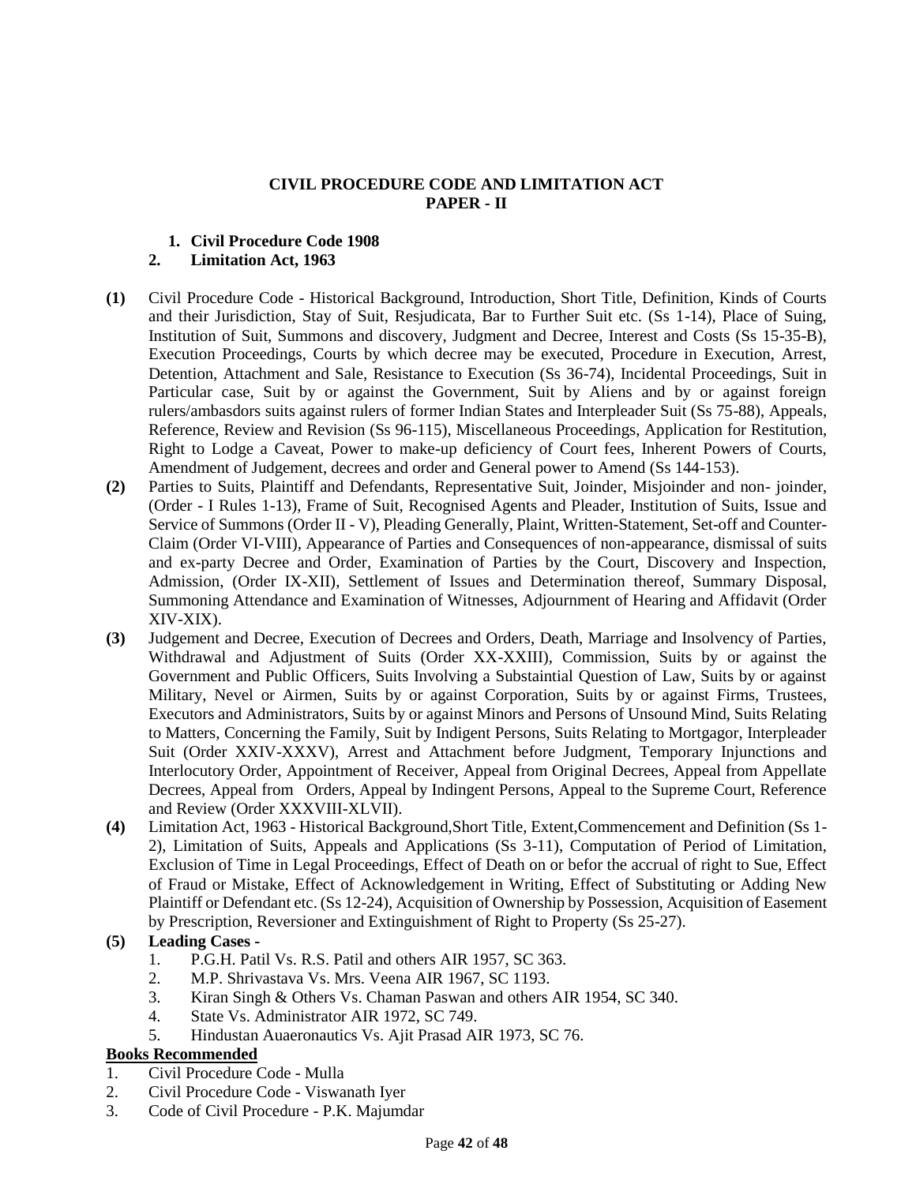## CIVIL PROCEDURE CODE AND LIMITATION ACT
## PAPER - II

1. **Civil Procedure Code 1908**
2. **Limitation Act, 1963**

**(1)** Civil Procedure Code - Historical Background, Introduction, Short Title, Definition, Kinds of Courts and their Jurisdiction, Stay of Suit, Resjudicata, Bar to Further Suit etc. (Ss 1-14), Place of Suing, Institution of Suit, Summons and discovery, Judgment and Decree, Interest and Costs (Ss 15-35-B), Execution Proceedings, Courts by which decree may be executed, Procedure in Execution, Arrest, Detention, Attachment and Sale, Resistance to Execution (Ss 36-74), Incidental Proceedings, Suit in Particular case, Suit by or against the Government, Suit by Aliens and by or against foreign rulers/ambasdors suits against rulers of former Indian States and Interpleader Suit (Ss 75-88), Appeals, Reference, Review and Revision (Ss 96-115), Miscellaneous Proceedings, Application for Restitution, Right to Lodge a Caveat, Power to make-up deficiency of Court fees, Inherent Powers of Courts, Amendment of Judgement, decrees and order and General power to Amend (Ss 144-153).

**(2)** Parties to Suits, Plaintiff and Defendants, Representative Suit, Joinder, Misjoinder and non- joinder, (Order - I Rules 1-13), Frame of Suit, Recognised Agents and Pleader, Institution of Suits, Issue and Service of Summons (Order II - V), Pleading Generally, Plaint, Written-Statement, Set-off and Counter-Claim (Order VI-VIII), Appearance of Parties and Consequences of non-appearance, dismissal of suits and ex-party Decree and Order, Examination of Parties by the Court, Discovery and Inspection, Admission, (Order IX-XII), Settlement of Issues and Determination thereof, Summary Disposal, Summoning Attendance and Examination of Witnesses, Adjournment of Hearing and Affidavit (Order XIV-XIX).

**(3)** Judgement and Decree, Execution of Decrees and Orders, Death, Marriage and Insolvency of Parties, Withdrawal and Adjustment of Suits (Order XX-XXIII), Commission, Suits by or against the Government and Public Officers, Suits Involving a Substaintial Question of Law, Suits by or against Military, Nevel or Airmen, Suits by or against Corporation, Suits by or against Firms, Trustees, Executors and Administrators, Suits by or against Minors and Persons of Unsound Mind, Suits Relating to Matters, Concerning the Family, Suit by Indigent Persons, Suits Relating to Mortgagor, Interpleader Suit (Order XXIV-XXXV), Arrest and Attachment before Judgment, Temporary Injunctions and Interlocutory Order, Appointment of Receiver, Appeal from Original Decrees, Appeal from Appellate Decrees, Appeal from Orders, Appeal by Indingent Persons, Appeal to the Supreme Court, Reference and Review (Order XXXVIII-XLVII).

**(4)** Limitation Act, 1963 - Historical Background,Short Title, Extent,Commencement and Definition (Ss 1-2), Limitation of Suits, Appeals and Applications (Ss 3-11), Computation of Period of Limitation, Exclusion of Time in Legal Proceedings, Effect of Death on or befor the accrual of right to Sue, Effect of Fraud or Mistake, Effect of Acknowledgement in Writing, Effect of Substituting or Adding New Plaintiff or Defendant etc. (Ss 12-24), Acquisition of Ownership by Possession, Acquisition of Easement by Prescription, Reversioner and Extinguishment of Right to Property (Ss 25-27).

**(5) Leading Cases -**
1. P.G.H. Patil Vs. R.S. Patil and others AIR 1957, SC 363.
2. M.P. Shrivastava Vs. Mrs. Veena AIR 1967, SC 1193.
3. Kiran Singh & Others Vs. Chaman Paswan and others AIR 1954, SC 340.
4. State Vs. Administrator AIR 1972, SC 749.
5. Hindustan Auaeronautics Vs. Ajit Prasad AIR 1973, SC 76.

**Books Recommended**
1. Civil Procedure Code - Mulla
2. Civil Procedure Code - Viswanath Iyer
3. Code of Civil Procedure - P.K. Majumdar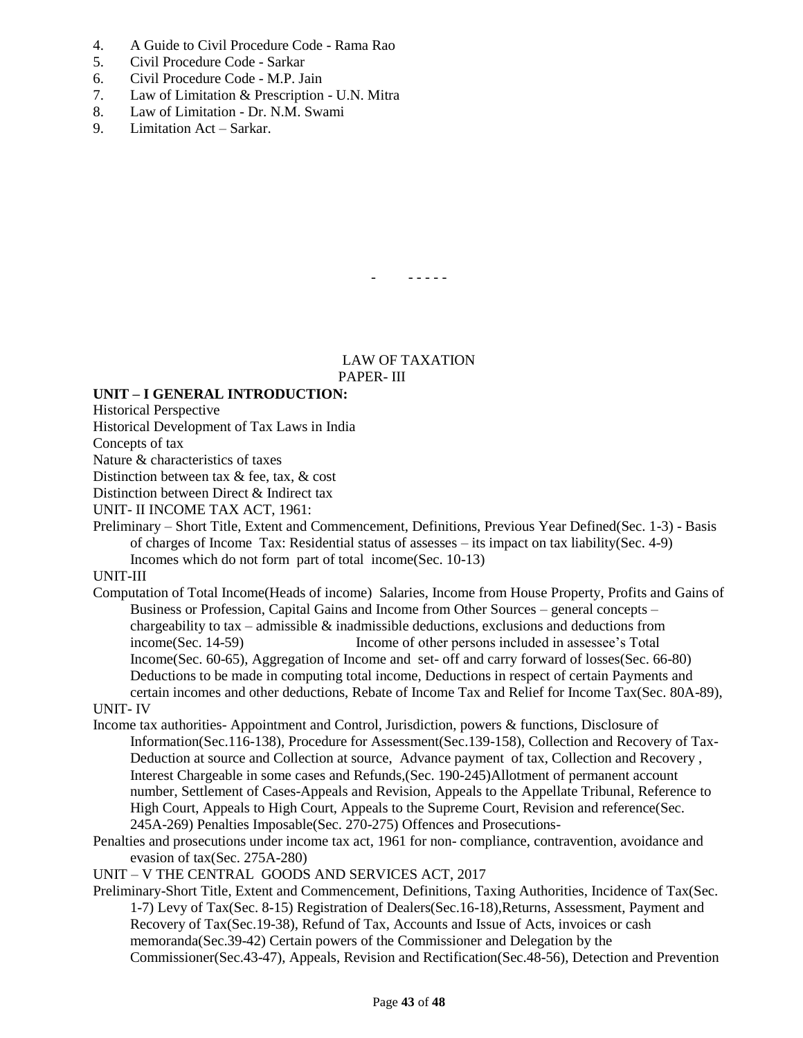4. A Guide to Civil Procedure Code - Rama Rao
5. Civil Procedure Code - Sarkar
6. Civil Procedure Code - M.P. Jain
7. Law of Limitation & Prescription - U.N. Mitra
8. Law of Limitation - Dr. N.M. Swami
9. Limitation Act – Sarkar.

\- - - - - -

## LAW OF TAXATION
## PAPER- III

**UNIT – I GENERAL INTRODUCTION:**

Historical Perspective

Historical Development of Tax Laws in India

Concepts of tax

Nature & characteristics of taxes

Distinction between tax & fee, tax, & cost

Distinction between Direct & Indirect tax

UNIT- II INCOME TAX ACT, 1961:

Preliminary – Short Title, Extent and Commencement, Definitions, Previous Year Defined(Sec. 1-3) - Basis of charges of Income Tax: Residential status of assesses – its impact on tax liability(Sec. 4-9) Incomes which do not form part of total income(Sec. 10-13)

UNIT-III

Computation of Total Income(Heads of income) Salaries, Income from House Property, Profits and Gains of Business or Profession, Capital Gains and Income from Other Sources – general concepts – chargeability to tax – admissible & inadmissible deductions, exclusions and deductions from income(Sec. 14-59) Income of other persons included in assessee's Total Income(Sec. 60-65), Aggregation of Income and set- off and carry forward of losses(Sec. 66-80) Deductions to be made in computing total income, Deductions in respect of certain Payments and certain incomes and other deductions, Rebate of Income Tax and Relief for Income Tax(Sec. 80A-89),

UNIT- IV

Income tax authorities- Appointment and Control, Jurisdiction, powers & functions, Disclosure of Information(Sec.116-138), Procedure for Assessment(Sec.139-158), Collection and Recovery of Tax- Deduction at source and Collection at source, Advance payment of tax, Collection and Recovery , Interest Chargeable in some cases and Refunds,(Sec. 190-245)Allotment of permanent account number, Settlement of Cases-Appeals and Revision, Appeals to the Appellate Tribunal, Reference to High Court, Appeals to High Court, Appeals to the Supreme Court, Revision and reference(Sec. 245A-269) Penalties Imposable(Sec. 270-275) Offences and Prosecutions-

Penalties and prosecutions under income tax act, 1961 for non- compliance, contravention, avoidance and evasion of tax(Sec. 275A-280)

UNIT – V THE CENTRAL GOODS AND SERVICES ACT, 2017

Preliminary-Short Title, Extent and Commencement, Definitions, Taxing Authorities, Incidence of Tax(Sec. 1-7) Levy of Tax(Sec. 8-15) Registration of Dealers(Sec.16-18),Returns, Assessment, Payment and Recovery of Tax(Sec.19-38), Refund of Tax, Accounts and Issue of Acts, invoices or cash memoranda(Sec.39-42) Certain powers of the Commissioner and Delegation by the Commissioner(Sec.43-47), Appeals, Revision and Rectification(Sec.48-56), Detection and Prevention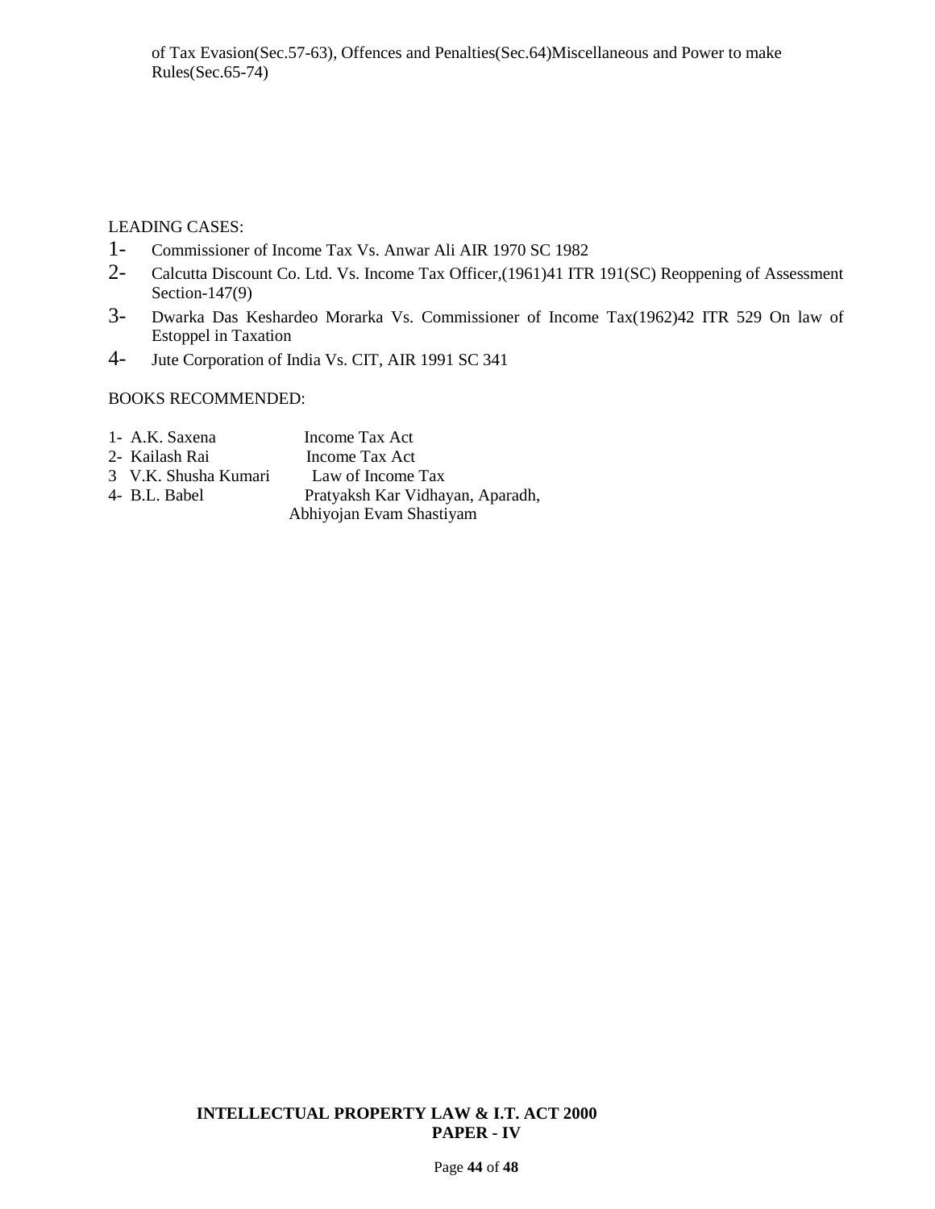of Tax Evasion(Sec.57-63), Offences and Penalties(Sec.64)Miscellaneous and Power to make Rules(Sec.65-74)

LEADING CASES:

1- Commissioner of Income Tax Vs. Anwar Ali AIR 1970 SC 1982
2- Calcutta Discount Co. Ltd. Vs. Income Tax Officer,(1961)41 ITR 191(SC) Reoppening of Assessment Section-147(9)
3- Dwarka Das Keshardeo Morarka Vs. Commissioner of Income Tax(1962)42 ITR 529 On law of Estoppel in Taxation
4- Jute Corporation of India Vs. CIT, AIR 1991 SC 341

BOOKS RECOMMENDED:

| | |
|---|---|
| 1- A.K. Saxena | Income Tax Act |
| 2- Kailash Rai | Income Tax Act |
| 3 V.K. Shusha Kumari | Law of Income Tax |
| 4- B.L. Babel | Pratyaksh Kar Vidhayan, Aparadh, Abhiyojan Evam Shastiyam |

**INTELLECTUAL PROPERTY LAW & I.T. ACT 2000**
**PAPER - IV**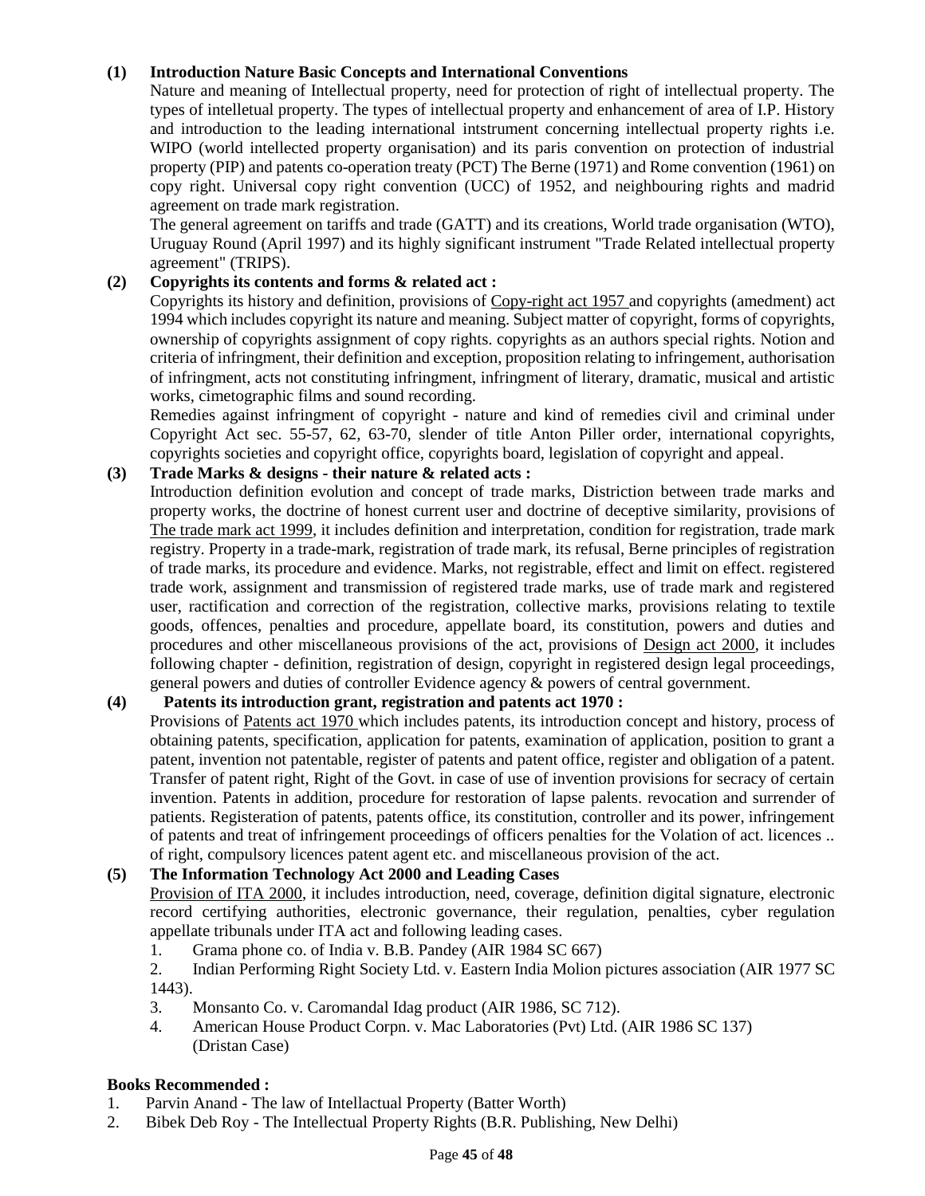**(1) Introduction Nature Basic Concepts and International Conventions**

Nature and meaning of Intellectual property, need for protection of right of intellectual property. The types of intelletual property. The types of intellectual property and enhancement of area of I.P. History and introduction to the leading international intstrument concerning intellectual property rights i.e. WIPO (world intellected property organisation) and its paris convention on protection of industrial property (PIP) and patents co-operation treaty (PCT) The Berne (1971) and Rome convention (1961) on copy right. Universal copy right convention (UCC) of 1952, and neighbouring rights and madrid agreement on trade mark registration.

The general agreement on tariffs and trade (GATT) and its creations, World trade organisation (WTO), Uruguay Round (April 1997) and its highly significant instrument "Trade Related intellectual property agreement" (TRIPS).

**(2) Copyrights its contents and forms & related act :**

Copyrights its history and definition, provisions of Copy-right act 1957 and copyrights (amedment) act 1994 which includes copyright its nature and meaning. Subject matter of copyright, forms of copyrights, ownership of copyrights assignment of copy rights. copyrights as an authors special rights. Notion and criteria of infringment, their definition and exception, proposition relating to infringement, authorisation of infringment, acts not constituting infringment, infringment of literary, dramatic, musical and artistic works, cimetographic films and sound recording.

Remedies against infringment of copyright - nature and kind of remedies civil and criminal under Copyright Act sec. 55-57, 62, 63-70, slender of title Anton Piller order, international copyrights, copyrights societies and copyright office, copyrights board, legislation of copyright and appeal.

**(3) Trade Marks & designs - their nature & related acts :**

Introduction definition evolution and concept of trade marks, Distriction between trade marks and property works, the doctrine of honest current user and doctrine of deceptive similarity, provisions of The trade mark act 1999, it includes definition and interpretation, condition for registration, trade mark registry. Property in a trade-mark, registration of trade mark, its refusal, Berne principles of registration of trade marks, its procedure and evidence. Marks, not registrable, effect and limit on effect. registered trade work, assignment and transmission of registered trade marks, use of trade mark and registered user, ractification and correction of the registration, collective marks, provisions relating to textile goods, offences, penalties and procedure, appellate board, its constitution, powers and duties and procedures and other miscellaneous provisions of the act, provisions of Design act 2000, it includes following chapter - definition, registration of design, copyright in registered design legal proceedings, general powers and duties of controller Evidence agency & powers of central government.

**(4) Patents its introduction grant, registration and patents act 1970 :**

Provisions of Patents act 1970 which includes patents, its introduction concept and history, process of obtaining patents, specification, application for patents, examination of application, position to grant a patent, invention not patentable, register of patents and patent office, register and obligation of a patent. Transfer of patent right, Right of the Govt. in case of use of invention provisions for secracy of certain invention. Patents in addition, procedure for restoration of lapse palents. revocation and surrender of patients. Registeration of patents, patents office, its constitution, controller and its power, infringement of patents and treat of infringement proceedings of officers penalties for the Volation of act. licences .. of right, compulsory licences patent agent etc. and miscellaneous provision of the act.

**(5) The Information Technology Act 2000 and Leading Cases**

Provision of ITA 2000, it includes introduction, need, coverage, definition digital signature, electronic record certifying authorities, electronic governance, their regulation, penalties, cyber regulation appellate tribunals under ITA act and following leading cases.

1. Grama phone co. of India v. B.B. Pandey (AIR 1984 SC 667)
2. Indian Performing Right Society Ltd. v. Eastern India Molion pictures association (AIR 1977 SC 1443).
3. Monsanto Co. v. Caromandal Idag product (AIR 1986, SC 712).
4. American House Product Corpn. v. Mac Laboratories (Pvt) Ltd. (AIR 1986 SC 137) (Dristan Case)

**Books Recommended :**

1. Parvin Anand - The law of Intellactual Property (Batter Worth)
2. Bibek Deb Roy - The Intellectual Property Rights (B.R. Publishing, New Delhi)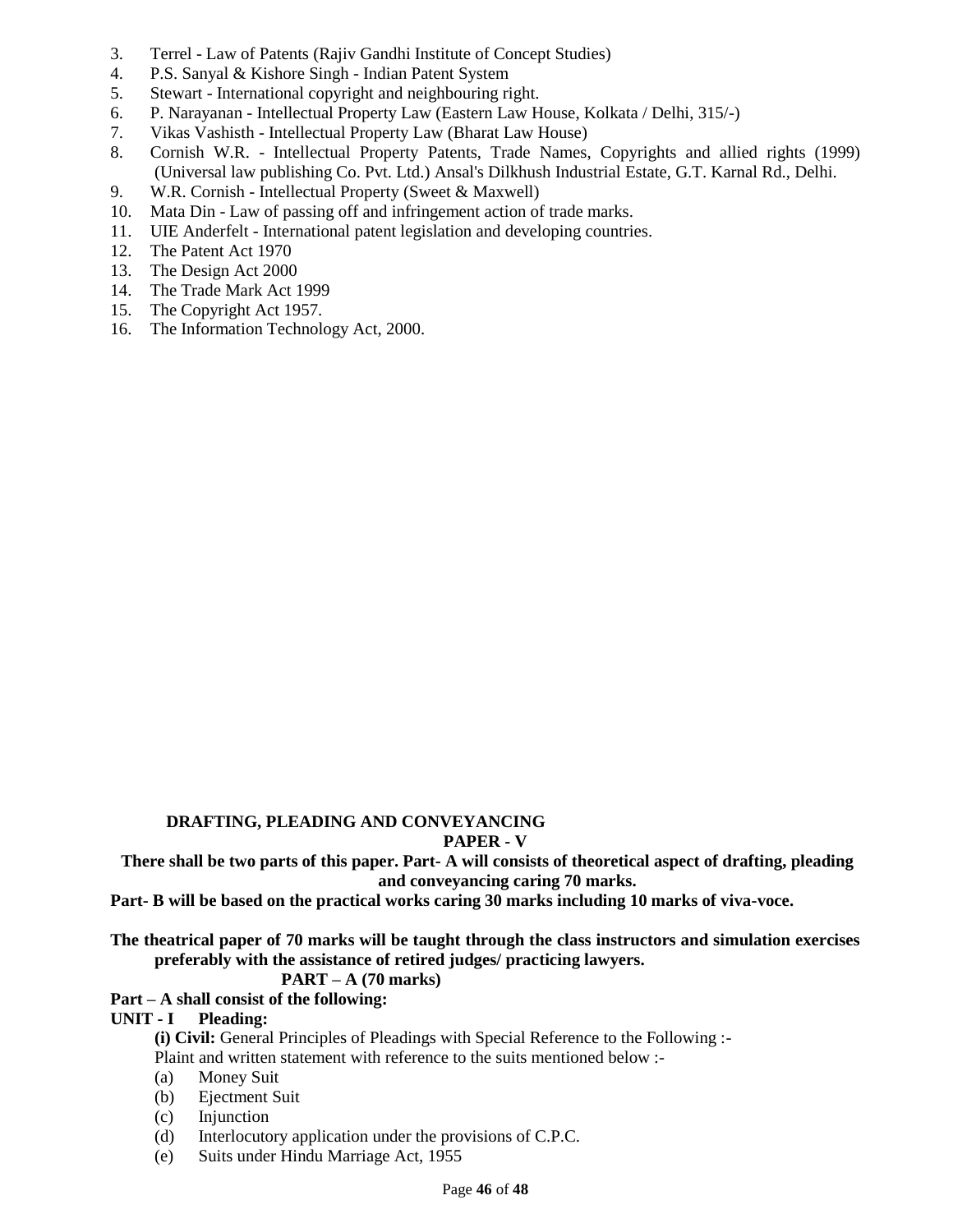3. Terrel - Law of Patents (Rajiv Gandhi Institute of Concept Studies)
4. P.S. Sanyal & Kishore Singh - Indian Patent System
5. Stewart - International copyright and neighbouring right.
6. P. Narayanan - Intellectual Property Law (Eastern Law House, Kolkata / Delhi, 315/-)
7. Vikas Vashisth - Intellectual Property Law (Bharat Law House)
8. Cornish W.R. - Intellectual Property Patents, Trade Names, Copyrights and allied rights (1999) (Universal law publishing Co. Pvt. Ltd.) Ansal's Dilkhush Industrial Estate, G.T. Karnal Rd., Delhi.
9. W.R. Cornish - Intellectual Property (Sweet & Maxwell)
10. Mata Din - Law of passing off and infringement action of trade marks.
11. UIE Anderfelt - International patent legislation and developing countries.
12. The Patent Act 1970
13. The Design Act 2000
14. The Trade Mark Act 1999
15. The Copyright Act 1957.
16. The Information Technology Act, 2000.

## DRAFTING, PLEADING AND CONVEYANCING

### PAPER - V

**There shall be two parts of this paper. Part- A will consists of theoretical aspect of drafting, pleading and conveyancing caring 70 marks.**

**Part- B will be based on the practical works caring 30 marks including 10 marks of viva-voce.**

**The theatrical paper of 70 marks will be taught through the class instructors and simulation exercises preferably with the assistance of retired judges/ practicing lawyers.**

### PART – A (70 marks)

**Part – A shall consist of the following:**

**UNIT - I Pleading:**

**(i) Civil:** General Principles of Pleadings with Special Reference to the Following :-

Plaint and written statement with reference to the suits mentioned below :-

(a) Money Suit
(b) Ejectment Suit
(c) Injunction
(d) Interlocutory application under the provisions of C.P.C.
(e) Suits under Hindu Marriage Act, 1955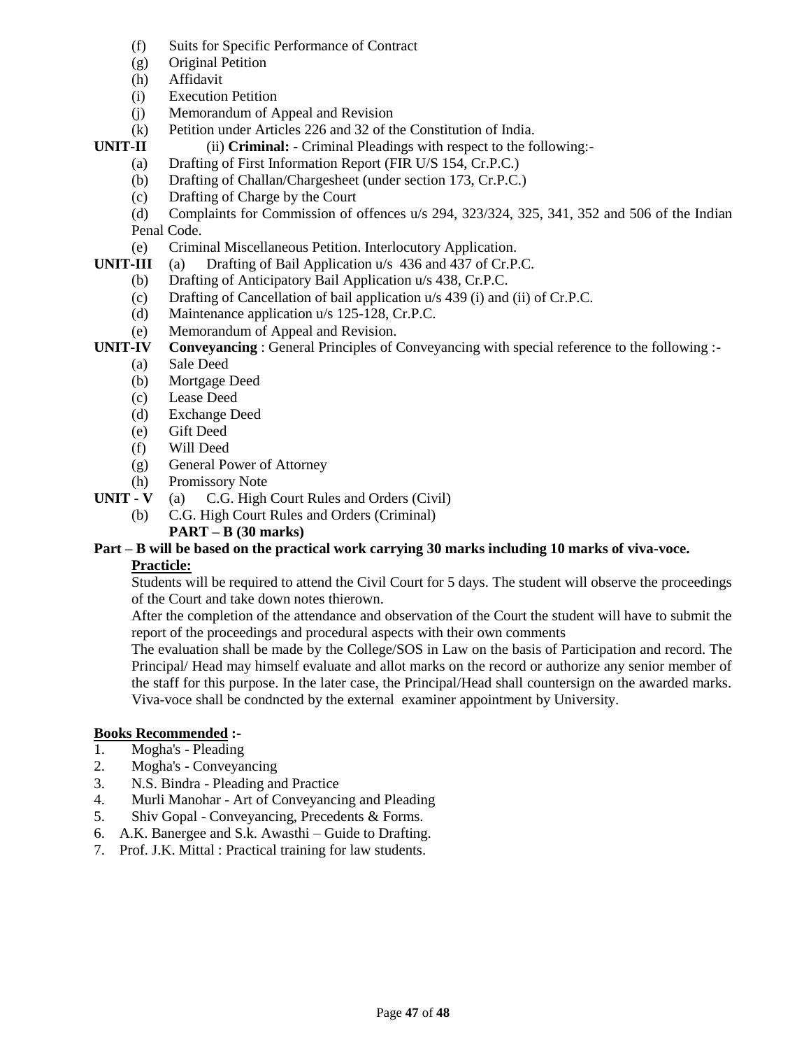(f) Suits for Specific Performance of Contract
(g) Original Petition
(h) Affidavit
(i) Execution Petition
(j) Memorandum of Appeal and Revision
(k) Petition under Articles 226 and 32 of the Constitution of India.

**UNIT-II** (ii) **Criminal:** - Criminal Pleadings with respect to the following:-

(a) Drafting of First Information Report (FIR U/S 154, Cr.P.C.)
(b) Drafting of Challan/Chargesheet (under section 173, Cr.P.C.)
(c) Drafting of Charge by the Court
(d) Complaints for Commission of offences u/s 294, 323/324, 325, 341, 352 and 506 of the Indian Penal Code.
(e) Criminal Miscellaneous Petition. Interlocutory Application.

**UNIT-III** (a) Drafting of Bail Application u/s 436 and 437 of Cr.P.C.

(b) Drafting of Anticipatory Bail Application u/s 438, Cr.P.C.
(c) Drafting of Cancellation of bail application u/s 439 (i) and (ii) of Cr.P.C.
(d) Maintenance application u/s 125-128, Cr.P.C.
(e) Memorandum of Appeal and Revision.

**UNIT-IV** **Conveyancing** : General Principles of Conveyancing with special reference to the following :-

(a) Sale Deed
(b) Mortgage Deed
(c) Lease Deed
(d) Exchange Deed
(e) Gift Deed
(f) Will Deed
(g) General Power of Attorney
(h) Promissory Note

**UNIT - V** (a) C.G. High Court Rules and Orders (Civil)

(b) C.G. High Court Rules and Orders (Criminal)

**PART – B (30 marks)**

**Part – B will be based on the practical work carrying 30 marks including 10 marks of viva-voce.**

**Practicle:**

Students will be required to attend the Civil Court for 5 days. The student will observe the proceedings of the Court and take down notes thierown.

After the completion of the attendance and observation of the Court the student will have to submit the report of the proceedings and procedural aspects with their own comments

The evaluation shall be made by the College/SOS in Law on the basis of Participation and record. The Principal/ Head may himself evaluate and allot marks on the record or authorize any senior member of the staff for this purpose. In the later case, the Principal/Head shall countersign on the awarded marks. Viva-voce shall be condncted by the external examiner appointment by University.

**Books Recommended :-**

1. Mogha's - Pleading
2. Mogha's - Conveyancing
3. N.S. Bindra - Pleading and Practice
4. Murli Manohar - Art of Conveyancing and Pleading
5. Shiv Gopal - Conveyancing, Precedents & Forms.
6. A.K. Banergee and S.k. Awasthi – Guide to Drafting.
7. Prof. J.K. Mittal : Practical training for law students.